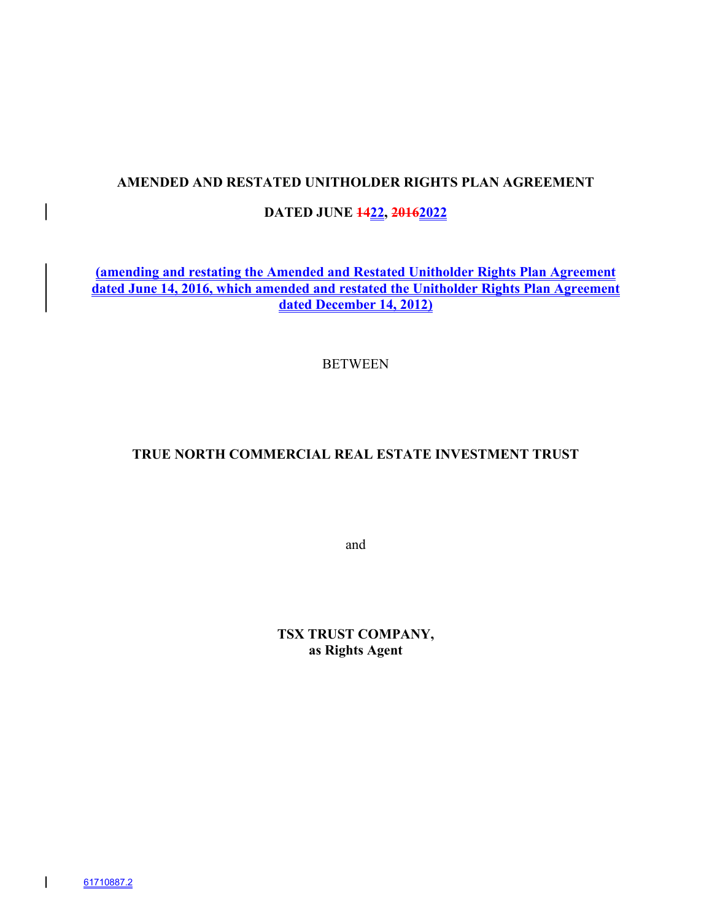**AMENDED AND RESTATED UNITHOLDER RIGHTS PLAN AGREEMENT**

**DATED JUNE ~~14~~22, ~~2016~~2022**

**(amending and restating the Amended and Restated Unitholder Rights Plan Agreement dated June 14, 2016, which amended and restated the Unitholder Rights Plan Agreement dated December 14, 2012)**

BETWEEN

**TRUE NORTH COMMERCIAL REAL ESTATE INVESTMENT TRUST**

and

**TSX TRUST COMPANY,**
**as Rights Agent**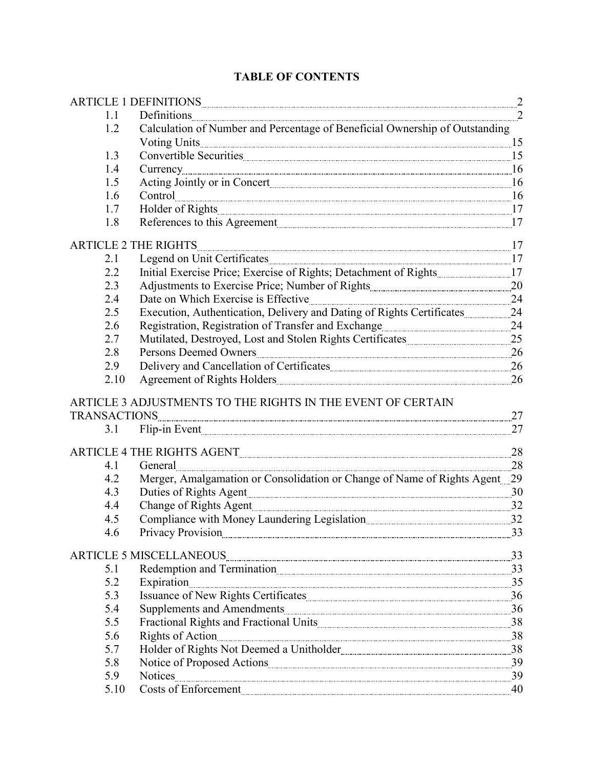# TABLE OF CONTENTS

| | | |
|---|---|---|
| ARTICLE 1 DEFINITIONS | | 2 |
| 1.1 | Definitions | 2 |
| 1.2 | Calculation of Number and Percentage of Beneficial Ownership of Outstanding Voting Units | 15 |
| 1.3 | Convertible Securities | 15 |
| 1.4 | Currency | 16 |
| 1.5 | Acting Jointly or in Concert | 16 |
| 1.6 | Control | 16 |
| 1.7 | Holder of Rights | 17 |
| 1.8 | References to this Agreement | 17 |
| ARTICLE 2 THE RIGHTS | | 17 |
| 2.1 | Legend on Unit Certificates | 17 |
| 2.2 | Initial Exercise Price; Exercise of Rights; Detachment of Rights | 17 |
| 2.3 | Adjustments to Exercise Price; Number of Rights | 20 |
| 2.4 | Date on Which Exercise is Effective | 24 |
| 2.5 | Execution, Authentication, Delivery and Dating of Rights Certificates | 24 |
| 2.6 | Registration, Registration of Transfer and Exchange | 24 |
| 2.7 | Mutilated, Destroyed, Lost and Stolen Rights Certificates | 25 |
| 2.8 | Persons Deemed Owners | 26 |
| 2.9 | Delivery and Cancellation of Certificates | 26 |
| 2.10 | Agreement of Rights Holders | 26 |
| ARTICLE 3 ADJUSTMENTS TO THE RIGHTS IN THE EVENT OF CERTAIN TRANSACTIONS | | 27 |
| 3.1 | Flip-in Event | 27 |
| ARTICLE 4 THE RIGHTS AGENT | | 28 |
| 4.1 | General | 28 |
| 4.2 | Merger, Amalgamation or Consolidation or Change of Name of Rights Agent | 29 |
| 4.3 | Duties of Rights Agent | 30 |
| 4.4 | Change of Rights Agent | 32 |
| 4.5 | Compliance with Money Laundering Legislation | 32 |
| 4.6 | Privacy Provision | 33 |
| ARTICLE 5 MISCELLANEOUS | | 33 |
| 5.1 | Redemption and Termination | 33 |
| 5.2 | Expiration | 35 |
| 5.3 | Issuance of New Rights Certificates | 36 |
| 5.4 | Supplements and Amendments | 36 |
| 5.5 | Fractional Rights and Fractional Units | 38 |
| 5.6 | Rights of Action | 38 |
| 5.7 | Holder of Rights Not Deemed a Unitholder | 38 |
| 5.8 | Notice of Proposed Actions | 39 |
| 5.9 | Notices | 39 |
| 5.10 | Costs of Enforcement | 40 |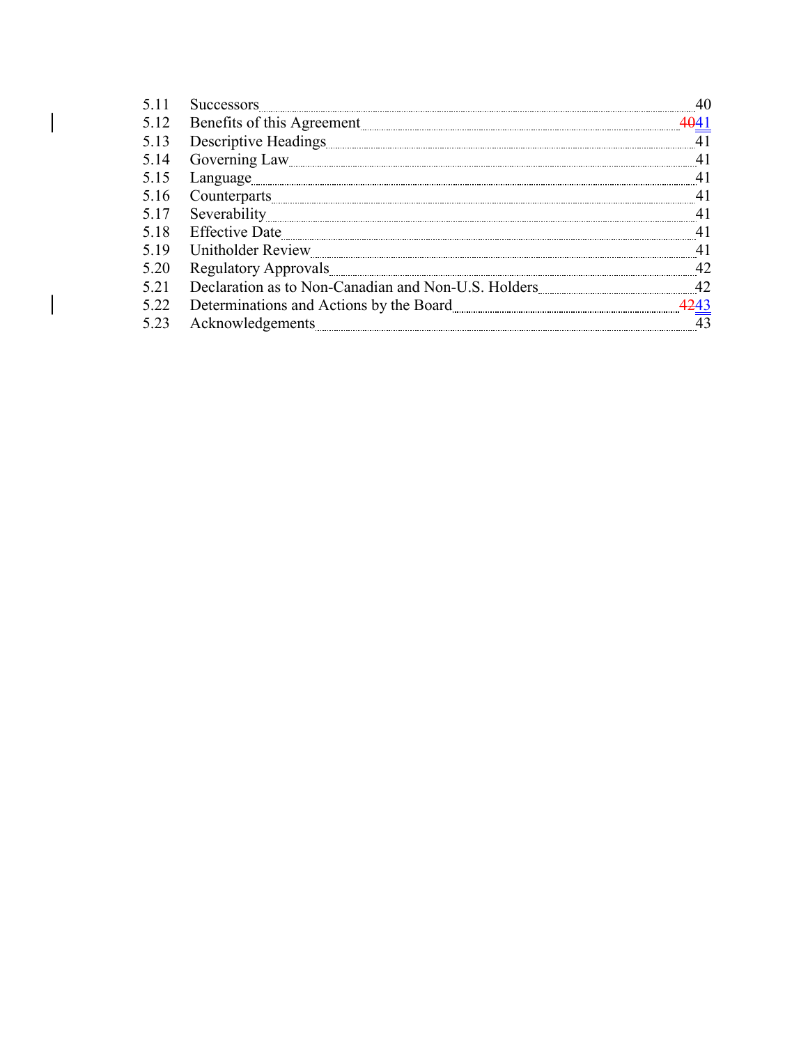| | | |
|---|---|---|
| 5.11 | Successors | 40 |
| 5.12 | Benefits of this Agreement | ~~40~~41 |
| 5.13 | Descriptive Headings | 41 |
| 5.14 | Governing Law | 41 |
| 5.15 | Language | 41 |
| 5.16 | Counterparts | 41 |
| 5.17 | Severability | 41 |
| 5.18 | Effective Date | 41 |
| 5.19 | Unitholder Review | 41 |
| 5.20 | Regulatory Approvals | 42 |
| 5.21 | Declaration as to Non-Canadian and Non-U.S. Holders | 42 |
| 5.22 | Determinations and Actions by the Board | ~~42~~43 |
| 5.23 | Acknowledgements | 43 |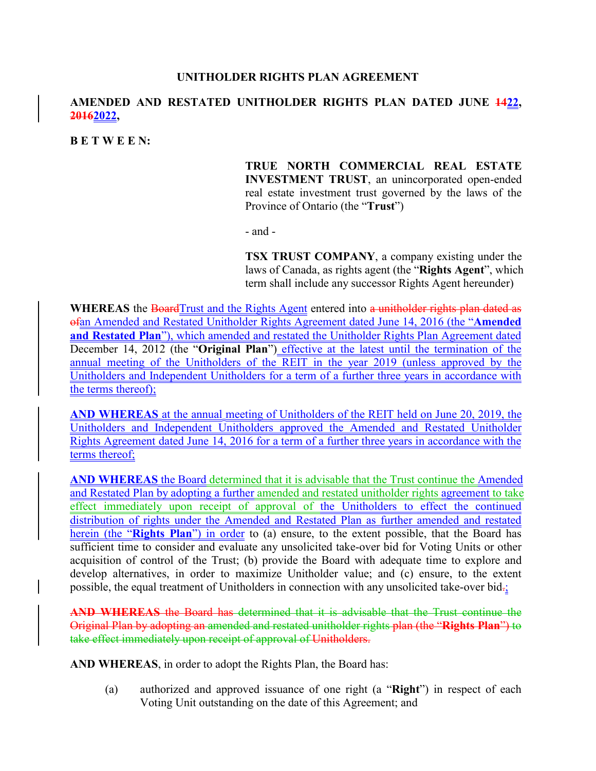**UNITHOLDER RIGHTS PLAN AGREEMENT**

**AMENDED AND RESTATED UNITHOLDER RIGHTS PLAN DATED JUNE ~~14~~22, ~~2016~~2022,**

**B E T W E E N:**

> **TRUE NORTH COMMERCIAL REAL ESTATE INVESTMENT TRUST**, an unincorporated open-ended real estate investment trust governed by the laws of the Province of Ontario (the "**Trust**")
>
> \- and -
>
> **TSX TRUST COMPANY**, a company existing under the laws of Canada, as rights agent (the "**Rights Agent**", which term shall include any successor Rights Agent hereunder)

**WHEREAS** the ~~Board~~Trust and the Rights Agent entered into ~~a unitholder rights plan dated as of~~an Amended and Restated Unitholder Rights Agreement dated June 14, 2016 (the "**Amended and Restated Plan**"), which amended and restated the Unitholder Rights Plan Agreement dated December 14, 2012 (the "**Original Plan**") effective at the latest until the termination of the annual meeting of the Unitholders of the REIT in the year 2019 (unless approved by the Unitholders and Independent Unitholders for a term of a further three years in accordance with the terms thereof);

**AND WHEREAS** at the annual meeting of Unitholders of the REIT held on June 20, 2019, the Unitholders and Independent Unitholders approved the Amended and Restated Unitholder Rights Agreement dated June 14, 2016 for a term of a further three years in accordance with the terms thereof;

**AND WHEREAS** the Board determined that it is advisable that the Trust continue the Amended and Restated Plan by adopting a further amended and restated unitholder rights agreement to take effect immediately upon receipt of approval of the Unitholders to effect the continued distribution of rights under the Amended and Restated Plan as further amended and restated herein (the "**Rights Plan**") in order to (a) ensure, to the extent possible, that the Board has sufficient time to consider and evaluate any unsolicited take-over bid for Voting Units or other acquisition of control of the Trust; (b) provide the Board with adequate time to explore and develop alternatives, in order to maximize Unitholder value; and (c) ensure, to the extent possible, the equal treatment of Unitholders in connection with any unsolicited take-over bid~~.~~;

~~**AND WHEREAS** the Board has determined that it is advisable that the Trust continue the Original Plan by adopting an amended and restated unitholder rights plan (the "**Rights Plan**") to take effect immediately upon receipt of approval of Unitholders.~~

**AND WHEREAS**, in order to adopt the Rights Plan, the Board has:

(a) authorized and approved issuance of one right (a "**Right**") in respect of each Voting Unit outstanding on the date of this Agreement; and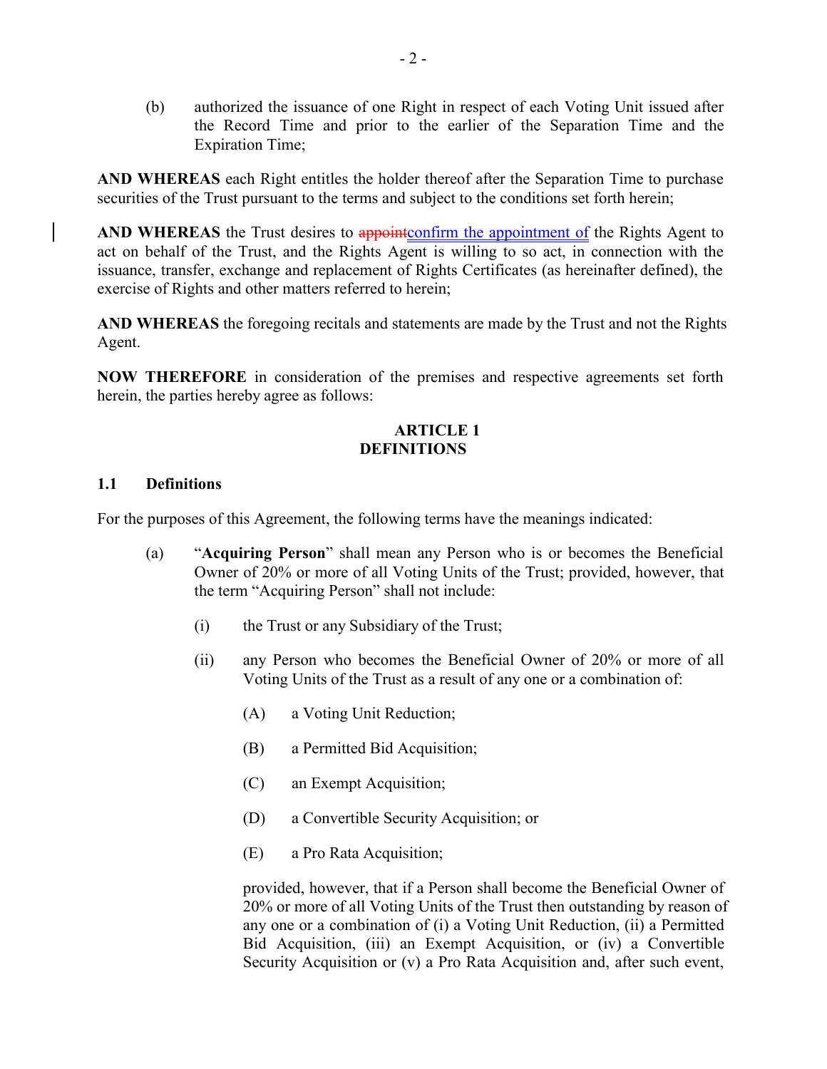(b) authorized the issuance of one Right in respect of each Voting Unit issued after the Record Time and prior to the earlier of the Separation Time and the Expiration Time;

**AND WHEREAS** each Right entitles the holder thereof after the Separation Time to purchase securities of the Trust pursuant to the terms and subject to the conditions set forth herein;

**AND WHEREAS** the Trust desires to ~~appoint~~confirm the appointment of the Rights Agent to act on behalf of the Trust, and the Rights Agent is willing to so act, in connection with the issuance, transfer, exchange and replacement of Rights Certificates (as hereinafter defined), the exercise of Rights and other matters referred to herein;

**AND WHEREAS** the foregoing recitals and statements are made by the Trust and not the Rights Agent.

**NOW THEREFORE** in consideration of the premises and respective agreements set forth herein, the parties hereby agree as follows:

## ARTICLE 1
## DEFINITIONS

### 1.1 Definitions

For the purposes of this Agreement, the following terms have the meanings indicated:

(a) "**Acquiring Person**" shall mean any Person who is or becomes the Beneficial Owner of 20% or more of all Voting Units of the Trust; provided, however, that the term "Acquiring Person" shall not include:

(i) the Trust or any Subsidiary of the Trust;

(ii) any Person who becomes the Beneficial Owner of 20% or more of all Voting Units of the Trust as a result of any one or a combination of:

(A) a Voting Unit Reduction;

(B) a Permitted Bid Acquisition;

(C) an Exempt Acquisition;

(D) a Convertible Security Acquisition; or

(E) a Pro Rata Acquisition;

provided, however, that if a Person shall become the Beneficial Owner of 20% or more of all Voting Units of the Trust then outstanding by reason of any one or a combination of (i) a Voting Unit Reduction, (ii) a Permitted Bid Acquisition, (iii) an Exempt Acquisition, or (iv) a Convertible Security Acquisition or (v) a Pro Rata Acquisition and, after such event,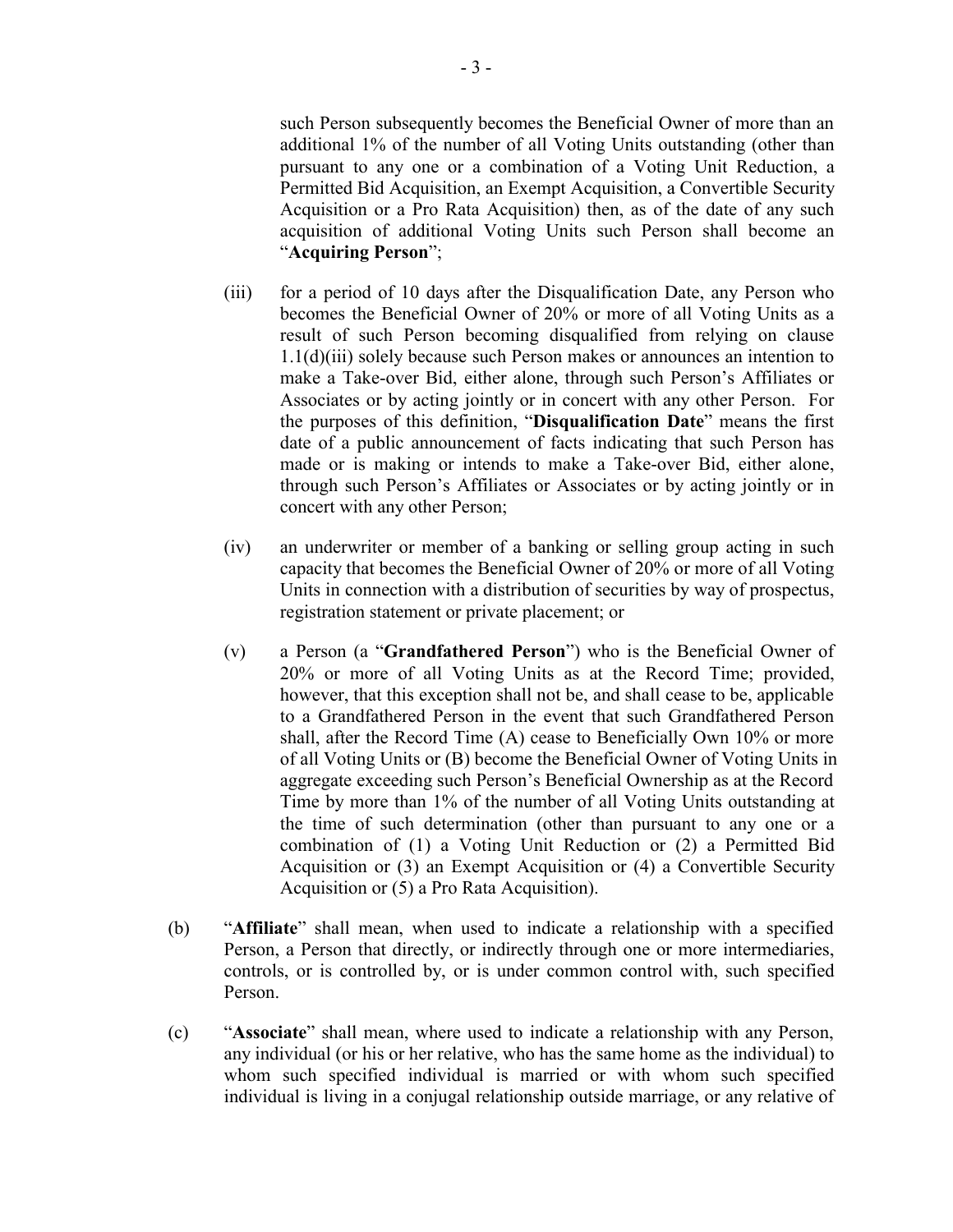such Person subsequently becomes the Beneficial Owner of more than an additional 1% of the number of all Voting Units outstanding (other than pursuant to any one or a combination of a Voting Unit Reduction, a Permitted Bid Acquisition, an Exempt Acquisition, a Convertible Security Acquisition or a Pro Rata Acquisition) then, as of the date of any such acquisition of additional Voting Units such Person shall become an "**Acquiring Person**";

(iii) for a period of 10 days after the Disqualification Date, any Person who becomes the Beneficial Owner of 20% or more of all Voting Units as a result of such Person becoming disqualified from relying on clause 1.1(d)(iii) solely because such Person makes or announces an intention to make a Take-over Bid, either alone, through such Person's Affiliates or Associates or by acting jointly or in concert with any other Person. For the purposes of this definition, "**Disqualification Date**" means the first date of a public announcement of facts indicating that such Person has made or is making or intends to make a Take-over Bid, either alone, through such Person's Affiliates or Associates or by acting jointly or in concert with any other Person;

(iv) an underwriter or member of a banking or selling group acting in such capacity that becomes the Beneficial Owner of 20% or more of all Voting Units in connection with a distribution of securities by way of prospectus, registration statement or private placement; or

(v) a Person (a "**Grandfathered Person**") who is the Beneficial Owner of 20% or more of all Voting Units as at the Record Time; provided, however, that this exception shall not be, and shall cease to be, applicable to a Grandfathered Person in the event that such Grandfathered Person shall, after the Record Time (A) cease to Beneficially Own 10% or more of all Voting Units or (B) become the Beneficial Owner of Voting Units in aggregate exceeding such Person's Beneficial Ownership as at the Record Time by more than 1% of the number of all Voting Units outstanding at the time of such determination (other than pursuant to any one or a combination of (1) a Voting Unit Reduction or (2) a Permitted Bid Acquisition or (3) an Exempt Acquisition or (4) a Convertible Security Acquisition or (5) a Pro Rata Acquisition).

(b) "**Affiliate**" shall mean, when used to indicate a relationship with a specified Person, a Person that directly, or indirectly through one or more intermediaries, controls, or is controlled by, or is under common control with, such specified Person.

(c) "**Associate**" shall mean, where used to indicate a relationship with any Person, any individual (or his or her relative, who has the same home as the individual) to whom such specified individual is married or with whom such specified individual is living in a conjugal relationship outside marriage, or any relative of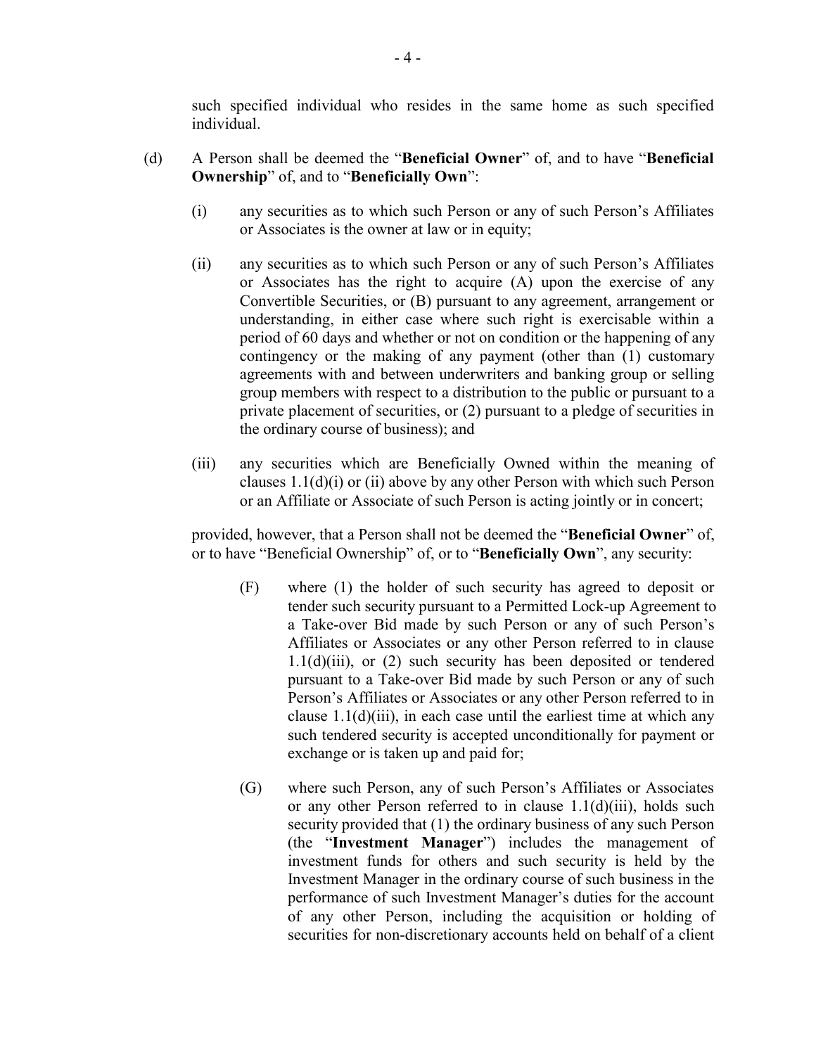such specified individual who resides in the same home as such specified individual.

(d) A Person shall be deemed the "**Beneficial Owner**" of, and to have "**Beneficial Ownership**" of, and to "**Beneficially Own**":

(i) any securities as to which such Person or any of such Person's Affiliates or Associates is the owner at law or in equity;

(ii) any securities as to which such Person or any of such Person's Affiliates or Associates has the right to acquire (A) upon the exercise of any Convertible Securities, or (B) pursuant to any agreement, arrangement or understanding, in either case where such right is exercisable within a period of 60 days and whether or not on condition or the happening of any contingency or the making of any payment (other than (1) customary agreements with and between underwriters and banking group or selling group members with respect to a distribution to the public or pursuant to a private placement of securities, or (2) pursuant to a pledge of securities in the ordinary course of business); and

(iii) any securities which are Beneficially Owned within the meaning of clauses 1.1(d)(i) or (ii) above by any other Person with which such Person or an Affiliate or Associate of such Person is acting jointly or in concert;

provided, however, that a Person shall not be deemed the "**Beneficial Owner**" of, or to have "Beneficial Ownership" of, or to "**Beneficially Own**", any security:

(F) where (1) the holder of such security has agreed to deposit or tender such security pursuant to a Permitted Lock-up Agreement to a Take-over Bid made by such Person or any of such Person's Affiliates or Associates or any other Person referred to in clause 1.1(d)(iii), or (2) such security has been deposited or tendered pursuant to a Take-over Bid made by such Person or any of such Person's Affiliates or Associates or any other Person referred to in clause 1.1(d)(iii), in each case until the earliest time at which any such tendered security is accepted unconditionally for payment or exchange or is taken up and paid for;

(G) where such Person, any of such Person's Affiliates or Associates or any other Person referred to in clause 1.1(d)(iii), holds such security provided that (1) the ordinary business of any such Person (the "**Investment Manager**") includes the management of investment funds for others and such security is held by the Investment Manager in the ordinary course of such business in the performance of such Investment Manager's duties for the account of any other Person, including the acquisition or holding of securities for non-discretionary accounts held on behalf of a client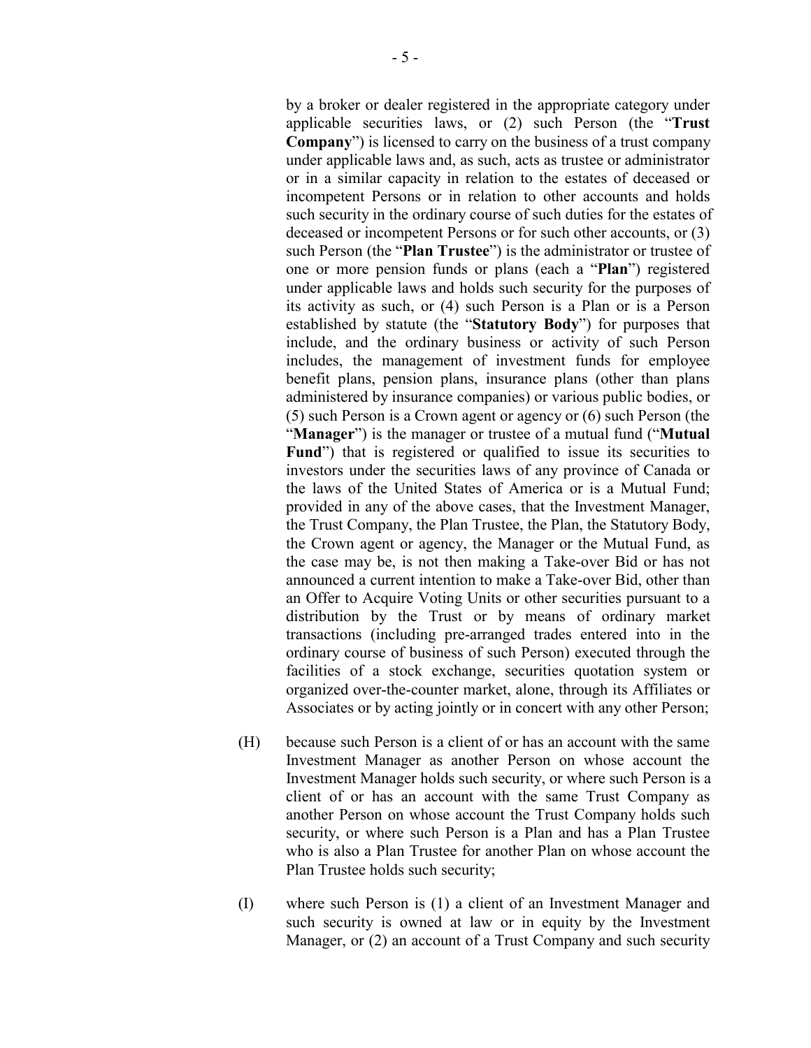by a broker or dealer registered in the appropriate category under applicable securities laws, or (2) such Person (the "**Trust Company**") is licensed to carry on the business of a trust company under applicable laws and, as such, acts as trustee or administrator or in a similar capacity in relation to the estates of deceased or incompetent Persons or in relation to other accounts and holds such security in the ordinary course of such duties for the estates of deceased or incompetent Persons or for such other accounts, or (3) such Person (the "**Plan Trustee**") is the administrator or trustee of one or more pension funds or plans (each a "**Plan**") registered under applicable laws and holds such security for the purposes of its activity as such, or (4) such Person is a Plan or is a Person established by statute (the "**Statutory Body**") for purposes that include, and the ordinary business or activity of such Person includes, the management of investment funds for employee benefit plans, pension plans, insurance plans (other than plans administered by insurance companies) or various public bodies, or (5) such Person is a Crown agent or agency or (6) such Person (the "**Manager**") is the manager or trustee of a mutual fund ("**Mutual Fund**") that is registered or qualified to issue its securities to investors under the securities laws of any province of Canada or the laws of the United States of America or is a Mutual Fund; provided in any of the above cases, that the Investment Manager, the Trust Company, the Plan Trustee, the Plan, the Statutory Body, the Crown agent or agency, the Manager or the Mutual Fund, as the case may be, is not then making a Take-over Bid or has not announced a current intention to make a Take-over Bid, other than an Offer to Acquire Voting Units or other securities pursuant to a distribution by the Trust or by means of ordinary market transactions (including pre-arranged trades entered into in the ordinary course of business of such Person) executed through the facilities of a stock exchange, securities quotation system or organized over-the-counter market, alone, through its Affiliates or Associates or by acting jointly or in concert with any other Person;

(H) because such Person is a client of or has an account with the same Investment Manager as another Person on whose account the Investment Manager holds such security, or where such Person is a client of or has an account with the same Trust Company as another Person on whose account the Trust Company holds such security, or where such Person is a Plan and has a Plan Trustee who is also a Plan Trustee for another Plan on whose account the Plan Trustee holds such security;

(I) where such Person is (1) a client of an Investment Manager and such security is owned at law or in equity by the Investment Manager, or (2) an account of a Trust Company and such security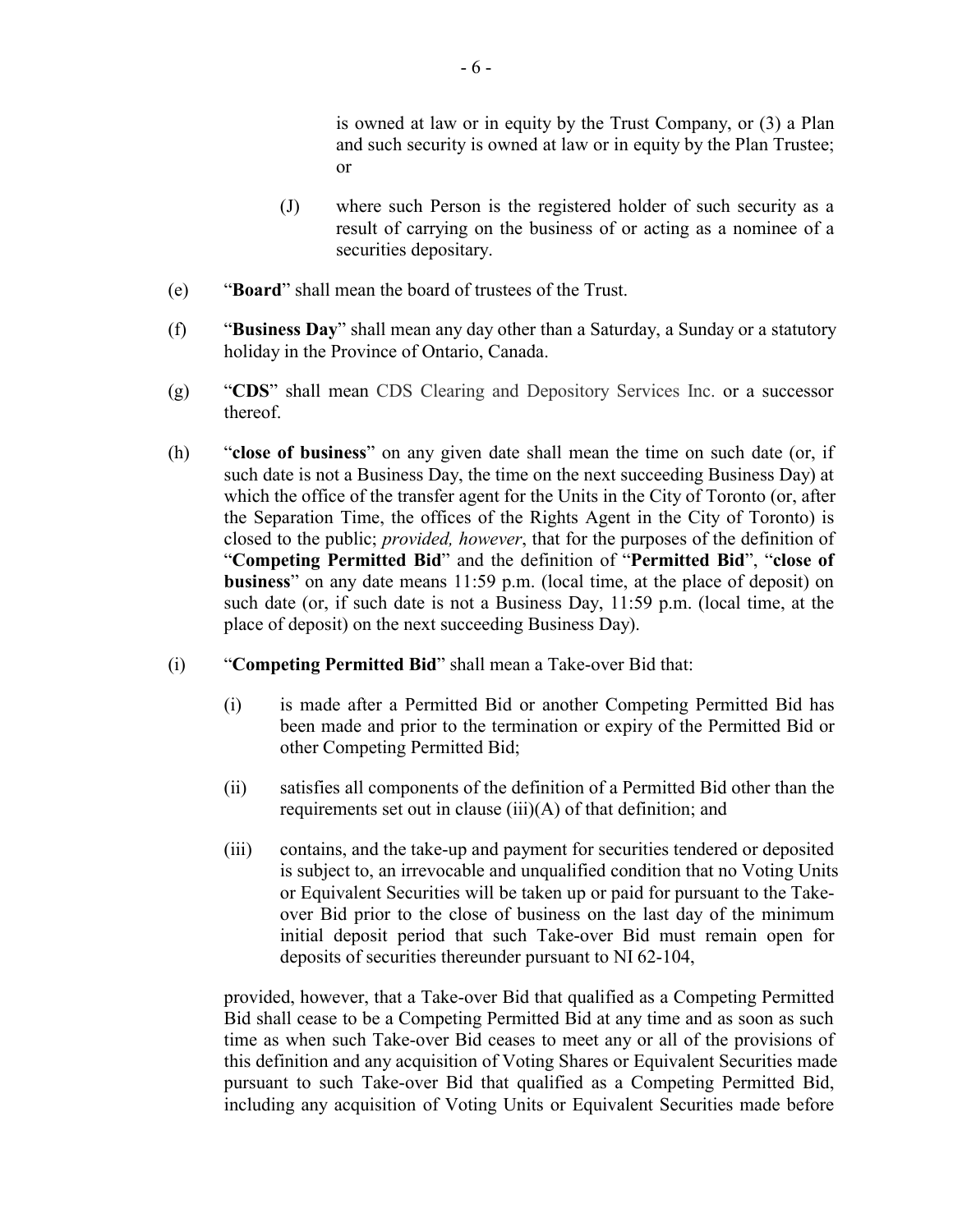is owned at law or in equity by the Trust Company, or (3) a Plan and such security is owned at law or in equity by the Plan Trustee; or

(J) where such Person is the registered holder of such security as a result of carrying on the business of or acting as a nominee of a securities depositary.

(e) "**Board**" shall mean the board of trustees of the Trust.

(f) "**Business Day**" shall mean any day other than a Saturday, a Sunday or a statutory holiday in the Province of Ontario, Canada.

(g) "**CDS**" shall mean CDS Clearing and Depository Services Inc. or a successor thereof.

(h) "**close of business**" on any given date shall mean the time on such date (or, if such date is not a Business Day, the time on the next succeeding Business Day) at which the office of the transfer agent for the Units in the City of Toronto (or, after the Separation Time, the offices of the Rights Agent in the City of Toronto) is closed to the public; *provided, however*, that for the purposes of the definition of "**Competing Permitted Bid**" and the definition of "**Permitted Bid**", "**close of business**" on any date means 11:59 p.m. (local time, at the place of deposit) on such date (or, if such date is not a Business Day, 11:59 p.m. (local time, at the place of deposit) on the next succeeding Business Day).

(i) "**Competing Permitted Bid**" shall mean a Take-over Bid that:

(i) is made after a Permitted Bid or another Competing Permitted Bid has been made and prior to the termination or expiry of the Permitted Bid or other Competing Permitted Bid;

(ii) satisfies all components of the definition of a Permitted Bid other than the requirements set out in clause (iii)(A) of that definition; and

(iii) contains, and the take-up and payment for securities tendered or deposited is subject to, an irrevocable and unqualified condition that no Voting Units or Equivalent Securities will be taken up or paid for pursuant to the Take-over Bid prior to the close of business on the last day of the minimum initial deposit period that such Take-over Bid must remain open for deposits of securities thereunder pursuant to NI 62-104,

provided, however, that a Take-over Bid that qualified as a Competing Permitted Bid shall cease to be a Competing Permitted Bid at any time and as soon as such time as when such Take-over Bid ceases to meet any or all of the provisions of this definition and any acquisition of Voting Shares or Equivalent Securities made pursuant to such Take-over Bid that qualified as a Competing Permitted Bid, including any acquisition of Voting Units or Equivalent Securities made before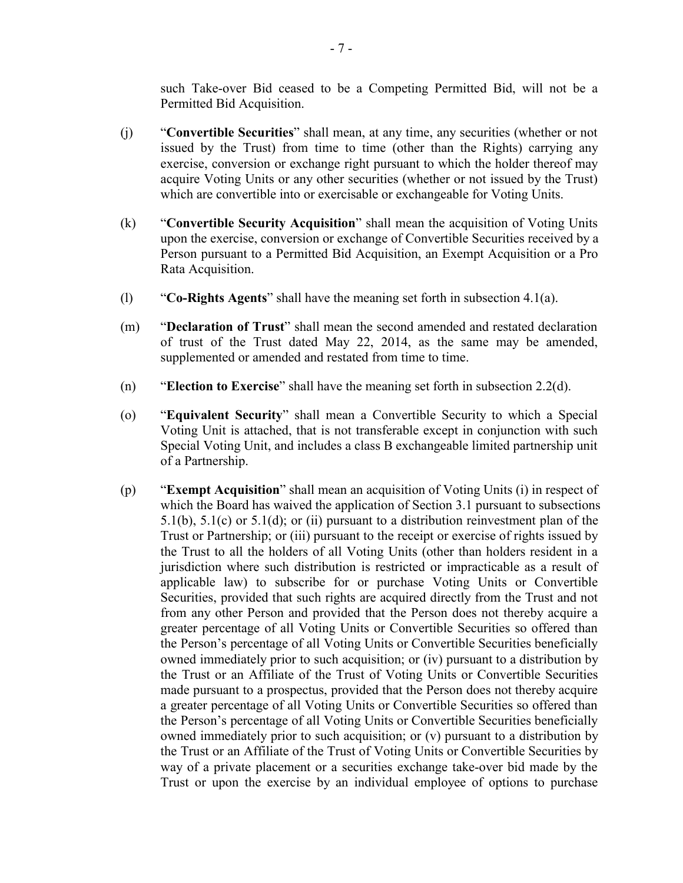such Take-over Bid ceased to be a Competing Permitted Bid, will not be a Permitted Bid Acquisition.

(j) "**Convertible Securities**" shall mean, at any time, any securities (whether or not issued by the Trust) from time to time (other than the Rights) carrying any exercise, conversion or exchange right pursuant to which the holder thereof may acquire Voting Units or any other securities (whether or not issued by the Trust) which are convertible into or exercisable or exchangeable for Voting Units.

(k) "**Convertible Security Acquisition**" shall mean the acquisition of Voting Units upon the exercise, conversion or exchange of Convertible Securities received by a Person pursuant to a Permitted Bid Acquisition, an Exempt Acquisition or a Pro Rata Acquisition.

(l) "**Co-Rights Agents**" shall have the meaning set forth in subsection 4.1(a).

(m) "**Declaration of Trust**" shall mean the second amended and restated declaration of trust of the Trust dated May 22, 2014, as the same may be amended, supplemented or amended and restated from time to time.

(n) "**Election to Exercise**" shall have the meaning set forth in subsection 2.2(d).

(o) "**Equivalent Security**" shall mean a Convertible Security to which a Special Voting Unit is attached, that is not transferable except in conjunction with such Special Voting Unit, and includes a class B exchangeable limited partnership unit of a Partnership.

(p) "**Exempt Acquisition**" shall mean an acquisition of Voting Units (i) in respect of which the Board has waived the application of Section 3.1 pursuant to subsections 5.1(b), 5.1(c) or 5.1(d); or (ii) pursuant to a distribution reinvestment plan of the Trust or Partnership; or (iii) pursuant to the receipt or exercise of rights issued by the Trust to all the holders of all Voting Units (other than holders resident in a jurisdiction where such distribution is restricted or impracticable as a result of applicable law) to subscribe for or purchase Voting Units or Convertible Securities, provided that such rights are acquired directly from the Trust and not from any other Person and provided that the Person does not thereby acquire a greater percentage of all Voting Units or Convertible Securities so offered than the Person's percentage of all Voting Units or Convertible Securities beneficially owned immediately prior to such acquisition; or (iv) pursuant to a distribution by the Trust or an Affiliate of the Trust of Voting Units or Convertible Securities made pursuant to a prospectus, provided that the Person does not thereby acquire a greater percentage of all Voting Units or Convertible Securities so offered than the Person's percentage of all Voting Units or Convertible Securities beneficially owned immediately prior to such acquisition; or (v) pursuant to a distribution by the Trust or an Affiliate of the Trust of Voting Units or Convertible Securities by way of a private placement or a securities exchange take-over bid made by the Trust or upon the exercise by an individual employee of options to purchase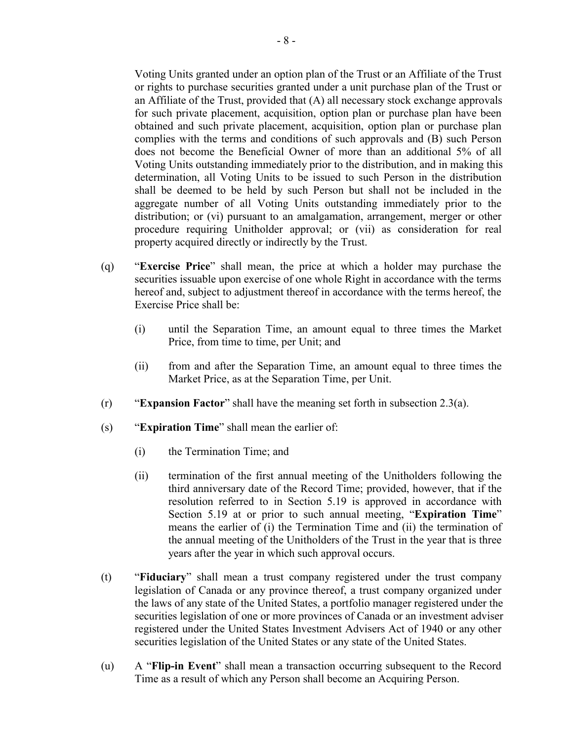Voting Units granted under an option plan of the Trust or an Affiliate of the Trust or rights to purchase securities granted under a unit purchase plan of the Trust or an Affiliate of the Trust, provided that (A) all necessary stock exchange approvals for such private placement, acquisition, option plan or purchase plan have been obtained and such private placement, acquisition, option plan or purchase plan complies with the terms and conditions of such approvals and (B) such Person does not become the Beneficial Owner of more than an additional 5% of all Voting Units outstanding immediately prior to the distribution, and in making this determination, all Voting Units to be issued to such Person in the distribution shall be deemed to be held by such Person but shall not be included in the aggregate number of all Voting Units outstanding immediately prior to the distribution; or (vi) pursuant to an amalgamation, arrangement, merger or other procedure requiring Unitholder approval; or (vii) as consideration for real property acquired directly or indirectly by the Trust.

(q) "**Exercise Price**" shall mean, the price at which a holder may purchase the securities issuable upon exercise of one whole Right in accordance with the terms hereof and, subject to adjustment thereof in accordance with the terms hereof, the Exercise Price shall be:

  (i) until the Separation Time, an amount equal to three times the Market Price, from time to time, per Unit; and

  (ii) from and after the Separation Time, an amount equal to three times the Market Price, as at the Separation Time, per Unit.

(r) "**Expansion Factor**" shall have the meaning set forth in subsection 2.3(a).

(s) "**Expiration Time**" shall mean the earlier of:

  (i) the Termination Time; and

  (ii) termination of the first annual meeting of the Unitholders following the third anniversary date of the Record Time; provided, however, that if the resolution referred to in Section 5.19 is approved in accordance with Section 5.19 at or prior to such annual meeting, "**Expiration Time**" means the earlier of (i) the Termination Time and (ii) the termination of the annual meeting of the Unitholders of the Trust in the year that is three years after the year in which such approval occurs.

(t) "**Fiduciary**" shall mean a trust company registered under the trust company legislation of Canada or any province thereof, a trust company organized under the laws of any state of the United States, a portfolio manager registered under the securities legislation of one or more provinces of Canada or an investment adviser registered under the United States Investment Advisers Act of 1940 or any other securities legislation of the United States or any state of the United States.

(u) A "**Flip-in Event**" shall mean a transaction occurring subsequent to the Record Time as a result of which any Person shall become an Acquiring Person.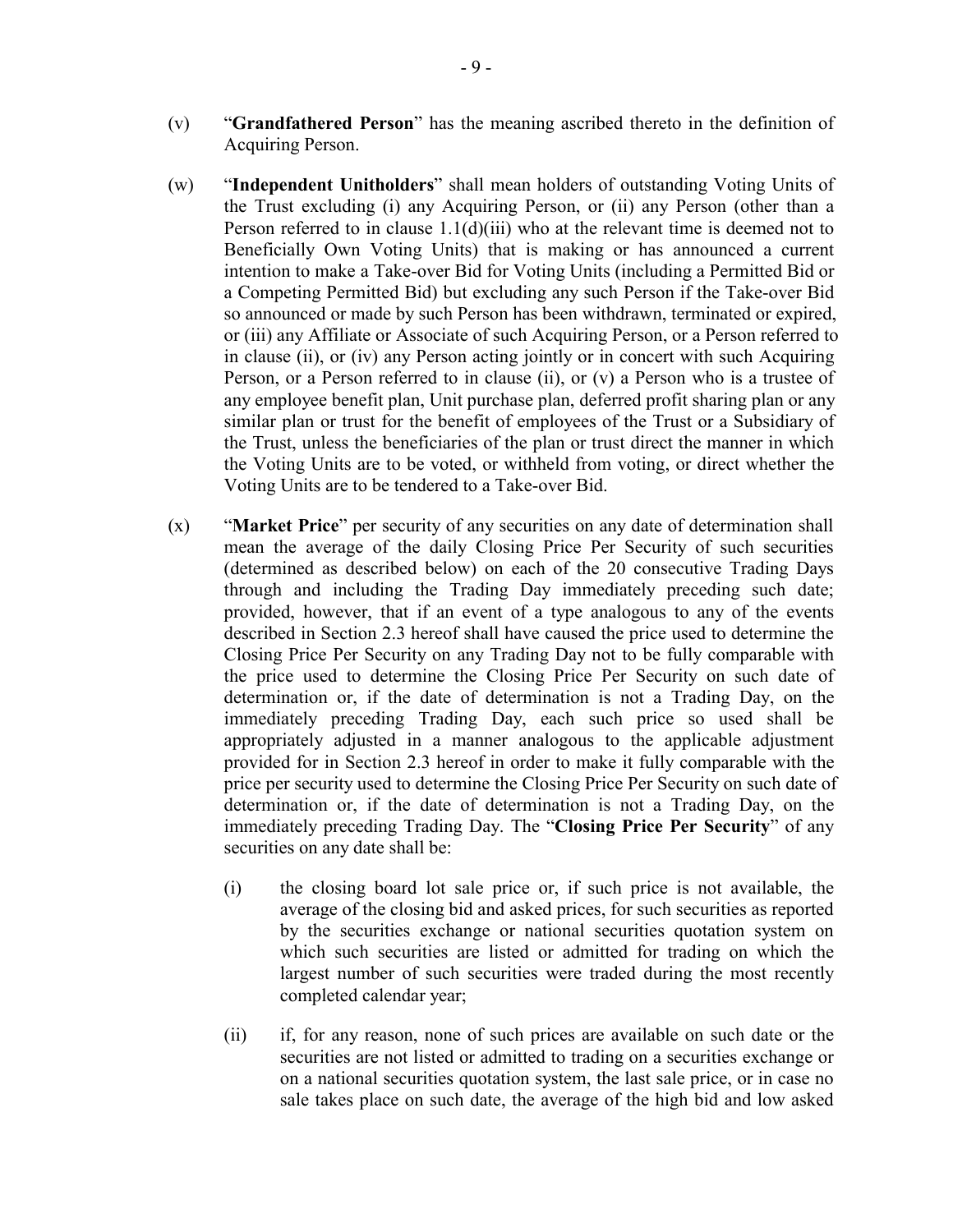(v) "**Grandfathered Person**" has the meaning ascribed thereto in the definition of Acquiring Person.

(w) "**Independent Unitholders**" shall mean holders of outstanding Voting Units of the Trust excluding (i) any Acquiring Person, or (ii) any Person (other than a Person referred to in clause 1.1(d)(iii) who at the relevant time is deemed not to Beneficially Own Voting Units) that is making or has announced a current intention to make a Take-over Bid for Voting Units (including a Permitted Bid or a Competing Permitted Bid) but excluding any such Person if the Take-over Bid so announced or made by such Person has been withdrawn, terminated or expired, or (iii) any Affiliate or Associate of such Acquiring Person, or a Person referred to in clause (ii), or (iv) any Person acting jointly or in concert with such Acquiring Person, or a Person referred to in clause (ii), or (v) a Person who is a trustee of any employee benefit plan, Unit purchase plan, deferred profit sharing plan or any similar plan or trust for the benefit of employees of the Trust or a Subsidiary of the Trust, unless the beneficiaries of the plan or trust direct the manner in which the Voting Units are to be voted, or withheld from voting, or direct whether the Voting Units are to be tendered to a Take-over Bid.

(x) "**Market Price**" per security of any securities on any date of determination shall mean the average of the daily Closing Price Per Security of such securities (determined as described below) on each of the 20 consecutive Trading Days through and including the Trading Day immediately preceding such date; provided, however, that if an event of a type analogous to any of the events described in Section 2.3 hereof shall have caused the price used to determine the Closing Price Per Security on any Trading Day not to be fully comparable with the price used to determine the Closing Price Per Security on such date of determination or, if the date of determination is not a Trading Day, on the immediately preceding Trading Day, each such price so used shall be appropriately adjusted in a manner analogous to the applicable adjustment provided for in Section 2.3 hereof in order to make it fully comparable with the price per security used to determine the Closing Price Per Security on such date of determination or, if the date of determination is not a Trading Day, on the immediately preceding Trading Day. The "**Closing Price Per Security**" of any securities on any date shall be:

   (i) the closing board lot sale price or, if such price is not available, the average of the closing bid and asked prices, for such securities as reported by the securities exchange or national securities quotation system on which such securities are listed or admitted for trading on which the largest number of such securities were traded during the most recently completed calendar year;

   (ii) if, for any reason, none of such prices are available on such date or the securities are not listed or admitted to trading on a securities exchange or on a national securities quotation system, the last sale price, or in case no sale takes place on such date, the average of the high bid and low asked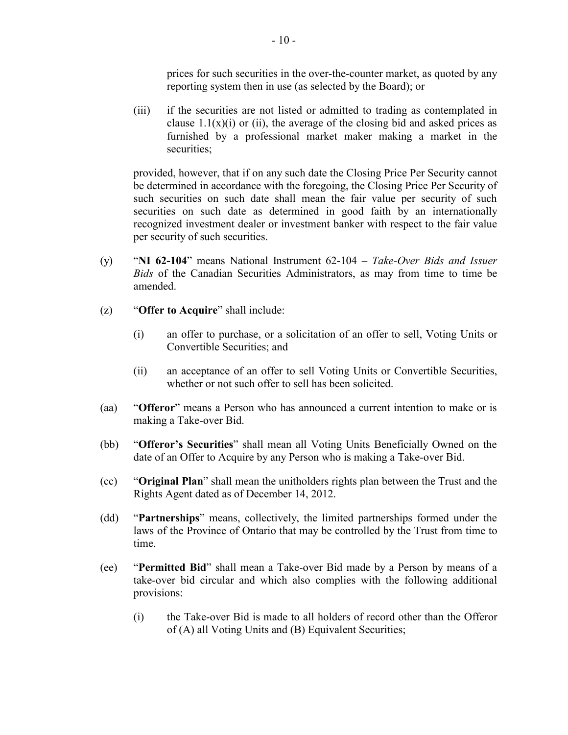prices for such securities in the over-the-counter market, as quoted by any reporting system then in use (as selected by the Board); or

(iii) if the securities are not listed or admitted to trading as contemplated in clause 1.1(x)(i) or (ii), the average of the closing bid and asked prices as furnished by a professional market maker making a market in the securities;

provided, however, that if on any such date the Closing Price Per Security cannot be determined in accordance with the foregoing, the Closing Price Per Security of such securities on such date shall mean the fair value per security of such securities on such date as determined in good faith by an internationally recognized investment dealer or investment banker with respect to the fair value per security of such securities.

(y) "**NI 62-104**" means National Instrument 62-104 – *Take-Over Bids and Issuer Bids* of the Canadian Securities Administrators, as may from time to time be amended.

(z) "**Offer to Acquire**" shall include:

(i) an offer to purchase, or a solicitation of an offer to sell, Voting Units or Convertible Securities; and

(ii) an acceptance of an offer to sell Voting Units or Convertible Securities, whether or not such offer to sell has been solicited.

(aa) "**Offeror**" means a Person who has announced a current intention to make or is making a Take-over Bid.

(bb) "**Offeror's Securities**" shall mean all Voting Units Beneficially Owned on the date of an Offer to Acquire by any Person who is making a Take-over Bid.

(cc) "**Original Plan**" shall mean the unitholders rights plan between the Trust and the Rights Agent dated as of December 14, 2012.

(dd) "**Partnerships**" means, collectively, the limited partnerships formed under the laws of the Province of Ontario that may be controlled by the Trust from time to time.

(ee) "**Permitted Bid**" shall mean a Take-over Bid made by a Person by means of a take-over bid circular and which also complies with the following additional provisions:

(i) the Take-over Bid is made to all holders of record other than the Offeror of (A) all Voting Units and (B) Equivalent Securities;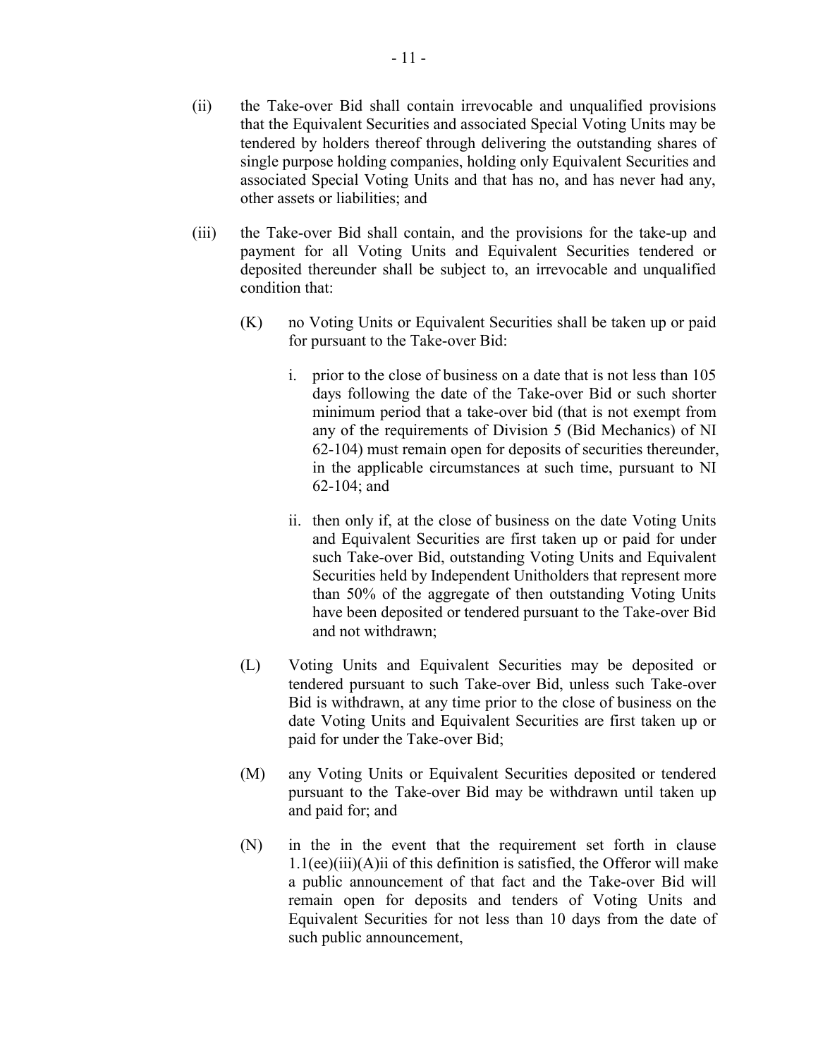(ii) the Take-over Bid shall contain irrevocable and unqualified provisions that the Equivalent Securities and associated Special Voting Units may be tendered by holders thereof through delivering the outstanding shares of single purpose holding companies, holding only Equivalent Securities and associated Special Voting Units and that has no, and has never had any, other assets or liabilities; and

(iii) the Take-over Bid shall contain, and the provisions for the take-up and payment for all Voting Units and Equivalent Securities tendered or deposited thereunder shall be subject to, an irrevocable and unqualified condition that:

(K) no Voting Units or Equivalent Securities shall be taken up or paid for pursuant to the Take-over Bid:

i. prior to the close of business on a date that is not less than 105 days following the date of the Take-over Bid or such shorter minimum period that a take-over bid (that is not exempt from any of the requirements of Division 5 (Bid Mechanics) of NI 62-104) must remain open for deposits of securities thereunder, in the applicable circumstances at such time, pursuant to NI 62-104; and

ii. then only if, at the close of business on the date Voting Units and Equivalent Securities are first taken up or paid for under such Take-over Bid, outstanding Voting Units and Equivalent Securities held by Independent Unitholders that represent more than 50% of the aggregate of then outstanding Voting Units have been deposited or tendered pursuant to the Take-over Bid and not withdrawn;

(L) Voting Units and Equivalent Securities may be deposited or tendered pursuant to such Take-over Bid, unless such Take-over Bid is withdrawn, at any time prior to the close of business on the date Voting Units and Equivalent Securities are first taken up or paid for under the Take-over Bid;

(M) any Voting Units or Equivalent Securities deposited or tendered pursuant to the Take-over Bid may be withdrawn until taken up and paid for; and

(N) in the in the event that the requirement set forth in clause 1.1(ee)(iii)(A)ii of this definition is satisfied, the Offeror will make a public announcement of that fact and the Take-over Bid will remain open for deposits and tenders of Voting Units and Equivalent Securities for not less than 10 days from the date of such public announcement,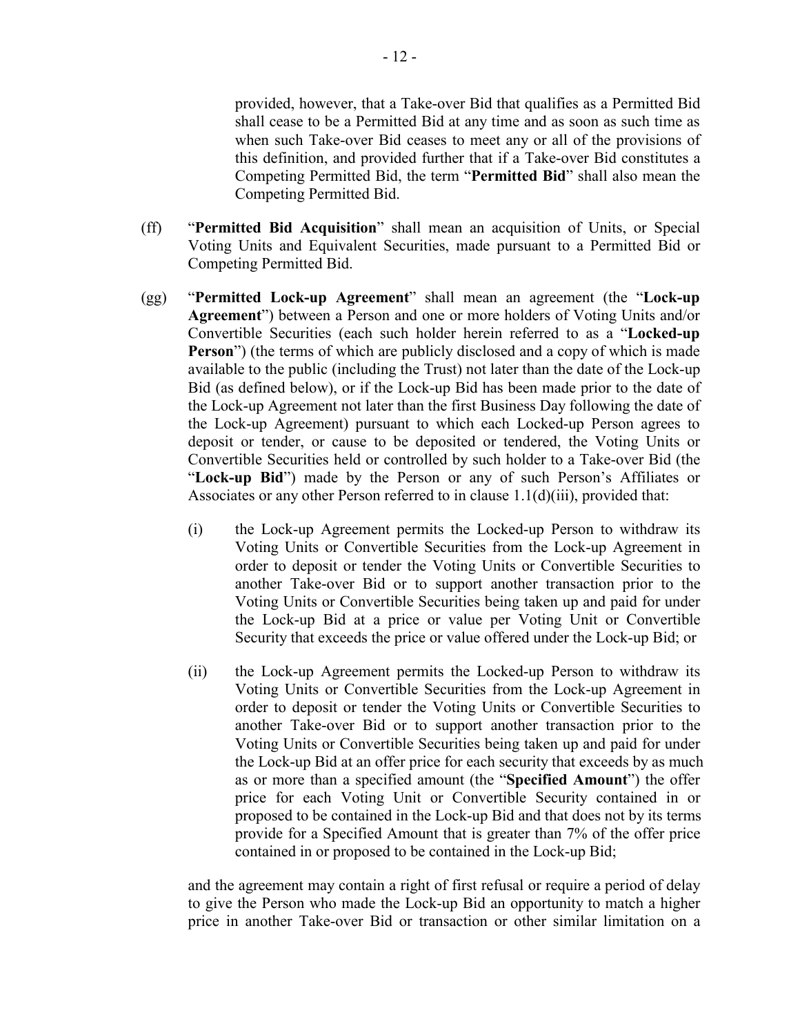provided, however, that a Take-over Bid that qualifies as a Permitted Bid shall cease to be a Permitted Bid at any time and as soon as such time as when such Take-over Bid ceases to meet any or all of the provisions of this definition, and provided further that if a Take-over Bid constitutes a Competing Permitted Bid, the term "**Permitted Bid**" shall also mean the Competing Permitted Bid.

(ff) "**Permitted Bid Acquisition**" shall mean an acquisition of Units, or Special Voting Units and Equivalent Securities, made pursuant to a Permitted Bid or Competing Permitted Bid.

(gg) "**Permitted Lock-up Agreement**" shall mean an agreement (the "**Lock-up Agreement**") between a Person and one or more holders of Voting Units and/or Convertible Securities (each such holder herein referred to as a "**Locked-up Person**") (the terms of which are publicly disclosed and a copy of which is made available to the public (including the Trust) not later than the date of the Lock-up Bid (as defined below), or if the Lock-up Bid has been made prior to the date of the Lock-up Agreement not later than the first Business Day following the date of the Lock-up Agreement) pursuant to which each Locked-up Person agrees to deposit or tender, or cause to be deposited or tendered, the Voting Units or Convertible Securities held or controlled by such holder to a Take-over Bid (the "**Lock-up Bid**") made by the Person or any of such Person's Affiliates or Associates or any other Person referred to in clause 1.1(d)(iii), provided that:

(i) the Lock-up Agreement permits the Locked-up Person to withdraw its Voting Units or Convertible Securities from the Lock-up Agreement in order to deposit or tender the Voting Units or Convertible Securities to another Take-over Bid or to support another transaction prior to the Voting Units or Convertible Securities being taken up and paid for under the Lock-up Bid at a price or value per Voting Unit or Convertible Security that exceeds the price or value offered under the Lock-up Bid; or

(ii) the Lock-up Agreement permits the Locked-up Person to withdraw its Voting Units or Convertible Securities from the Lock-up Agreement in order to deposit or tender the Voting Units or Convertible Securities to another Take-over Bid or to support another transaction prior to the Voting Units or Convertible Securities being taken up and paid for under the Lock-up Bid at an offer price for each security that exceeds by as much as or more than a specified amount (the "**Specified Amount**") the offer price for each Voting Unit or Convertible Security contained in or proposed to be contained in the Lock-up Bid and that does not by its terms provide for a Specified Amount that is greater than 7% of the offer price contained in or proposed to be contained in the Lock-up Bid;

and the agreement may contain a right of first refusal or require a period of delay to give the Person who made the Lock-up Bid an opportunity to match a higher price in another Take-over Bid or transaction or other similar limitation on a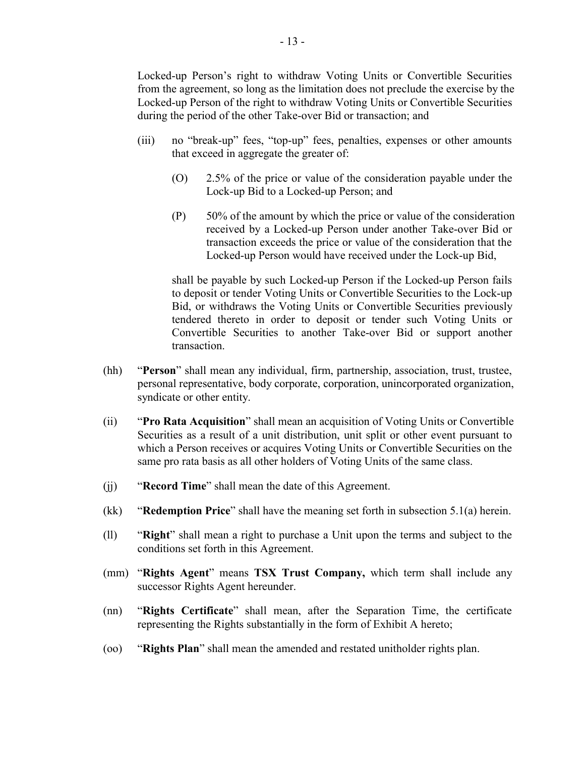Locked-up Person's right to withdraw Voting Units or Convertible Securities from the agreement, so long as the limitation does not preclude the exercise by the Locked-up Person of the right to withdraw Voting Units or Convertible Securities during the period of the other Take-over Bid or transaction; and

(iii) no "break-up" fees, "top-up" fees, penalties, expenses or other amounts that exceed in aggregate the greater of:

(O) 2.5% of the price or value of the consideration payable under the Lock-up Bid to a Locked-up Person; and

(P) 50% of the amount by which the price or value of the consideration received by a Locked-up Person under another Take-over Bid or transaction exceeds the price or value of the consideration that the Locked-up Person would have received under the Lock-up Bid,

shall be payable by such Locked-up Person if the Locked-up Person fails to deposit or tender Voting Units or Convertible Securities to the Lock-up Bid, or withdraws the Voting Units or Convertible Securities previously tendered thereto in order to deposit or tender such Voting Units or Convertible Securities to another Take-over Bid or support another transaction.

(hh) "**Person**" shall mean any individual, firm, partnership, association, trust, trustee, personal representative, body corporate, corporation, unincorporated organization, syndicate or other entity.

(ii) "**Pro Rata Acquisition**" shall mean an acquisition of Voting Units or Convertible Securities as a result of a unit distribution, unit split or other event pursuant to which a Person receives or acquires Voting Units or Convertible Securities on the same pro rata basis as all other holders of Voting Units of the same class.

(jj) "**Record Time**" shall mean the date of this Agreement.

(kk) "**Redemption Price**" shall have the meaning set forth in subsection 5.1(a) herein.

(ll) "**Right**" shall mean a right to purchase a Unit upon the terms and subject to the conditions set forth in this Agreement.

(mm) "**Rights Agent**" means **TSX Trust Company,** which term shall include any successor Rights Agent hereunder.

(nn) "**Rights Certificate**" shall mean, after the Separation Time, the certificate representing the Rights substantially in the form of Exhibit A hereto;

(oo) "**Rights Plan**" shall mean the amended and restated unitholder rights plan.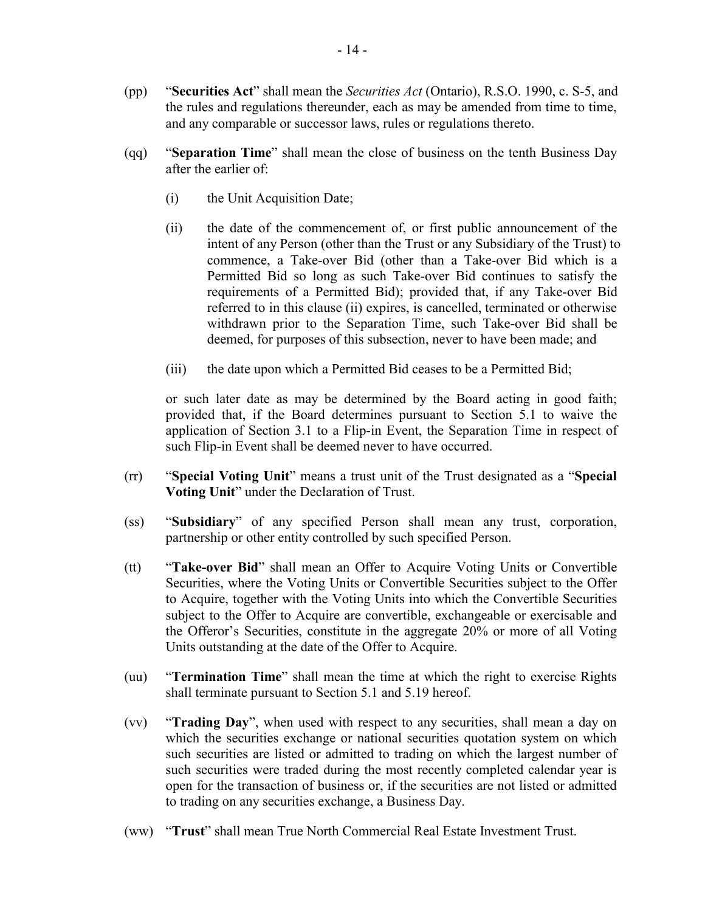(pp) "**Securities Act**" shall mean the *Securities Act* (Ontario), R.S.O. 1990, c. S-5, and the rules and regulations thereunder, each as may be amended from time to time, and any comparable or successor laws, rules or regulations thereto.

(qq) "**Separation Time**" shall mean the close of business on the tenth Business Day after the earlier of:

(i) the Unit Acquisition Date;

(ii) the date of the commencement of, or first public announcement of the intent of any Person (other than the Trust or any Subsidiary of the Trust) to commence, a Take-over Bid (other than a Take-over Bid which is a Permitted Bid so long as such Take-over Bid continues to satisfy the requirements of a Permitted Bid); provided that, if any Take-over Bid referred to in this clause (ii) expires, is cancelled, terminated or otherwise withdrawn prior to the Separation Time, such Take-over Bid shall be deemed, for purposes of this subsection, never to have been made; and

(iii) the date upon which a Permitted Bid ceases to be a Permitted Bid;

or such later date as may be determined by the Board acting in good faith; provided that, if the Board determines pursuant to Section 5.1 to waive the application of Section 3.1 to a Flip-in Event, the Separation Time in respect of such Flip-in Event shall be deemed never to have occurred.

(rr) "**Special Voting Unit**" means a trust unit of the Trust designated as a "**Special Voting Unit**" under the Declaration of Trust.

(ss) "**Subsidiary**" of any specified Person shall mean any trust, corporation, partnership or other entity controlled by such specified Person.

(tt) "**Take-over Bid**" shall mean an Offer to Acquire Voting Units or Convertible Securities, where the Voting Units or Convertible Securities subject to the Offer to Acquire, together with the Voting Units into which the Convertible Securities subject to the Offer to Acquire are convertible, exchangeable or exercisable and the Offeror's Securities, constitute in the aggregate 20% or more of all Voting Units outstanding at the date of the Offer to Acquire.

(uu) "**Termination Time**" shall mean the time at which the right to exercise Rights shall terminate pursuant to Section 5.1 and 5.19 hereof.

(vv) "**Trading Day**", when used with respect to any securities, shall mean a day on which the securities exchange or national securities quotation system on which such securities are listed or admitted to trading on which the largest number of such securities were traded during the most recently completed calendar year is open for the transaction of business or, if the securities are not listed or admitted to trading on any securities exchange, a Business Day.

(ww) "**Trust**" shall mean True North Commercial Real Estate Investment Trust.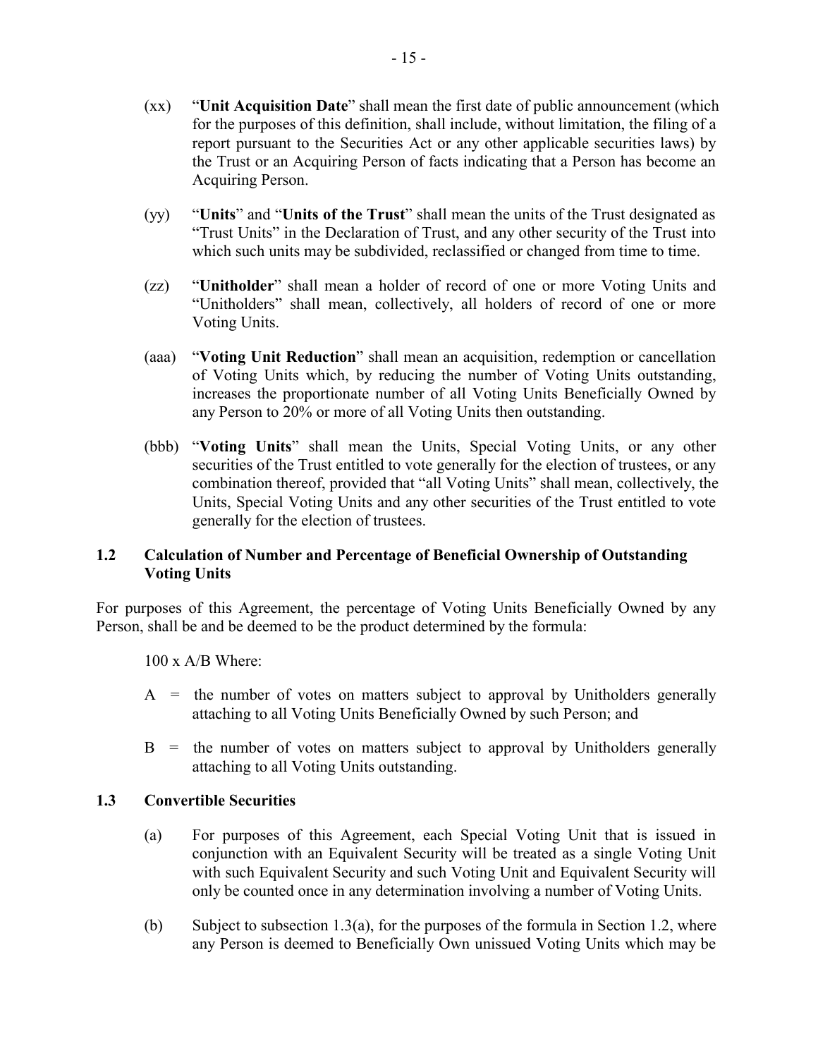(xx) "**Unit Acquisition Date**" shall mean the first date of public announcement (which for the purposes of this definition, shall include, without limitation, the filing of a report pursuant to the Securities Act or any other applicable securities laws) by the Trust or an Acquiring Person of facts indicating that a Person has become an Acquiring Person.

(yy) "**Units**" and "**Units of the Trust**" shall mean the units of the Trust designated as "Trust Units" in the Declaration of Trust, and any other security of the Trust into which such units may be subdivided, reclassified or changed from time to time.

(zz) "**Unitholder**" shall mean a holder of record of one or more Voting Units and "Unitholders" shall mean, collectively, all holders of record of one or more Voting Units.

(aaa) "**Voting Unit Reduction**" shall mean an acquisition, redemption or cancellation of Voting Units which, by reducing the number of Voting Units outstanding, increases the proportionate number of all Voting Units Beneficially Owned by any Person to 20% or more of all Voting Units then outstanding.

(bbb) "**Voting Units**" shall mean the Units, Special Voting Units, or any other securities of the Trust entitled to vote generally for the election of trustees, or any combination thereof, provided that "all Voting Units" shall mean, collectively, the Units, Special Voting Units and any other securities of the Trust entitled to vote generally for the election of trustees.

### 1.2 Calculation of Number and Percentage of Beneficial Ownership of Outstanding Voting Units

For purposes of this Agreement, the percentage of Voting Units Beneficially Owned by any Person, shall be and be deemed to be the product determined by the formula:

$100 \times A/B$ Where:

A = the number of votes on matters subject to approval by Unitholders generally attaching to all Voting Units Beneficially Owned by such Person; and

B = the number of votes on matters subject to approval by Unitholders generally attaching to all Voting Units outstanding.

### 1.3 Convertible Securities

(a) For purposes of this Agreement, each Special Voting Unit that is issued in conjunction with an Equivalent Security will be treated as a single Voting Unit with such Equivalent Security and such Voting Unit and Equivalent Security will only be counted once in any determination involving a number of Voting Units.

(b) Subject to subsection 1.3(a), for the purposes of the formula in Section 1.2, where any Person is deemed to Beneficially Own unissued Voting Units which may be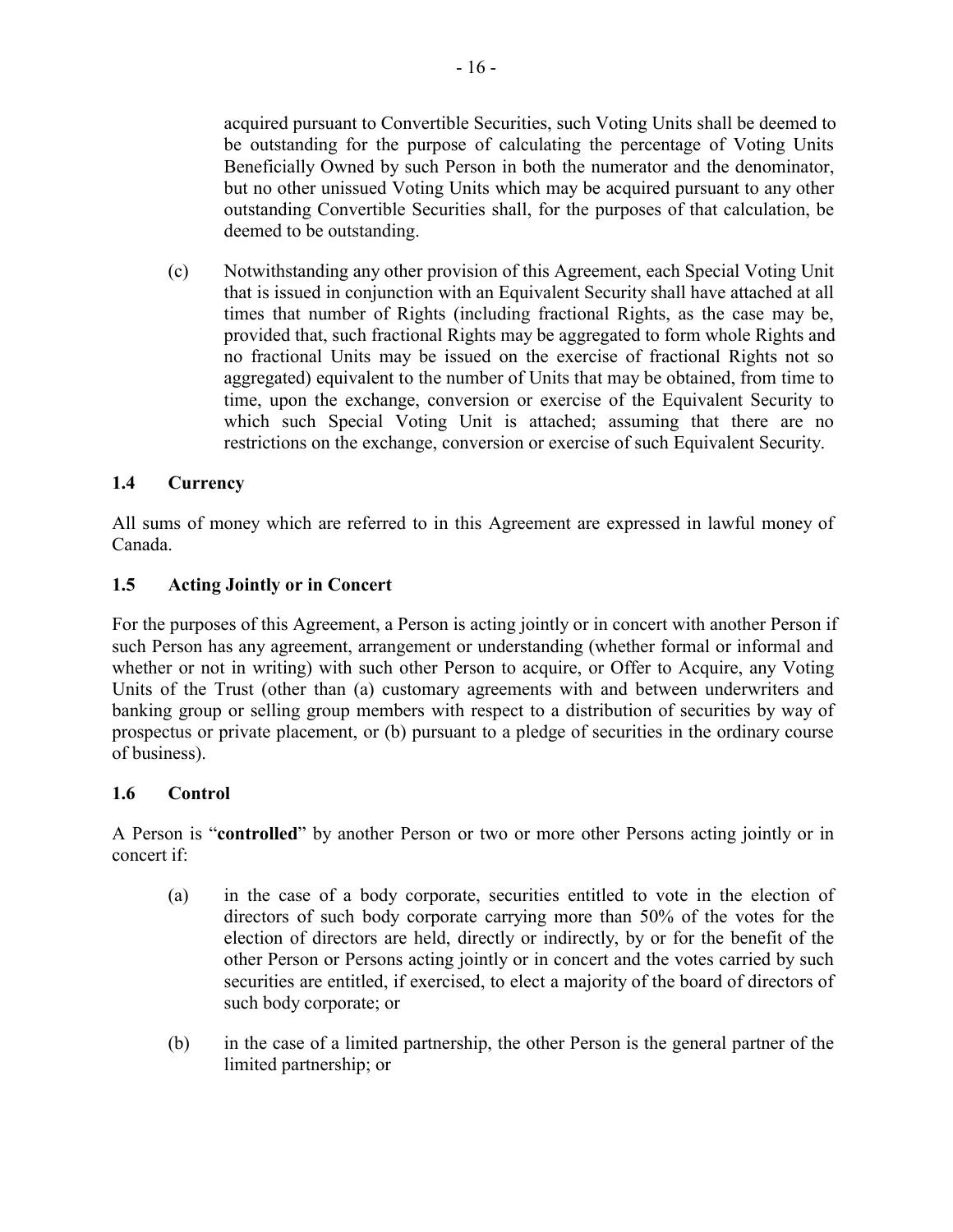acquired pursuant to Convertible Securities, such Voting Units shall be deemed to be outstanding for the purpose of calculating the percentage of Voting Units Beneficially Owned by such Person in both the numerator and the denominator, but no other unissued Voting Units which may be acquired pursuant to any other outstanding Convertible Securities shall, for the purposes of that calculation, be deemed to be outstanding.

(c) Notwithstanding any other provision of this Agreement, each Special Voting Unit that is issued in conjunction with an Equivalent Security shall have attached at all times that number of Rights (including fractional Rights, as the case may be, provided that, such fractional Rights may be aggregated to form whole Rights and no fractional Units may be issued on the exercise of fractional Rights not so aggregated) equivalent to the number of Units that may be obtained, from time to time, upon the exchange, conversion or exercise of the Equivalent Security to which such Special Voting Unit is attached; assuming that there are no restrictions on the exchange, conversion or exercise of such Equivalent Security.

### 1.4 Currency

All sums of money which are referred to in this Agreement are expressed in lawful money of Canada.

### 1.5 Acting Jointly or in Concert

For the purposes of this Agreement, a Person is acting jointly or in concert with another Person if such Person has any agreement, arrangement or understanding (whether formal or informal and whether or not in writing) with such other Person to acquire, or Offer to Acquire, any Voting Units of the Trust (other than (a) customary agreements with and between underwriters and banking group or selling group members with respect to a distribution of securities by way of prospectus or private placement, or (b) pursuant to a pledge of securities in the ordinary course of business).

### 1.6 Control

A Person is "**controlled**" by another Person or two or more other Persons acting jointly or in concert if:

(a) in the case of a body corporate, securities entitled to vote in the election of directors of such body corporate carrying more than 50% of the votes for the election of directors are held, directly or indirectly, by or for the benefit of the other Person or Persons acting jointly or in concert and the votes carried by such securities are entitled, if exercised, to elect a majority of the board of directors of such body corporate; or

(b) in the case of a limited partnership, the other Person is the general partner of the limited partnership; or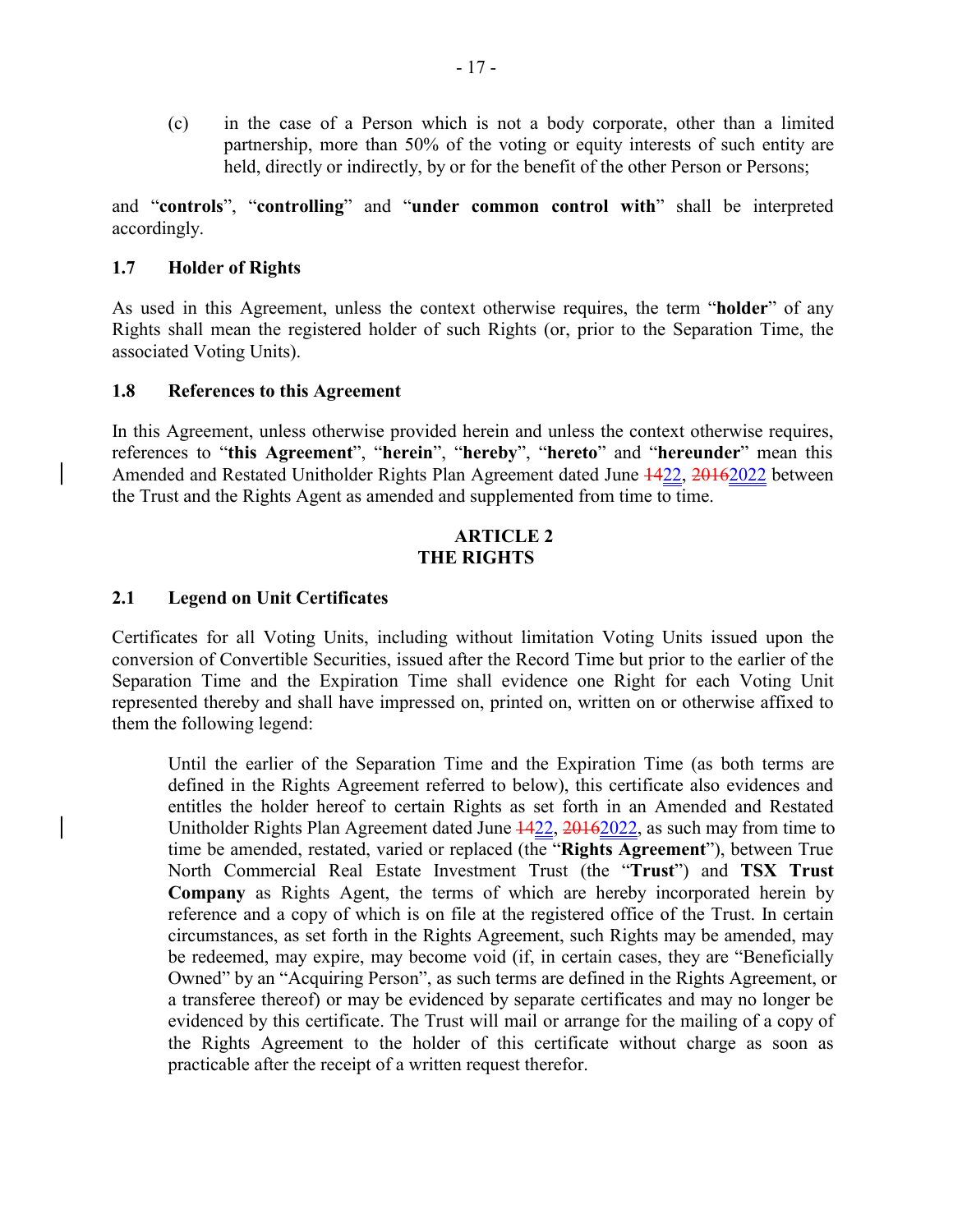(c) in the case of a Person which is not a body corporate, other than a limited partnership, more than 50% of the voting or equity interests of such entity are held, directly or indirectly, by or for the benefit of the other Person or Persons;

and "**controls**", "**controlling**" and "**under common control with**" shall be interpreted accordingly.

### 1.7 Holder of Rights

As used in this Agreement, unless the context otherwise requires, the term "**holder**" of any Rights shall mean the registered holder of such Rights (or, prior to the Separation Time, the associated Voting Units).

### 1.8 References to this Agreement

In this Agreement, unless otherwise provided herein and unless the context otherwise requires, references to "**this Agreement**", "**herein**", "**hereby**", "**hereto**" and "**hereunder**" mean this Amended and Restated Unitholder Rights Plan Agreement dated June ~~14~~22, ~~2016~~2022 between the Trust and the Rights Agent as amended and supplemented from time to time.

## ARTICLE 2
## THE RIGHTS

### 2.1 Legend on Unit Certificates

Certificates for all Voting Units, including without limitation Voting Units issued upon the conversion of Convertible Securities, issued after the Record Time but prior to the earlier of the Separation Time and the Expiration Time shall evidence one Right for each Voting Unit represented thereby and shall have impressed on, printed on, written on or otherwise affixed to them the following legend:

> Until the earlier of the Separation Time and the Expiration Time (as both terms are defined in the Rights Agreement referred to below), this certificate also evidences and entitles the holder hereof to certain Rights as set forth in an Amended and Restated Unitholder Rights Plan Agreement dated June ~~14~~22, ~~2016~~2022, as such may from time to time be amended, restated, varied or replaced (the "**Rights Agreement**"), between True North Commercial Real Estate Investment Trust (the "**Trust**") and **TSX Trust Company** as Rights Agent, the terms of which are hereby incorporated herein by reference and a copy of which is on file at the registered office of the Trust. In certain circumstances, as set forth in the Rights Agreement, such Rights may be amended, may be redeemed, may expire, may become void (if, in certain cases, they are "Beneficially Owned" by an "Acquiring Person", as such terms are defined in the Rights Agreement, or a transferee thereof) or may be evidenced by separate certificates and may no longer be evidenced by this certificate. The Trust will mail or arrange for the mailing of a copy of the Rights Agreement to the holder of this certificate without charge as soon as practicable after the receipt of a written request therefor.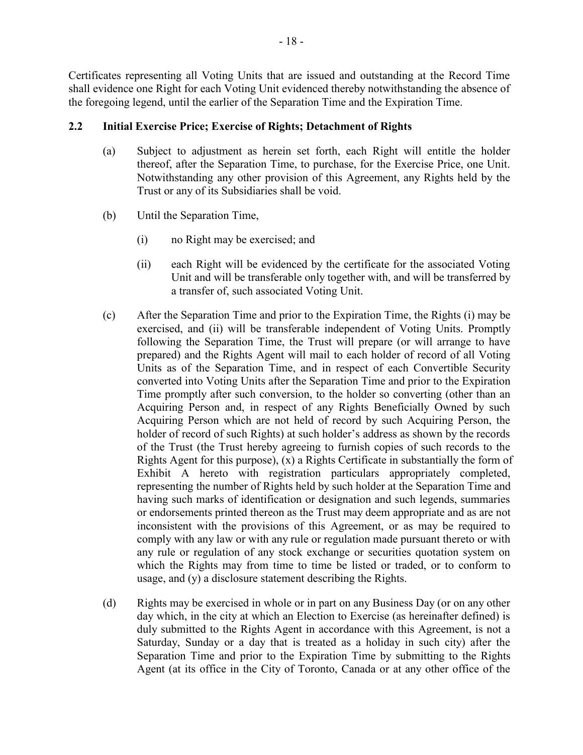Certificates representing all Voting Units that are issued and outstanding at the Record Time shall evidence one Right for each Voting Unit evidenced thereby notwithstanding the absence of the foregoing legend, until the earlier of the Separation Time and the Expiration Time.

## 2.2 Initial Exercise Price; Exercise of Rights; Detachment of Rights

(a) Subject to adjustment as herein set forth, each Right will entitle the holder thereof, after the Separation Time, to purchase, for the Exercise Price, one Unit. Notwithstanding any other provision of this Agreement, any Rights held by the Trust or any of its Subsidiaries shall be void.

(b) Until the Separation Time,

(i) no Right may be exercised; and

(ii) each Right will be evidenced by the certificate for the associated Voting Unit and will be transferable only together with, and will be transferred by a transfer of, such associated Voting Unit.

(c) After the Separation Time and prior to the Expiration Time, the Rights (i) may be exercised, and (ii) will be transferable independent of Voting Units. Promptly following the Separation Time, the Trust will prepare (or will arrange to have prepared) and the Rights Agent will mail to each holder of record of all Voting Units as of the Separation Time, and in respect of each Convertible Security converted into Voting Units after the Separation Time and prior to the Expiration Time promptly after such conversion, to the holder so converting (other than an Acquiring Person and, in respect of any Rights Beneficially Owned by such Acquiring Person which are not held of record by such Acquiring Person, the holder of record of such Rights) at such holder's address as shown by the records of the Trust (the Trust hereby agreeing to furnish copies of such records to the Rights Agent for this purpose), (x) a Rights Certificate in substantially the form of Exhibit A hereto with registration particulars appropriately completed, representing the number of Rights held by such holder at the Separation Time and having such marks of identification or designation and such legends, summaries or endorsements printed thereon as the Trust may deem appropriate and as are not inconsistent with the provisions of this Agreement, or as may be required to comply with any law or with any rule or regulation made pursuant thereto or with any rule or regulation of any stock exchange or securities quotation system on which the Rights may from time to time be listed or traded, or to conform to usage, and (y) a disclosure statement describing the Rights.

(d) Rights may be exercised in whole or in part on any Business Day (or on any other day which, in the city at which an Election to Exercise (as hereinafter defined) is duly submitted to the Rights Agent in accordance with this Agreement, is not a Saturday, Sunday or a day that is treated as a holiday in such city) after the Separation Time and prior to the Expiration Time by submitting to the Rights Agent (at its office in the City of Toronto, Canada or at any other office of the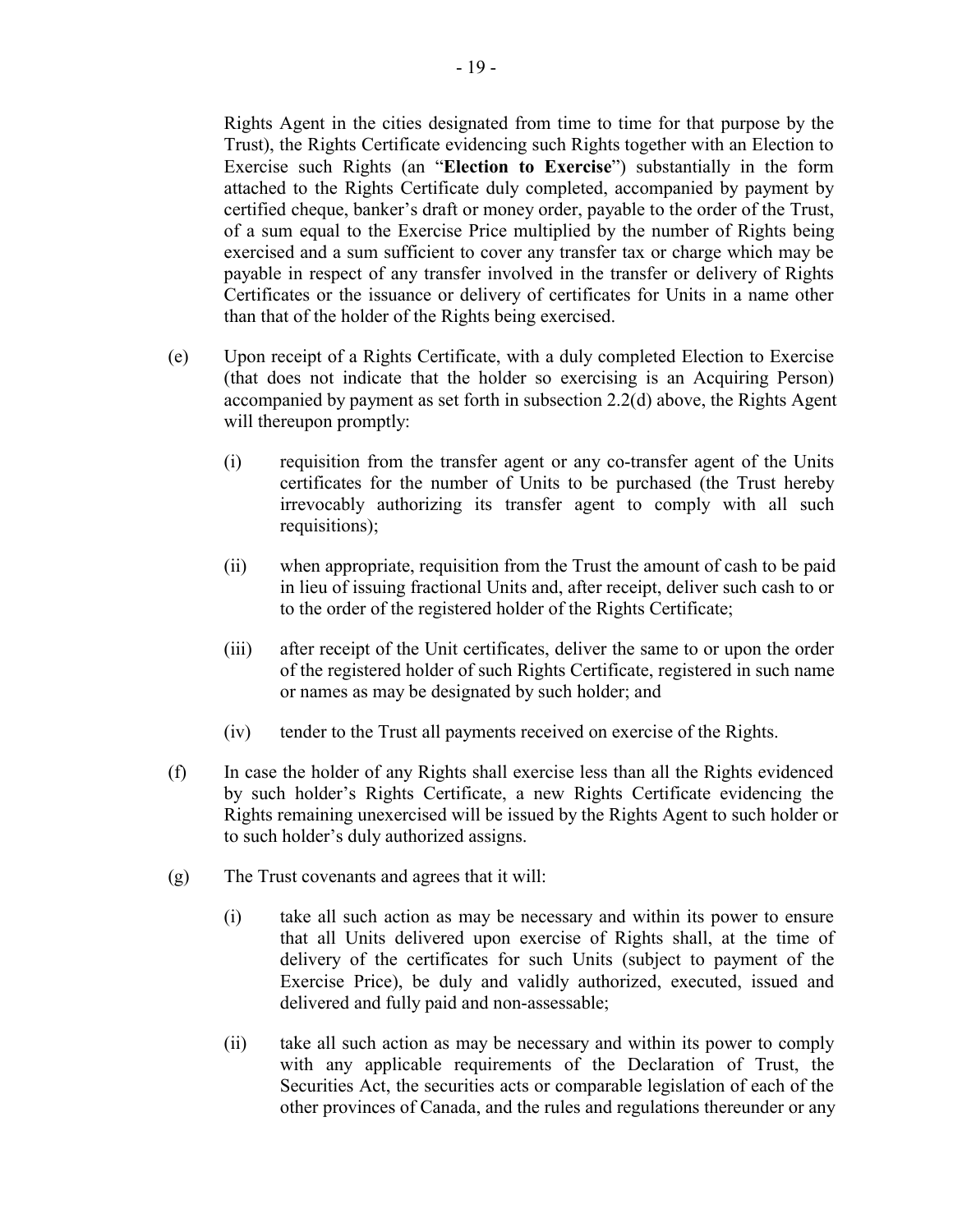Rights Agent in the cities designated from time to time for that purpose by the Trust), the Rights Certificate evidencing such Rights together with an Election to Exercise such Rights (an "**Election to Exercise**") substantially in the form attached to the Rights Certificate duly completed, accompanied by payment by certified cheque, banker's draft or money order, payable to the order of the Trust, of a sum equal to the Exercise Price multiplied by the number of Rights being exercised and a sum sufficient to cover any transfer tax or charge which may be payable in respect of any transfer involved in the transfer or delivery of Rights Certificates or the issuance or delivery of certificates for Units in a name other than that of the holder of the Rights being exercised.

(e) Upon receipt of a Rights Certificate, with a duly completed Election to Exercise (that does not indicate that the holder so exercising is an Acquiring Person) accompanied by payment as set forth in subsection 2.2(d) above, the Rights Agent will thereupon promptly:

  (i) requisition from the transfer agent or any co-transfer agent of the Units certificates for the number of Units to be purchased (the Trust hereby irrevocably authorizing its transfer agent to comply with all such requisitions);

  (ii) when appropriate, requisition from the Trust the amount of cash to be paid in lieu of issuing fractional Units and, after receipt, deliver such cash to or to the order of the registered holder of the Rights Certificate;

  (iii) after receipt of the Unit certificates, deliver the same to or upon the order of the registered holder of such Rights Certificate, registered in such name or names as may be designated by such holder; and

  (iv) tender to the Trust all payments received on exercise of the Rights.

(f) In case the holder of any Rights shall exercise less than all the Rights evidenced by such holder's Rights Certificate, a new Rights Certificate evidencing the Rights remaining unexercised will be issued by the Rights Agent to such holder or to such holder's duly authorized assigns.

(g) The Trust covenants and agrees that it will:

  (i) take all such action as may be necessary and within its power to ensure that all Units delivered upon exercise of Rights shall, at the time of delivery of the certificates for such Units (subject to payment of the Exercise Price), be duly and validly authorized, executed, issued and delivered and fully paid and non-assessable;

  (ii) take all such action as may be necessary and within its power to comply with any applicable requirements of the Declaration of Trust, the Securities Act, the securities acts or comparable legislation of each of the other provinces of Canada, and the rules and regulations thereunder or any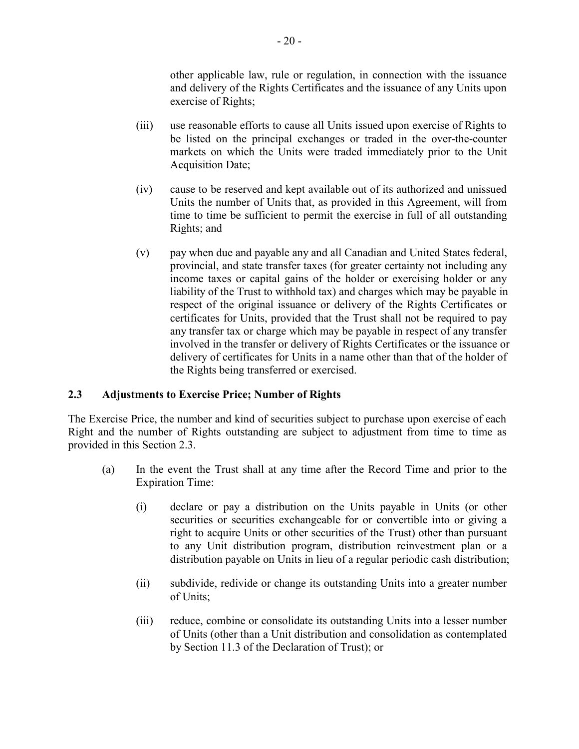other applicable law, rule or regulation, in connection with the issuance and delivery of the Rights Certificates and the issuance of any Units upon exercise of Rights;

(iii) use reasonable efforts to cause all Units issued upon exercise of Rights to be listed on the principal exchanges or traded in the over-the-counter markets on which the Units were traded immediately prior to the Unit Acquisition Date;

(iv) cause to be reserved and kept available out of its authorized and unissued Units the number of Units that, as provided in this Agreement, will from time to time be sufficient to permit the exercise in full of all outstanding Rights; and

(v) pay when due and payable any and all Canadian and United States federal, provincial, and state transfer taxes (for greater certainty not including any income taxes or capital gains of the holder or exercising holder or any liability of the Trust to withhold tax) and charges which may be payable in respect of the original issuance or delivery of the Rights Certificates or certificates for Units, provided that the Trust shall not be required to pay any transfer tax or charge which may be payable in respect of any transfer involved in the transfer or delivery of Rights Certificates or the issuance or delivery of certificates for Units in a name other than that of the holder of the Rights being transferred or exercised.

## 2.3 Adjustments to Exercise Price; Number of Rights

The Exercise Price, the number and kind of securities subject to purchase upon exercise of each Right and the number of Rights outstanding are subject to adjustment from time to time as provided in this Section 2.3.

(a) In the event the Trust shall at any time after the Record Time and prior to the Expiration Time:

(i) declare or pay a distribution on the Units payable in Units (or other securities or securities exchangeable for or convertible into or giving a right to acquire Units or other securities of the Trust) other than pursuant to any Unit distribution program, distribution reinvestment plan or a distribution payable on Units in lieu of a regular periodic cash distribution;

(ii) subdivide, redivide or change its outstanding Units into a greater number of Units;

(iii) reduce, combine or consolidate its outstanding Units into a lesser number of Units (other than a Unit distribution and consolidation as contemplated by Section 11.3 of the Declaration of Trust); or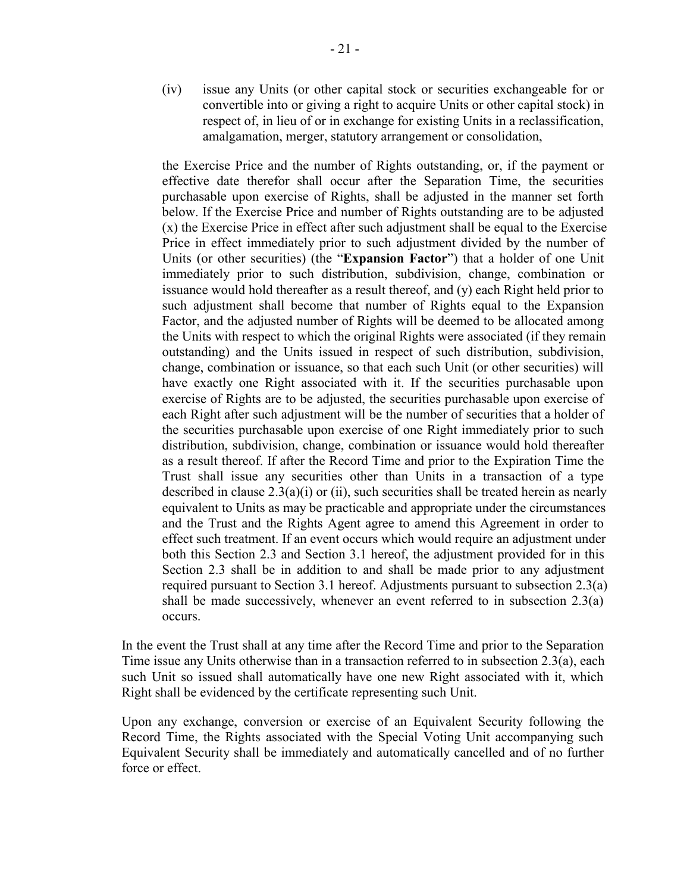(iv) issue any Units (or other capital stock or securities exchangeable for or convertible into or giving a right to acquire Units or other capital stock) in respect of, in lieu of or in exchange for existing Units in a reclassification, amalgamation, merger, statutory arrangement or consolidation,

the Exercise Price and the number of Rights outstanding, or, if the payment or effective date therefor shall occur after the Separation Time, the securities purchasable upon exercise of Rights, shall be adjusted in the manner set forth below. If the Exercise Price and number of Rights outstanding are to be adjusted (x) the Exercise Price in effect after such adjustment shall be equal to the Exercise Price in effect immediately prior to such adjustment divided by the number of Units (or other securities) (the "**Expansion Factor**") that a holder of one Unit immediately prior to such distribution, subdivision, change, combination or issuance would hold thereafter as a result thereof, and (y) each Right held prior to such adjustment shall become that number of Rights equal to the Expansion Factor, and the adjusted number of Rights will be deemed to be allocated among the Units with respect to which the original Rights were associated (if they remain outstanding) and the Units issued in respect of such distribution, subdivision, change, combination or issuance, so that each such Unit (or other securities) will have exactly one Right associated with it. If the securities purchasable upon exercise of Rights are to be adjusted, the securities purchasable upon exercise of each Right after such adjustment will be the number of securities that a holder of the securities purchasable upon exercise of one Right immediately prior to such distribution, subdivision, change, combination or issuance would hold thereafter as a result thereof. If after the Record Time and prior to the Expiration Time the Trust shall issue any securities other than Units in a transaction of a type described in clause 2.3(a)(i) or (ii), such securities shall be treated herein as nearly equivalent to Units as may be practicable and appropriate under the circumstances and the Trust and the Rights Agent agree to amend this Agreement in order to effect such treatment. If an event occurs which would require an adjustment under both this Section 2.3 and Section 3.1 hereof, the adjustment provided for in this Section 2.3 shall be in addition to and shall be made prior to any adjustment required pursuant to Section 3.1 hereof. Adjustments pursuant to subsection 2.3(a) shall be made successively, whenever an event referred to in subsection 2.3(a) occurs.

In the event the Trust shall at any time after the Record Time and prior to the Separation Time issue any Units otherwise than in a transaction referred to in subsection 2.3(a), each such Unit so issued shall automatically have one new Right associated with it, which Right shall be evidenced by the certificate representing such Unit.

Upon any exchange, conversion or exercise of an Equivalent Security following the Record Time, the Rights associated with the Special Voting Unit accompanying such Equivalent Security shall be immediately and automatically cancelled and of no further force or effect.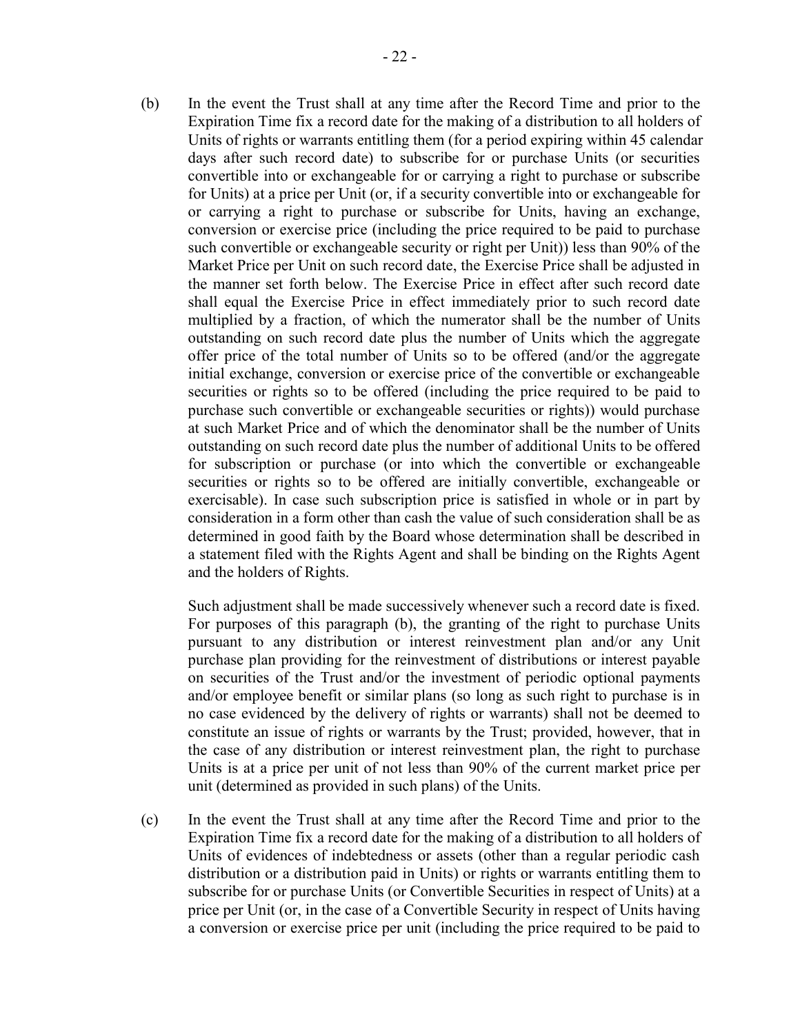(b) In the event the Trust shall at any time after the Record Time and prior to the Expiration Time fix a record date for the making of a distribution to all holders of Units of rights or warrants entitling them (for a period expiring within 45 calendar days after such record date) to subscribe for or purchase Units (or securities convertible into or exchangeable for or carrying a right to purchase or subscribe for Units) at a price per Unit (or, if a security convertible into or exchangeable for or carrying a right to purchase or subscribe for Units, having an exchange, conversion or exercise price (including the price required to be paid to purchase such convertible or exchangeable security or right per Unit)) less than 90% of the Market Price per Unit on such record date, the Exercise Price shall be adjusted in the manner set forth below. The Exercise Price in effect after such record date shall equal the Exercise Price in effect immediately prior to such record date multiplied by a fraction, of which the numerator shall be the number of Units outstanding on such record date plus the number of Units which the aggregate offer price of the total number of Units so to be offered (and/or the aggregate initial exchange, conversion or exercise price of the convertible or exchangeable securities or rights so to be offered (including the price required to be paid to purchase such convertible or exchangeable securities or rights)) would purchase at such Market Price and of which the denominator shall be the number of Units outstanding on such record date plus the number of additional Units to be offered for subscription or purchase (or into which the convertible or exchangeable securities or rights so to be offered are initially convertible, exchangeable or exercisable). In case such subscription price is satisfied in whole or in part by consideration in a form other than cash the value of such consideration shall be as determined in good faith by the Board whose determination shall be described in a statement filed with the Rights Agent and shall be binding on the Rights Agent and the holders of Rights.

Such adjustment shall be made successively whenever such a record date is fixed. For purposes of this paragraph (b), the granting of the right to purchase Units pursuant to any distribution or interest reinvestment plan and/or any Unit purchase plan providing for the reinvestment of distributions or interest payable on securities of the Trust and/or the investment of periodic optional payments and/or employee benefit or similar plans (so long as such right to purchase is in no case evidenced by the delivery of rights or warrants) shall not be deemed to constitute an issue of rights or warrants by the Trust; provided, however, that in the case of any distribution or interest reinvestment plan, the right to purchase Units is at a price per unit of not less than 90% of the current market price per unit (determined as provided in such plans) of the Units.

(c) In the event the Trust shall at any time after the Record Time and prior to the Expiration Time fix a record date for the making of a distribution to all holders of Units of evidences of indebtedness or assets (other than a regular periodic cash distribution or a distribution paid in Units) or rights or warrants entitling them to subscribe for or purchase Units (or Convertible Securities in respect of Units) at a price per Unit (or, in the case of a Convertible Security in respect of Units having a conversion or exercise price per unit (including the price required to be paid to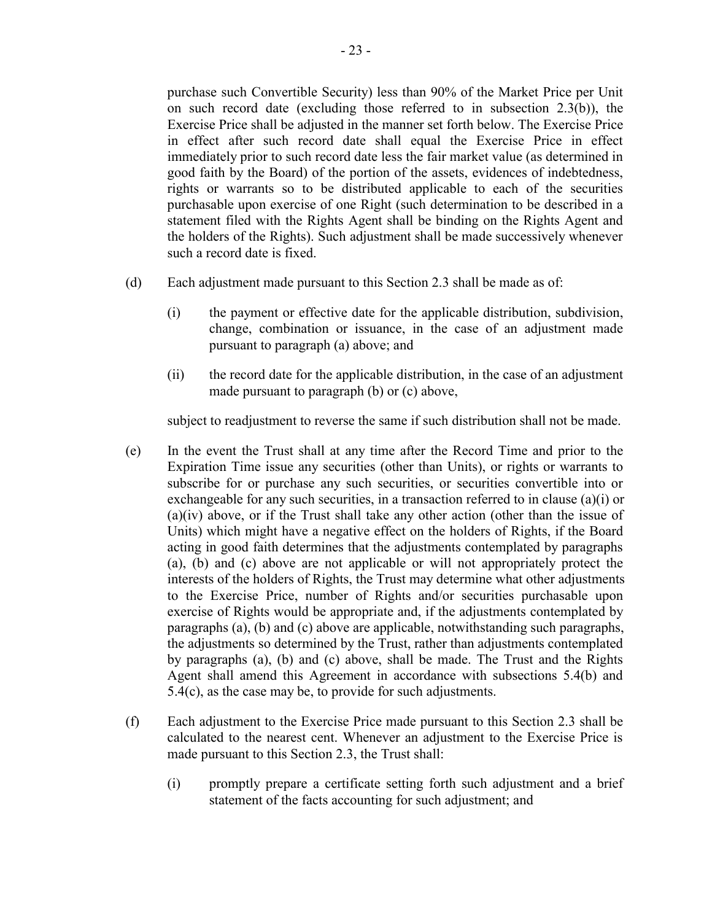purchase such Convertible Security) less than 90% of the Market Price per Unit on such record date (excluding those referred to in subsection 2.3(b)), the Exercise Price shall be adjusted in the manner set forth below. The Exercise Price in effect after such record date shall equal the Exercise Price in effect immediately prior to such record date less the fair market value (as determined in good faith by the Board) of the portion of the assets, evidences of indebtedness, rights or warrants so to be distributed applicable to each of the securities purchasable upon exercise of one Right (such determination to be described in a statement filed with the Rights Agent shall be binding on the Rights Agent and the holders of the Rights). Such adjustment shall be made successively whenever such a record date is fixed.

(d) Each adjustment made pursuant to this Section 2.3 shall be made as of:

(i) the payment or effective date for the applicable distribution, subdivision, change, combination or issuance, in the case of an adjustment made pursuant to paragraph (a) above; and

(ii) the record date for the applicable distribution, in the case of an adjustment made pursuant to paragraph (b) or (c) above,

subject to readjustment to reverse the same if such distribution shall not be made.

(e) In the event the Trust shall at any time after the Record Time and prior to the Expiration Time issue any securities (other than Units), or rights or warrants to subscribe for or purchase any such securities, or securities convertible into or exchangeable for any such securities, in a transaction referred to in clause (a)(i) or (a)(iv) above, or if the Trust shall take any other action (other than the issue of Units) which might have a negative effect on the holders of Rights, if the Board acting in good faith determines that the adjustments contemplated by paragraphs (a), (b) and (c) above are not applicable or will not appropriately protect the interests of the holders of Rights, the Trust may determine what other adjustments to the Exercise Price, number of Rights and/or securities purchasable upon exercise of Rights would be appropriate and, if the adjustments contemplated by paragraphs (a), (b) and (c) above are applicable, notwithstanding such paragraphs, the adjustments so determined by the Trust, rather than adjustments contemplated by paragraphs (a), (b) and (c) above, shall be made. The Trust and the Rights Agent shall amend this Agreement in accordance with subsections 5.4(b) and 5.4(c), as the case may be, to provide for such adjustments.

(f) Each adjustment to the Exercise Price made pursuant to this Section 2.3 shall be calculated to the nearest cent. Whenever an adjustment to the Exercise Price is made pursuant to this Section 2.3, the Trust shall:

(i) promptly prepare a certificate setting forth such adjustment and a brief statement of the facts accounting for such adjustment; and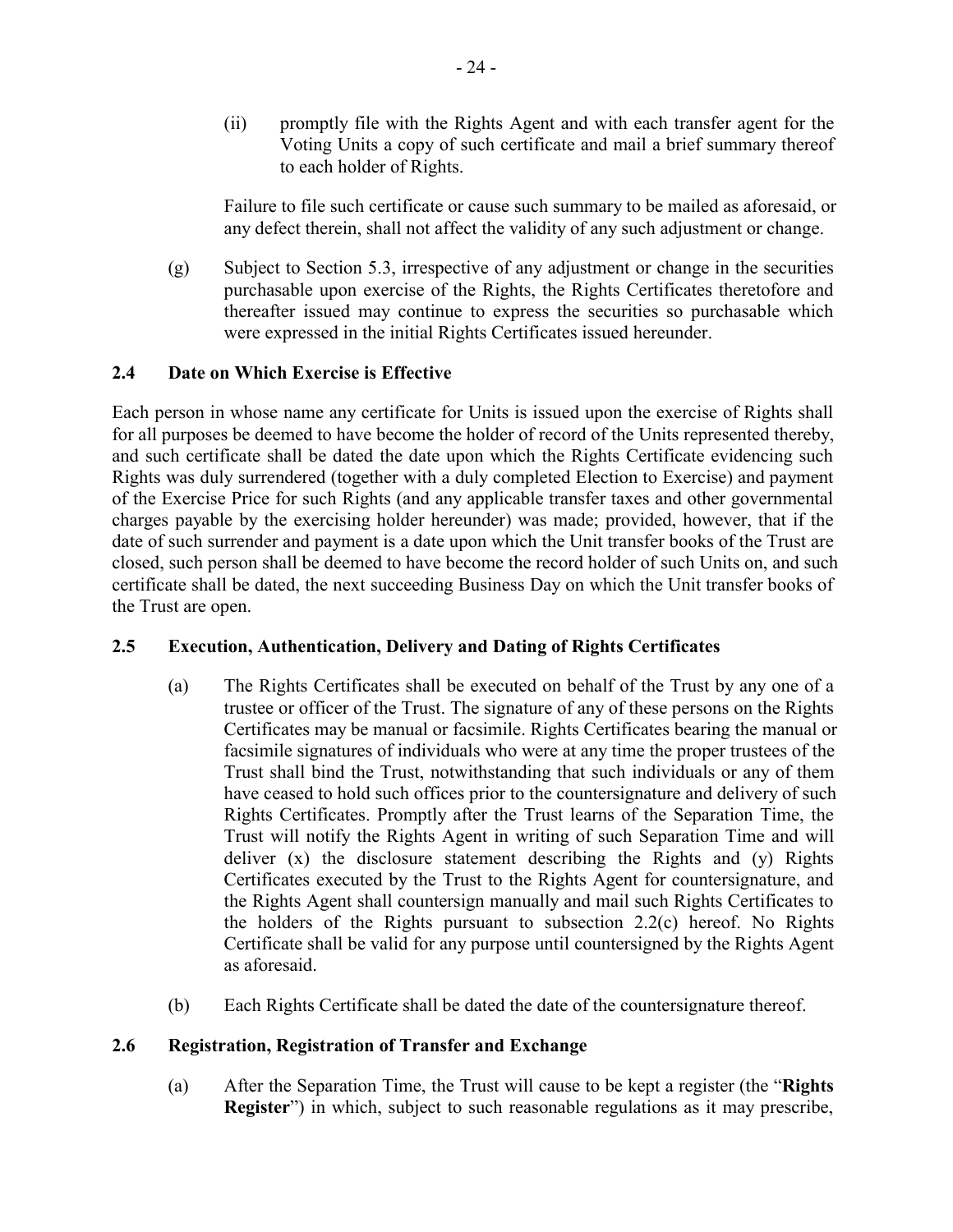(ii) promptly file with the Rights Agent and with each transfer agent for the Voting Units a copy of such certificate and mail a brief summary thereof to each holder of Rights.

Failure to file such certificate or cause such summary to be mailed as aforesaid, or any defect therein, shall not affect the validity of any such adjustment or change.

(g) Subject to Section 5.3, irrespective of any adjustment or change in the securities purchasable upon exercise of the Rights, the Rights Certificates theretofore and thereafter issued may continue to express the securities so purchasable which were expressed in the initial Rights Certificates issued hereunder.

## 2.4 Date on Which Exercise is Effective

Each person in whose name any certificate for Units is issued upon the exercise of Rights shall for all purposes be deemed to have become the holder of record of the Units represented thereby, and such certificate shall be dated the date upon which the Rights Certificate evidencing such Rights was duly surrendered (together with a duly completed Election to Exercise) and payment of the Exercise Price for such Rights (and any applicable transfer taxes and other governmental charges payable by the exercising holder hereunder) was made; provided, however, that if the date of such surrender and payment is a date upon which the Unit transfer books of the Trust are closed, such person shall be deemed to have become the record holder of such Units on, and such certificate shall be dated, the next succeeding Business Day on which the Unit transfer books of the Trust are open.

## 2.5 Execution, Authentication, Delivery and Dating of Rights Certificates

(a) The Rights Certificates shall be executed on behalf of the Trust by any one of a trustee or officer of the Trust. The signature of any of these persons on the Rights Certificates may be manual or facsimile. Rights Certificates bearing the manual or facsimile signatures of individuals who were at any time the proper trustees of the Trust shall bind the Trust, notwithstanding that such individuals or any of them have ceased to hold such offices prior to the countersignature and delivery of such Rights Certificates. Promptly after the Trust learns of the Separation Time, the Trust will notify the Rights Agent in writing of such Separation Time and will deliver (x) the disclosure statement describing the Rights and (y) Rights Certificates executed by the Trust to the Rights Agent for countersignature, and the Rights Agent shall countersign manually and mail such Rights Certificates to the holders of the Rights pursuant to subsection 2.2(c) hereof. No Rights Certificate shall be valid for any purpose until countersigned by the Rights Agent as aforesaid.

(b) Each Rights Certificate shall be dated the date of the countersignature thereof.

## 2.6 Registration, Registration of Transfer and Exchange

(a) After the Separation Time, the Trust will cause to be kept a register (the "**Rights Register**") in which, subject to such reasonable regulations as it may prescribe,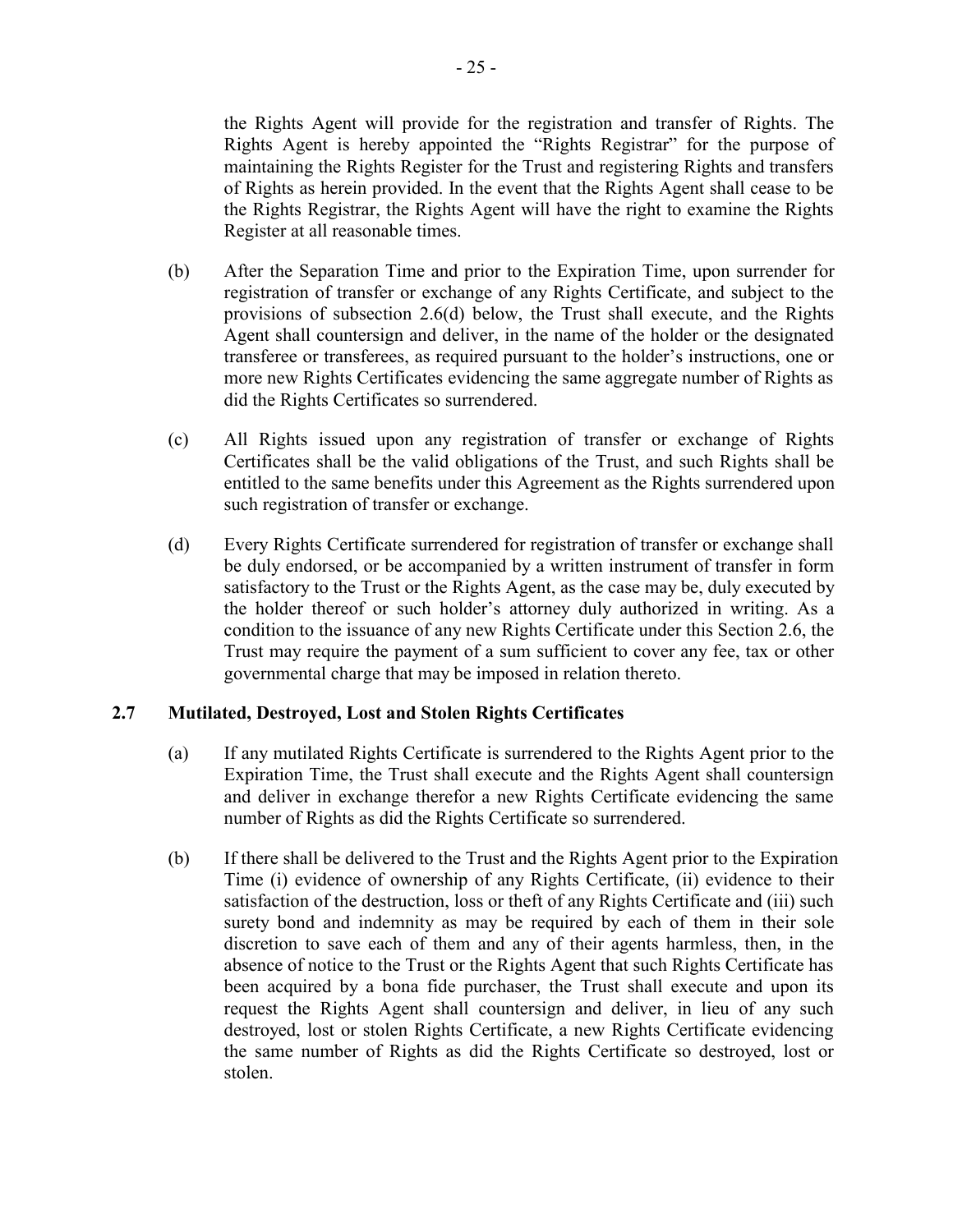the Rights Agent will provide for the registration and transfer of Rights. The Rights Agent is hereby appointed the "Rights Registrar" for the purpose of maintaining the Rights Register for the Trust and registering Rights and transfers of Rights as herein provided. In the event that the Rights Agent shall cease to be the Rights Registrar, the Rights Agent will have the right to examine the Rights Register at all reasonable times.

(b) After the Separation Time and prior to the Expiration Time, upon surrender for registration of transfer or exchange of any Rights Certificate, and subject to the provisions of subsection 2.6(d) below, the Trust shall execute, and the Rights Agent shall countersign and deliver, in the name of the holder or the designated transferee or transferees, as required pursuant to the holder's instructions, one or more new Rights Certificates evidencing the same aggregate number of Rights as did the Rights Certificates so surrendered.

(c) All Rights issued upon any registration of transfer or exchange of Rights Certificates shall be the valid obligations of the Trust, and such Rights shall be entitled to the same benefits under this Agreement as the Rights surrendered upon such registration of transfer or exchange.

(d) Every Rights Certificate surrendered for registration of transfer or exchange shall be duly endorsed, or be accompanied by a written instrument of transfer in form satisfactory to the Trust or the Rights Agent, as the case may be, duly executed by the holder thereof or such holder's attorney duly authorized in writing. As a condition to the issuance of any new Rights Certificate under this Section 2.6, the Trust may require the payment of a sum sufficient to cover any fee, tax or other governmental charge that may be imposed in relation thereto.

### 2.7 Mutilated, Destroyed, Lost and Stolen Rights Certificates

(a) If any mutilated Rights Certificate is surrendered to the Rights Agent prior to the Expiration Time, the Trust shall execute and the Rights Agent shall countersign and deliver in exchange therefor a new Rights Certificate evidencing the same number of Rights as did the Rights Certificate so surrendered.

(b) If there shall be delivered to the Trust and the Rights Agent prior to the Expiration Time (i) evidence of ownership of any Rights Certificate, (ii) evidence to their satisfaction of the destruction, loss or theft of any Rights Certificate and (iii) such surety bond and indemnity as may be required by each of them in their sole discretion to save each of them and any of their agents harmless, then, in the absence of notice to the Trust or the Rights Agent that such Rights Certificate has been acquired by a bona fide purchaser, the Trust shall execute and upon its request the Rights Agent shall countersign and deliver, in lieu of any such destroyed, lost or stolen Rights Certificate, a new Rights Certificate evidencing the same number of Rights as did the Rights Certificate so destroyed, lost or stolen.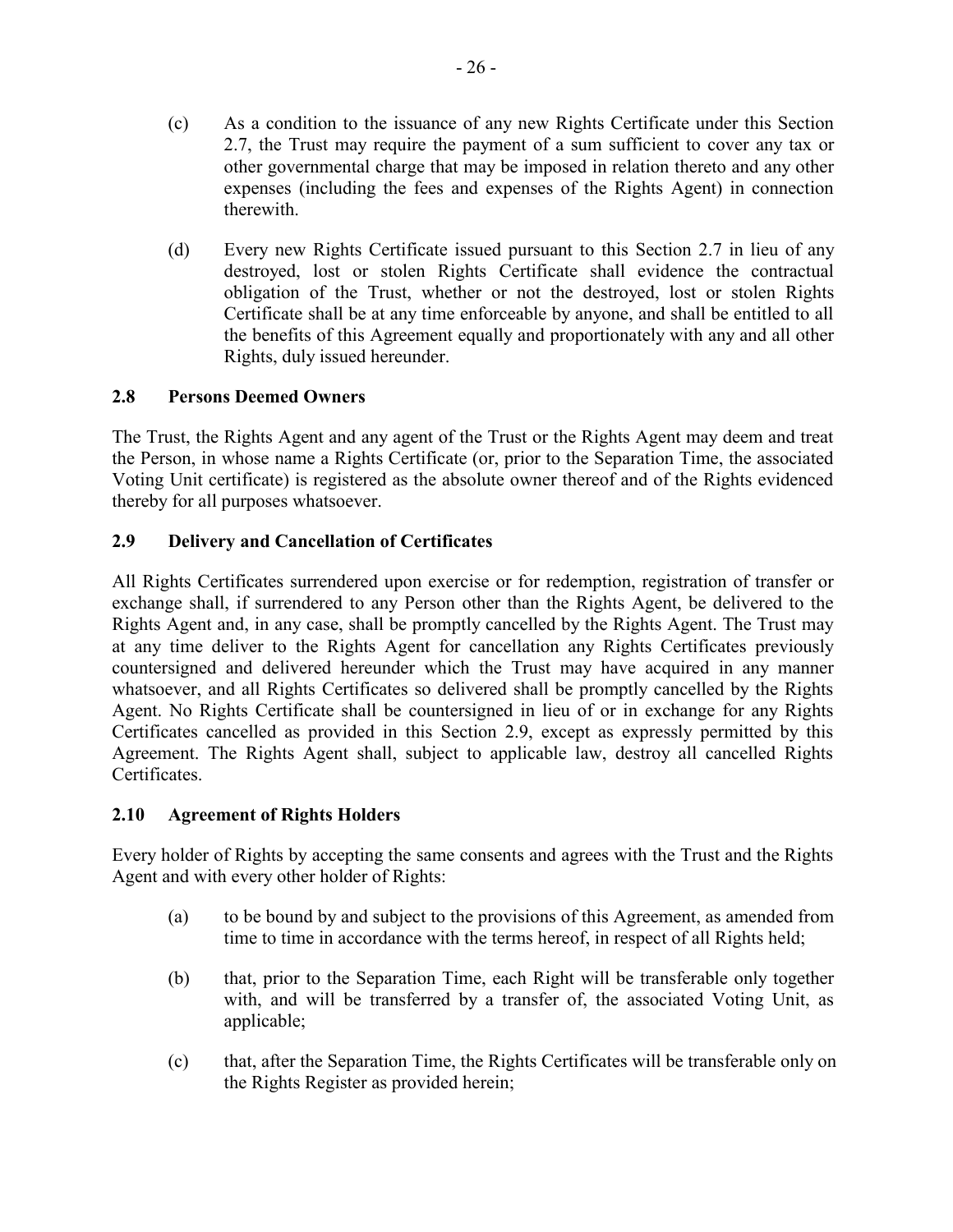(c) As a condition to the issuance of any new Rights Certificate under this Section 2.7, the Trust may require the payment of a sum sufficient to cover any tax or other governmental charge that may be imposed in relation thereto and any other expenses (including the fees and expenses of the Rights Agent) in connection therewith.

(d) Every new Rights Certificate issued pursuant to this Section 2.7 in lieu of any destroyed, lost or stolen Rights Certificate shall evidence the contractual obligation of the Trust, whether or not the destroyed, lost or stolen Rights Certificate shall be at any time enforceable by anyone, and shall be entitled to all the benefits of this Agreement equally and proportionately with any and all other Rights, duly issued hereunder.

### 2.8 Persons Deemed Owners

The Trust, the Rights Agent and any agent of the Trust or the Rights Agent may deem and treat the Person, in whose name a Rights Certificate (or, prior to the Separation Time, the associated Voting Unit certificate) is registered as the absolute owner thereof and of the Rights evidenced thereby for all purposes whatsoever.

### 2.9 Delivery and Cancellation of Certificates

All Rights Certificates surrendered upon exercise or for redemption, registration of transfer or exchange shall, if surrendered to any Person other than the Rights Agent, be delivered to the Rights Agent and, in any case, shall be promptly cancelled by the Rights Agent. The Trust may at any time deliver to the Rights Agent for cancellation any Rights Certificates previously countersigned and delivered hereunder which the Trust may have acquired in any manner whatsoever, and all Rights Certificates so delivered shall be promptly cancelled by the Rights Agent. No Rights Certificate shall be countersigned in lieu of or in exchange for any Rights Certificates cancelled as provided in this Section 2.9, except as expressly permitted by this Agreement. The Rights Agent shall, subject to applicable law, destroy all cancelled Rights Certificates.

### 2.10 Agreement of Rights Holders

Every holder of Rights by accepting the same consents and agrees with the Trust and the Rights Agent and with every other holder of Rights:

(a) to be bound by and subject to the provisions of this Agreement, as amended from time to time in accordance with the terms hereof, in respect of all Rights held;

(b) that, prior to the Separation Time, each Right will be transferable only together with, and will be transferred by a transfer of, the associated Voting Unit, as applicable;

(c) that, after the Separation Time, the Rights Certificates will be transferable only on the Rights Register as provided herein;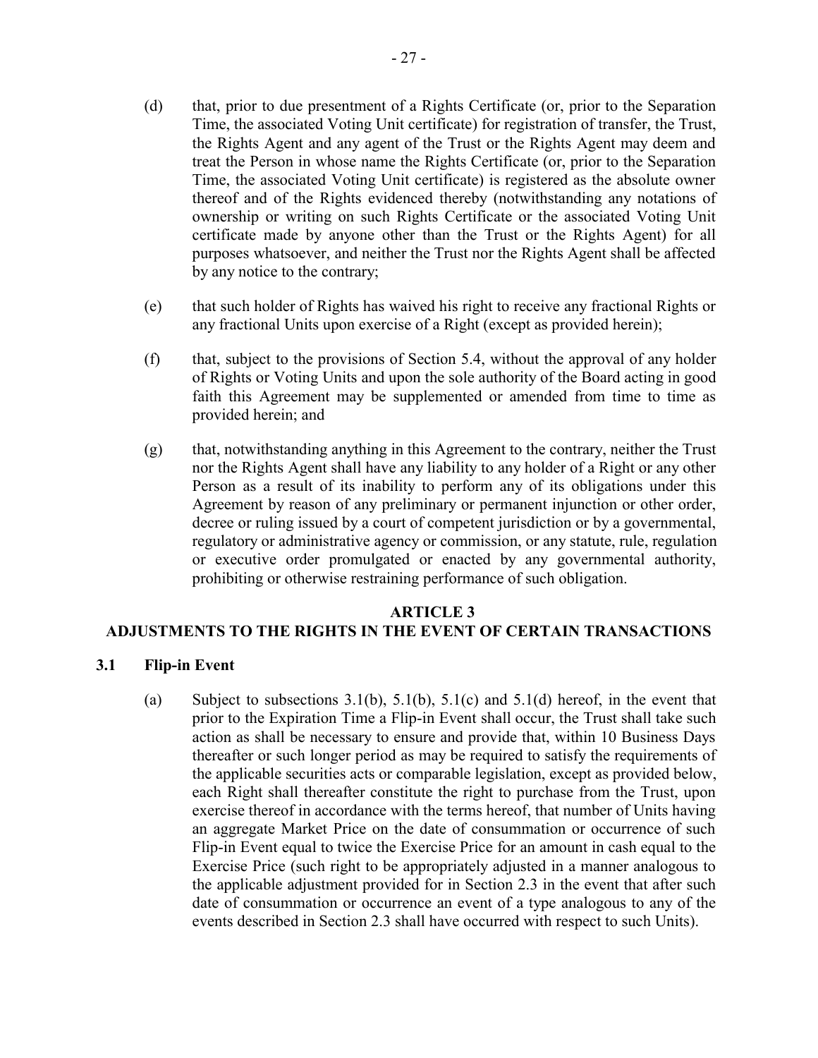(d) that, prior to due presentment of a Rights Certificate (or, prior to the Separation Time, the associated Voting Unit certificate) for registration of transfer, the Trust, the Rights Agent and any agent of the Trust or the Rights Agent may deem and treat the Person in whose name the Rights Certificate (or, prior to the Separation Time, the associated Voting Unit certificate) is registered as the absolute owner thereof and of the Rights evidenced thereby (notwithstanding any notations of ownership or writing on such Rights Certificate or the associated Voting Unit certificate made by anyone other than the Trust or the Rights Agent) for all purposes whatsoever, and neither the Trust nor the Rights Agent shall be affected by any notice to the contrary;

(e) that such holder of Rights has waived his right to receive any fractional Rights or any fractional Units upon exercise of a Right (except as provided herein);

(f) that, subject to the provisions of Section 5.4, without the approval of any holder of Rights or Voting Units and upon the sole authority of the Board acting in good faith this Agreement may be supplemented or amended from time to time as provided herein; and

(g) that, notwithstanding anything in this Agreement to the contrary, neither the Trust nor the Rights Agent shall have any liability to any holder of a Right or any other Person as a result of its inability to perform any of its obligations under this Agreement by reason of any preliminary or permanent injunction or other order, decree or ruling issued by a court of competent jurisdiction or by a governmental, regulatory or administrative agency or commission, or any statute, rule, regulation or executive order promulgated or enacted by any governmental authority, prohibiting or otherwise restraining performance of such obligation.

## ARTICLE 3
## ADJUSTMENTS TO THE RIGHTS IN THE EVENT OF CERTAIN TRANSACTIONS

### 3.1 Flip-in Event

(a) Subject to subsections 3.1(b), 5.1(b), 5.1(c) and 5.1(d) hereof, in the event that prior to the Expiration Time a Flip-in Event shall occur, the Trust shall take such action as shall be necessary to ensure and provide that, within 10 Business Days thereafter or such longer period as may be required to satisfy the requirements of the applicable securities acts or comparable legislation, except as provided below, each Right shall thereafter constitute the right to purchase from the Trust, upon exercise thereof in accordance with the terms hereof, that number of Units having an aggregate Market Price on the date of consummation or occurrence of such Flip-in Event equal to twice the Exercise Price for an amount in cash equal to the Exercise Price (such right to be appropriately adjusted in a manner analogous to the applicable adjustment provided for in Section 2.3 in the event that after such date of consummation or occurrence an event of a type analogous to any of the events described in Section 2.3 shall have occurred with respect to such Units).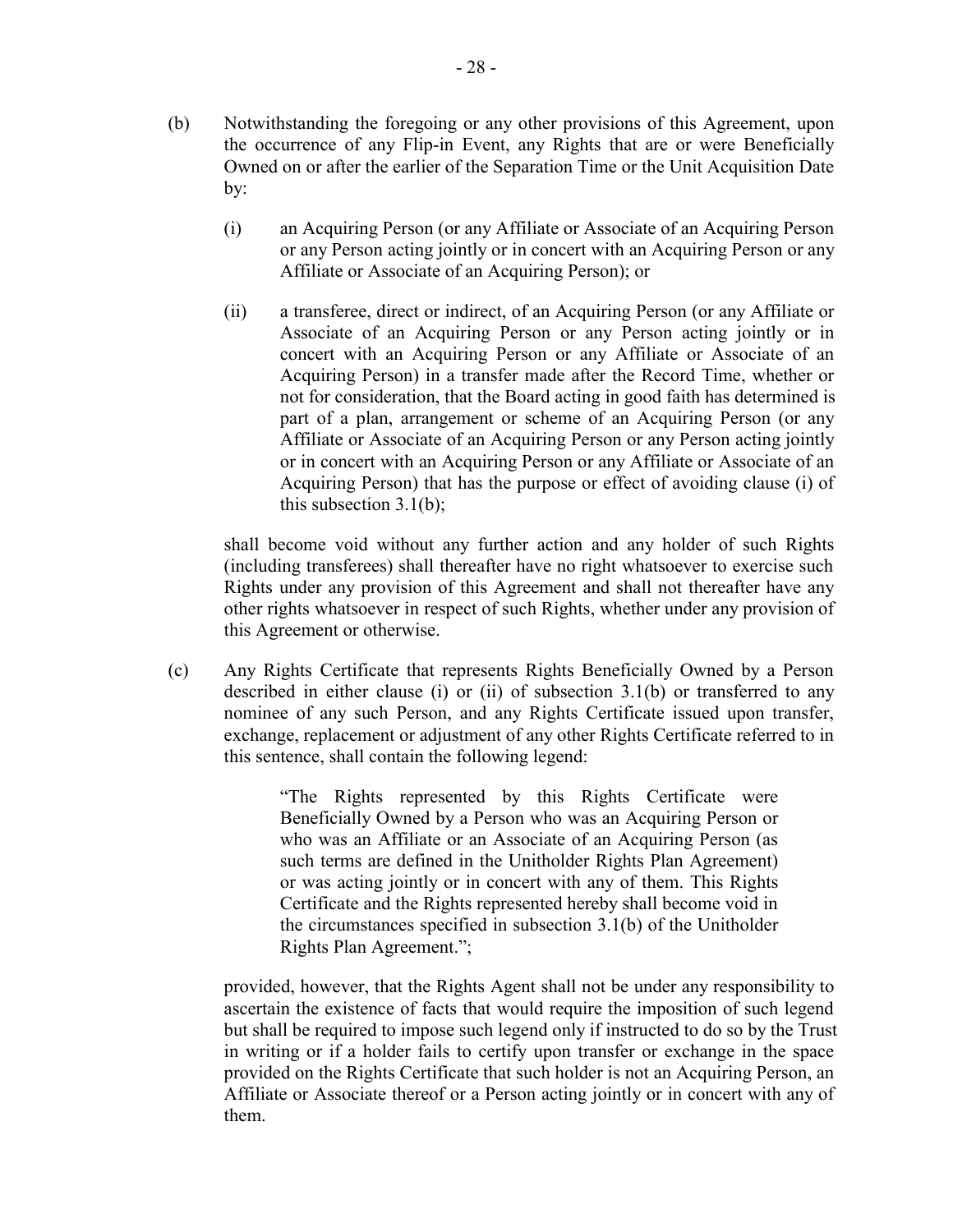(b) Notwithstanding the foregoing or any other provisions of this Agreement, upon the occurrence of any Flip-in Event, any Rights that are or were Beneficially Owned on or after the earlier of the Separation Time or the Unit Acquisition Date by:

  (i) an Acquiring Person (or any Affiliate or Associate of an Acquiring Person or any Person acting jointly or in concert with an Acquiring Person or any Affiliate or Associate of an Acquiring Person); or

  (ii) a transferee, direct or indirect, of an Acquiring Person (or any Affiliate or Associate of an Acquiring Person or any Person acting jointly or in concert with an Acquiring Person or any Affiliate or Associate of an Acquiring Person) in a transfer made after the Record Time, whether or not for consideration, that the Board acting in good faith has determined is part of a plan, arrangement or scheme of an Acquiring Person (or any Affiliate or Associate of an Acquiring Person or any Person acting jointly or in concert with an Acquiring Person or any Affiliate or Associate of an Acquiring Person) that has the purpose or effect of avoiding clause (i) of this subsection 3.1(b);

shall become void without any further action and any holder of such Rights (including transferees) shall thereafter have no right whatsoever to exercise such Rights under any provision of this Agreement and shall not thereafter have any other rights whatsoever in respect of such Rights, whether under any provision of this Agreement or otherwise.

(c) Any Rights Certificate that represents Rights Beneficially Owned by a Person described in either clause (i) or (ii) of subsection 3.1(b) or transferred to any nominee of any such Person, and any Rights Certificate issued upon transfer, exchange, replacement or adjustment of any other Rights Certificate referred to in this sentence, shall contain the following legend:

> "The Rights represented by this Rights Certificate were Beneficially Owned by a Person who was an Acquiring Person or who was an Affiliate or an Associate of an Acquiring Person (as such terms are defined in the Unitholder Rights Plan Agreement) or was acting jointly or in concert with any of them. This Rights Certificate and the Rights represented hereby shall become void in the circumstances specified in subsection 3.1(b) of the Unitholder Rights Plan Agreement.";

provided, however, that the Rights Agent shall not be under any responsibility to ascertain the existence of facts that would require the imposition of such legend but shall be required to impose such legend only if instructed to do so by the Trust in writing or if a holder fails to certify upon transfer or exchange in the space provided on the Rights Certificate that such holder is not an Acquiring Person, an Affiliate or Associate thereof or a Person acting jointly or in concert with any of them.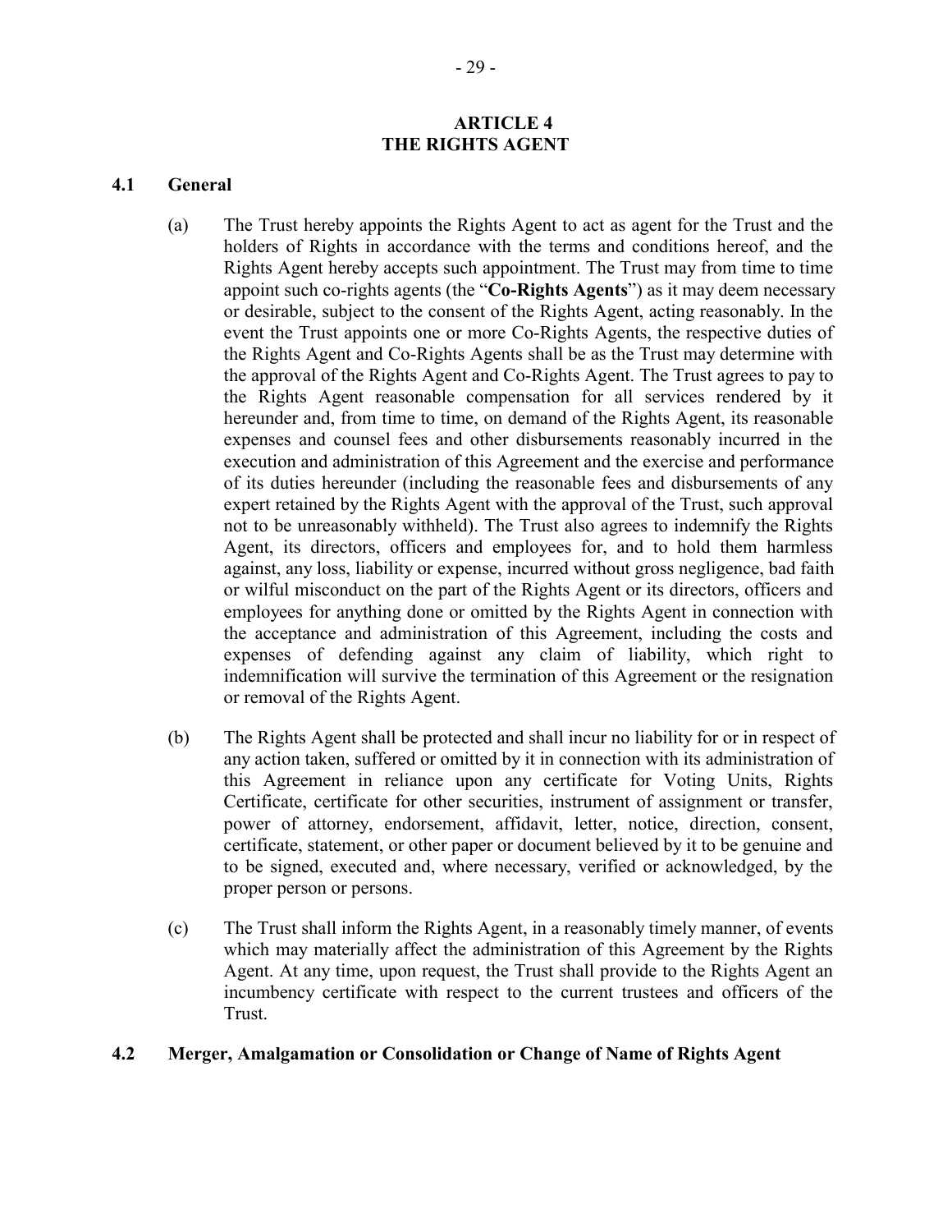# ARTICLE 4
# THE RIGHTS AGENT

## 4.1 General

(a) The Trust hereby appoints the Rights Agent to act as agent for the Trust and the holders of Rights in accordance with the terms and conditions hereof, and the Rights Agent hereby accepts such appointment. The Trust may from time to time appoint such co-rights agents (the "**Co-Rights Agents**") as it may deem necessary or desirable, subject to the consent of the Rights Agent, acting reasonably. In the event the Trust appoints one or more Co-Rights Agents, the respective duties of the Rights Agent and Co-Rights Agents shall be as the Trust may determine with the approval of the Rights Agent and Co-Rights Agent. The Trust agrees to pay to the Rights Agent reasonable compensation for all services rendered by it hereunder and, from time to time, on demand of the Rights Agent, its reasonable expenses and counsel fees and other disbursements reasonably incurred in the execution and administration of this Agreement and the exercise and performance of its duties hereunder (including the reasonable fees and disbursements of any expert retained by the Rights Agent with the approval of the Trust, such approval not to be unreasonably withheld). The Trust also agrees to indemnify the Rights Agent, its directors, officers and employees for, and to hold them harmless against, any loss, liability or expense, incurred without gross negligence, bad faith or wilful misconduct on the part of the Rights Agent or its directors, officers and employees for anything done or omitted by the Rights Agent in connection with the acceptance and administration of this Agreement, including the costs and expenses of defending against any claim of liability, which right to indemnification will survive the termination of this Agreement or the resignation or removal of the Rights Agent.

(b) The Rights Agent shall be protected and shall incur no liability for or in respect of any action taken, suffered or omitted by it in connection with its administration of this Agreement in reliance upon any certificate for Voting Units, Rights Certificate, certificate for other securities, instrument of assignment or transfer, power of attorney, endorsement, affidavit, letter, notice, direction, consent, certificate, statement, or other paper or document believed by it to be genuine and to be signed, executed and, where necessary, verified or acknowledged, by the proper person or persons.

(c) The Trust shall inform the Rights Agent, in a reasonably timely manner, of events which may materially affect the administration of this Agreement by the Rights Agent. At any time, upon request, the Trust shall provide to the Rights Agent an incumbency certificate with respect to the current trustees and officers of the Trust.

## 4.2 Merger, Amalgamation or Consolidation or Change of Name of Rights Agent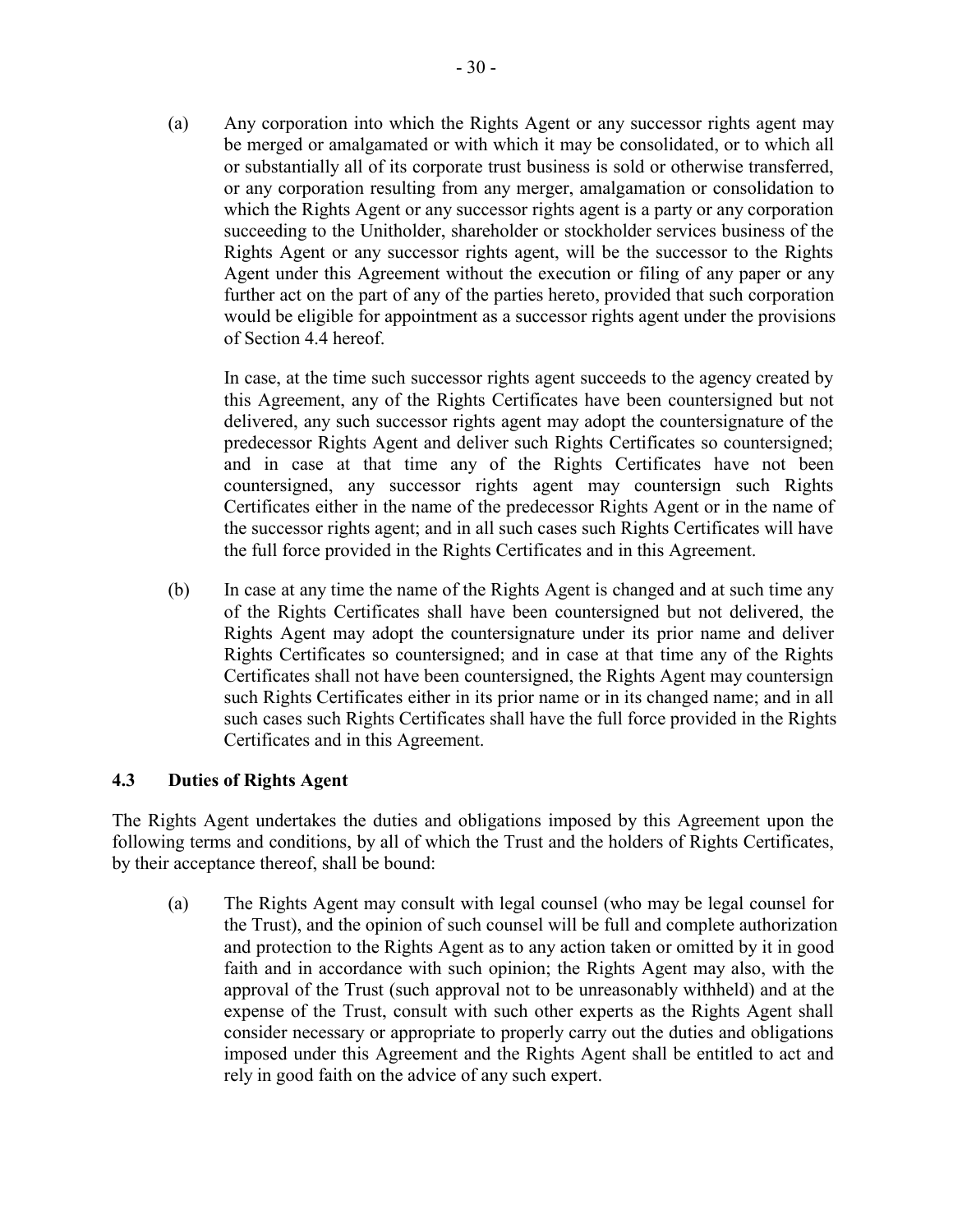(a) Any corporation into which the Rights Agent or any successor rights agent may be merged or amalgamated or with which it may be consolidated, or to which all or substantially all of its corporate trust business is sold or otherwise transferred, or any corporation resulting from any merger, amalgamation or consolidation to which the Rights Agent or any successor rights agent is a party or any corporation succeeding to the Unitholder, shareholder or stockholder services business of the Rights Agent or any successor rights agent, will be the successor to the Rights Agent under this Agreement without the execution or filing of any paper or any further act on the part of any of the parties hereto, provided that such corporation would be eligible for appointment as a successor rights agent under the provisions of Section 4.4 hereof.

In case, at the time such successor rights agent succeeds to the agency created by this Agreement, any of the Rights Certificates have been countersigned but not delivered, any such successor rights agent may adopt the countersignature of the predecessor Rights Agent and deliver such Rights Certificates so countersigned; and in case at that time any of the Rights Certificates have not been countersigned, any successor rights agent may countersign such Rights Certificates either in the name of the predecessor Rights Agent or in the name of the successor rights agent; and in all such cases such Rights Certificates will have the full force provided in the Rights Certificates and in this Agreement.

(b) In case at any time the name of the Rights Agent is changed and at such time any of the Rights Certificates shall have been countersigned but not delivered, the Rights Agent may adopt the countersignature under its prior name and deliver Rights Certificates so countersigned; and in case at that time any of the Rights Certificates shall not have been countersigned, the Rights Agent may countersign such Rights Certificates either in its prior name or in its changed name; and in all such cases such Rights Certificates shall have the full force provided in the Rights Certificates and in this Agreement.

### 4.3 Duties of Rights Agent

The Rights Agent undertakes the duties and obligations imposed by this Agreement upon the following terms and conditions, by all of which the Trust and the holders of Rights Certificates, by their acceptance thereof, shall be bound:

(a) The Rights Agent may consult with legal counsel (who may be legal counsel for the Trust), and the opinion of such counsel will be full and complete authorization and protection to the Rights Agent as to any action taken or omitted by it in good faith and in accordance with such opinion; the Rights Agent may also, with the approval of the Trust (such approval not to be unreasonably withheld) and at the expense of the Trust, consult with such other experts as the Rights Agent shall consider necessary or appropriate to properly carry out the duties and obligations imposed under this Agreement and the Rights Agent shall be entitled to act and rely in good faith on the advice of any such expert.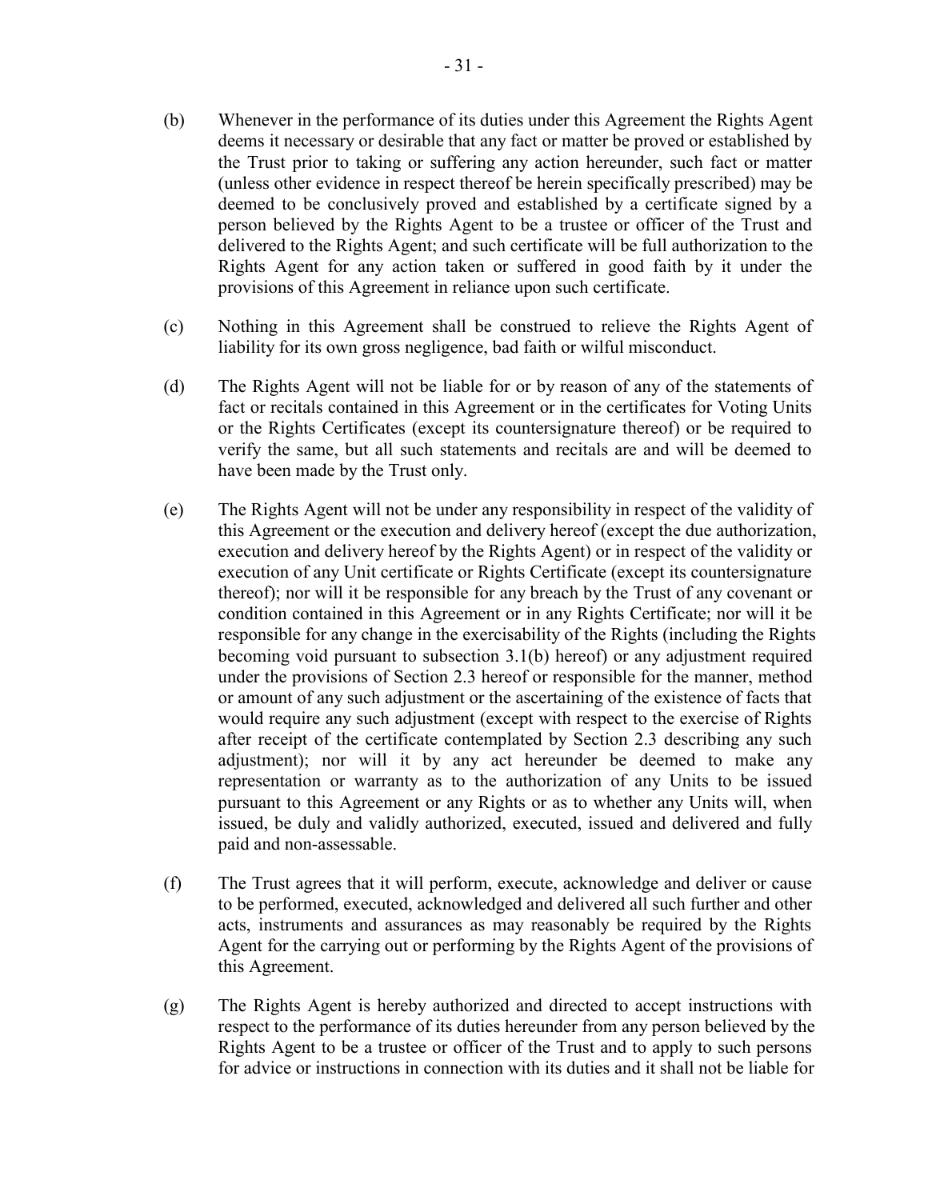(b) Whenever in the performance of its duties under this Agreement the Rights Agent deems it necessary or desirable that any fact or matter be proved or established by the Trust prior to taking or suffering any action hereunder, such fact or matter (unless other evidence in respect thereof be herein specifically prescribed) may be deemed to be conclusively proved and established by a certificate signed by a person believed by the Rights Agent to be a trustee or officer of the Trust and delivered to the Rights Agent; and such certificate will be full authorization to the Rights Agent for any action taken or suffered in good faith by it under the provisions of this Agreement in reliance upon such certificate.

(c) Nothing in this Agreement shall be construed to relieve the Rights Agent of liability for its own gross negligence, bad faith or wilful misconduct.

(d) The Rights Agent will not be liable for or by reason of any of the statements of fact or recitals contained in this Agreement or in the certificates for Voting Units or the Rights Certificates (except its countersignature thereof) or be required to verify the same, but all such statements and recitals are and will be deemed to have been made by the Trust only.

(e) The Rights Agent will not be under any responsibility in respect of the validity of this Agreement or the execution and delivery hereof (except the due authorization, execution and delivery hereof by the Rights Agent) or in respect of the validity or execution of any Unit certificate or Rights Certificate (except its countersignature thereof); nor will it be responsible for any breach by the Trust of any covenant or condition contained in this Agreement or in any Rights Certificate; nor will it be responsible for any change in the exercisability of the Rights (including the Rights becoming void pursuant to subsection 3.1(b) hereof) or any adjustment required under the provisions of Section 2.3 hereof or responsible for the manner, method or amount of any such adjustment or the ascertaining of the existence of facts that would require any such adjustment (except with respect to the exercise of Rights after receipt of the certificate contemplated by Section 2.3 describing any such adjustment); nor will it by any act hereunder be deemed to make any representation or warranty as to the authorization of any Units to be issued pursuant to this Agreement or any Rights or as to whether any Units will, when issued, be duly and validly authorized, executed, issued and delivered and fully paid and non-assessable.

(f) The Trust agrees that it will perform, execute, acknowledge and deliver or cause to be performed, executed, acknowledged and delivered all such further and other acts, instruments and assurances as may reasonably be required by the Rights Agent for the carrying out or performing by the Rights Agent of the provisions of this Agreement.

(g) The Rights Agent is hereby authorized and directed to accept instructions with respect to the performance of its duties hereunder from any person believed by the Rights Agent to be a trustee or officer of the Trust and to apply to such persons for advice or instructions in connection with its duties and it shall not be liable for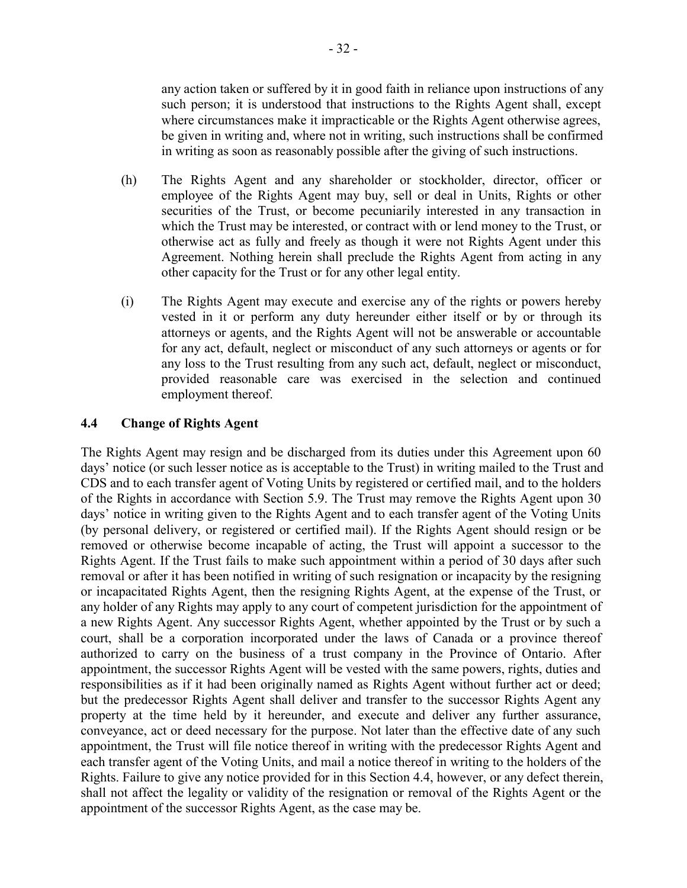any action taken or suffered by it in good faith in reliance upon instructions of any such person; it is understood that instructions to the Rights Agent shall, except where circumstances make it impracticable or the Rights Agent otherwise agrees, be given in writing and, where not in writing, such instructions shall be confirmed in writing as soon as reasonably possible after the giving of such instructions.

(h) The Rights Agent and any shareholder or stockholder, director, officer or employee of the Rights Agent may buy, sell or deal in Units, Rights or other securities of the Trust, or become pecuniarily interested in any transaction in which the Trust may be interested, or contract with or lend money to the Trust, or otherwise act as fully and freely as though it were not Rights Agent under this Agreement. Nothing herein shall preclude the Rights Agent from acting in any other capacity for the Trust or for any other legal entity.

(i) The Rights Agent may execute and exercise any of the rights or powers hereby vested in it or perform any duty hereunder either itself or by or through its attorneys or agents, and the Rights Agent will not be answerable or accountable for any act, default, neglect or misconduct of any such attorneys or agents or for any loss to the Trust resulting from any such act, default, neglect or misconduct, provided reasonable care was exercised in the selection and continued employment thereof.

### 4.4 Change of Rights Agent

The Rights Agent may resign and be discharged from its duties under this Agreement upon 60 days' notice (or such lesser notice as is acceptable to the Trust) in writing mailed to the Trust and CDS and to each transfer agent of Voting Units by registered or certified mail, and to the holders of the Rights in accordance with Section 5.9. The Trust may remove the Rights Agent upon 30 days' notice in writing given to the Rights Agent and to each transfer agent of the Voting Units (by personal delivery, or registered or certified mail). If the Rights Agent should resign or be removed or otherwise become incapable of acting, the Trust will appoint a successor to the Rights Agent. If the Trust fails to make such appointment within a period of 30 days after such removal or after it has been notified in writing of such resignation or incapacity by the resigning or incapacitated Rights Agent, then the resigning Rights Agent, at the expense of the Trust, or any holder of any Rights may apply to any court of competent jurisdiction for the appointment of a new Rights Agent. Any successor Rights Agent, whether appointed by the Trust or by such a court, shall be a corporation incorporated under the laws of Canada or a province thereof authorized to carry on the business of a trust company in the Province of Ontario. After appointment, the successor Rights Agent will be vested with the same powers, rights, duties and responsibilities as if it had been originally named as Rights Agent without further act or deed; but the predecessor Rights Agent shall deliver and transfer to the successor Rights Agent any property at the time held by it hereunder, and execute and deliver any further assurance, conveyance, act or deed necessary for the purpose. Not later than the effective date of any such appointment, the Trust will file notice thereof in writing with the predecessor Rights Agent and each transfer agent of the Voting Units, and mail a notice thereof in writing to the holders of the Rights. Failure to give any notice provided for in this Section 4.4, however, or any defect therein, shall not affect the legality or validity of the resignation or removal of the Rights Agent or the appointment of the successor Rights Agent, as the case may be.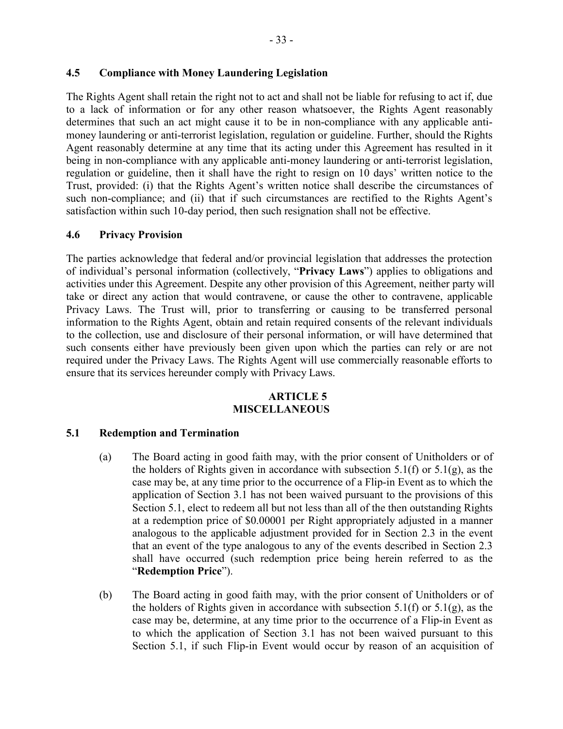### 4.5 Compliance with Money Laundering Legislation

The Rights Agent shall retain the right not to act and shall not be liable for refusing to act if, due to a lack of information or for any other reason whatsoever, the Rights Agent reasonably determines that such an act might cause it to be in non-compliance with any applicable anti-money laundering or anti-terrorist legislation, regulation or guideline. Further, should the Rights Agent reasonably determine at any time that its acting under this Agreement has resulted in it being in non-compliance with any applicable anti-money laundering or anti-terrorist legislation, regulation or guideline, then it shall have the right to resign on 10 days' written notice to the Trust, provided: (i) that the Rights Agent's written notice shall describe the circumstances of such non-compliance; and (ii) that if such circumstances are rectified to the Rights Agent's satisfaction within such 10-day period, then such resignation shall not be effective.

### 4.6 Privacy Provision

The parties acknowledge that federal and/or provincial legislation that addresses the protection of individual's personal information (collectively, "**Privacy Laws**") applies to obligations and activities under this Agreement. Despite any other provision of this Agreement, neither party will take or direct any action that would contravene, or cause the other to contravene, applicable Privacy Laws. The Trust will, prior to transferring or causing to be transferred personal information to the Rights Agent, obtain and retain required consents of the relevant individuals to the collection, use and disclosure of their personal information, or will have determined that such consents either have previously been given upon which the parties can rely or are not required under the Privacy Laws. The Rights Agent will use commercially reasonable efforts to ensure that its services hereunder comply with Privacy Laws.

## ARTICLE 5
## MISCELLANEOUS

### 5.1 Redemption and Termination

(a) The Board acting in good faith may, with the prior consent of Unitholders or of the holders of Rights given in accordance with subsection 5.1(f) or 5.1(g), as the case may be, at any time prior to the occurrence of a Flip-in Event as to which the application of Section 3.1 has not been waived pursuant to the provisions of this Section 5.1, elect to redeem all but not less than all of the then outstanding Rights at a redemption price of $0.00001 per Right appropriately adjusted in a manner analogous to the applicable adjustment provided for in Section 2.3 in the event that an event of the type analogous to any of the events described in Section 2.3 shall have occurred (such redemption price being herein referred to as the "**Redemption Price**").

(b) The Board acting in good faith may, with the prior consent of Unitholders or of the holders of Rights given in accordance with subsection 5.1(f) or 5.1(g), as the case may be, determine, at any time prior to the occurrence of a Flip-in Event as to which the application of Section 3.1 has not been waived pursuant to this Section 5.1, if such Flip-in Event would occur by reason of an acquisition of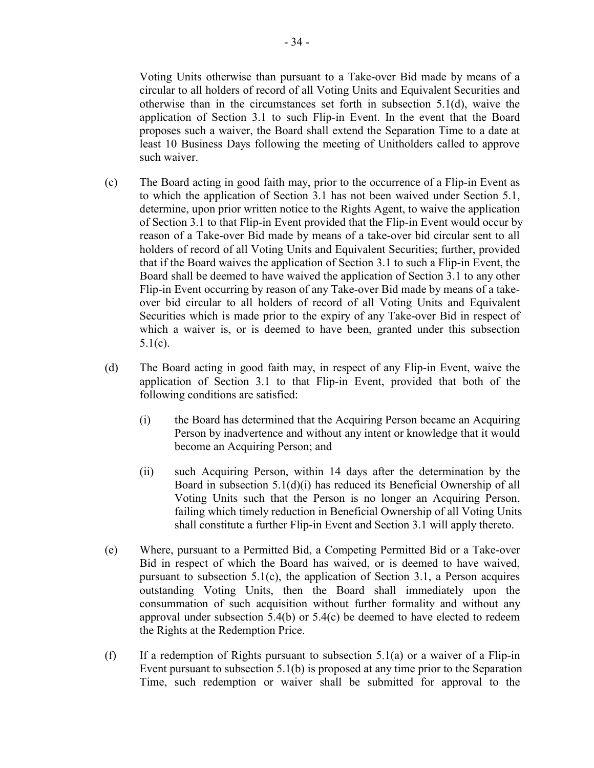Voting Units otherwise than pursuant to a Take-over Bid made by means of a circular to all holders of record of all Voting Units and Equivalent Securities and otherwise than in the circumstances set forth in subsection 5.1(d), waive the application of Section 3.1 to such Flip-in Event. In the event that the Board proposes such a waiver, the Board shall extend the Separation Time to a date at least 10 Business Days following the meeting of Unitholders called to approve such waiver.

(c) The Board acting in good faith may, prior to the occurrence of a Flip-in Event as to which the application of Section 3.1 has not been waived under Section 5.1, determine, upon prior written notice to the Rights Agent, to waive the application of Section 3.1 to that Flip-in Event provided that the Flip-in Event would occur by reason of a Take-over Bid made by means of a take-over bid circular sent to all holders of record of all Voting Units and Equivalent Securities; further, provided that if the Board waives the application of Section 3.1 to such a Flip-in Event, the Board shall be deemed to have waived the application of Section 3.1 to any other Flip-in Event occurring by reason of any Take-over Bid made by means of a take-over bid circular to all holders of record of all Voting Units and Equivalent Securities which is made prior to the expiry of any Take-over Bid in respect of which a waiver is, or is deemed to have been, granted under this subsection 5.1(c).

(d) The Board acting in good faith may, in respect of any Flip-in Event, waive the application of Section 3.1 to that Flip-in Event, provided that both of the following conditions are satisfied:

(i) the Board has determined that the Acquiring Person became an Acquiring Person by inadvertence and without any intent or knowledge that it would become an Acquiring Person; and

(ii) such Acquiring Person, within 14 days after the determination by the Board in subsection 5.1(d)(i) has reduced its Beneficial Ownership of all Voting Units such that the Person is no longer an Acquiring Person, failing which timely reduction in Beneficial Ownership of all Voting Units shall constitute a further Flip-in Event and Section 3.1 will apply thereto.

(e) Where, pursuant to a Permitted Bid, a Competing Permitted Bid or a Take-over Bid in respect of which the Board has waived, or is deemed to have waived, pursuant to subsection 5.1(c), the application of Section 3.1, a Person acquires outstanding Voting Units, then the Board shall immediately upon the consummation of such acquisition without further formality and without any approval under subsection 5.4(b) or 5.4(c) be deemed to have elected to redeem the Rights at the Redemption Price.

(f) If a redemption of Rights pursuant to subsection 5.1(a) or a waiver of a Flip-in Event pursuant to subsection 5.1(b) is proposed at any time prior to the Separation Time, such redemption or waiver shall be submitted for approval to the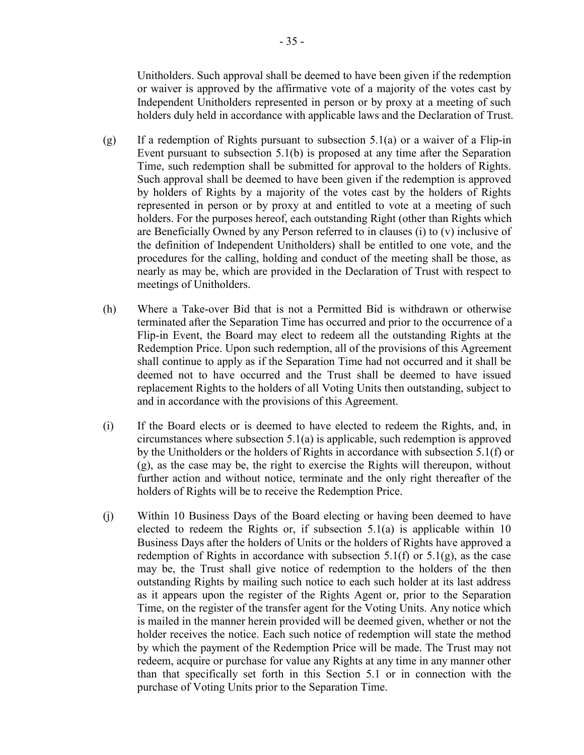Unitholders. Such approval shall be deemed to have been given if the redemption or waiver is approved by the affirmative vote of a majority of the votes cast by Independent Unitholders represented in person or by proxy at a meeting of such holders duly held in accordance with applicable laws and the Declaration of Trust.

(g) If a redemption of Rights pursuant to subsection 5.1(a) or a waiver of a Flip-in Event pursuant to subsection 5.1(b) is proposed at any time after the Separation Time, such redemption shall be submitted for approval to the holders of Rights. Such approval shall be deemed to have been given if the redemption is approved by holders of Rights by a majority of the votes cast by the holders of Rights represented in person or by proxy at and entitled to vote at a meeting of such holders. For the purposes hereof, each outstanding Right (other than Rights which are Beneficially Owned by any Person referred to in clauses (i) to (v) inclusive of the definition of Independent Unitholders) shall be entitled to one vote, and the procedures for the calling, holding and conduct of the meeting shall be those, as nearly as may be, which are provided in the Declaration of Trust with respect to meetings of Unitholders.

(h) Where a Take-over Bid that is not a Permitted Bid is withdrawn or otherwise terminated after the Separation Time has occurred and prior to the occurrence of a Flip-in Event, the Board may elect to redeem all the outstanding Rights at the Redemption Price. Upon such redemption, all of the provisions of this Agreement shall continue to apply as if the Separation Time had not occurred and it shall be deemed not to have occurred and the Trust shall be deemed to have issued replacement Rights to the holders of all Voting Units then outstanding, subject to and in accordance with the provisions of this Agreement.

(i) If the Board elects or is deemed to have elected to redeem the Rights, and, in circumstances where subsection 5.1(a) is applicable, such redemption is approved by the Unitholders or the holders of Rights in accordance with subsection 5.1(f) or (g), as the case may be, the right to exercise the Rights will thereupon, without further action and without notice, terminate and the only right thereafter of the holders of Rights will be to receive the Redemption Price.

(j) Within 10 Business Days of the Board electing or having been deemed to have elected to redeem the Rights or, if subsection 5.1(a) is applicable within 10 Business Days after the holders of Units or the holders of Rights have approved a redemption of Rights in accordance with subsection 5.1(f) or 5.1(g), as the case may be, the Trust shall give notice of redemption to the holders of the then outstanding Rights by mailing such notice to each such holder at its last address as it appears upon the register of the Rights Agent or, prior to the Separation Time, on the register of the transfer agent for the Voting Units. Any notice which is mailed in the manner herein provided will be deemed given, whether or not the holder receives the notice. Each such notice of redemption will state the method by which the payment of the Redemption Price will be made. The Trust may not redeem, acquire or purchase for value any Rights at any time in any manner other than that specifically set forth in this Section 5.1 or in connection with the purchase of Voting Units prior to the Separation Time.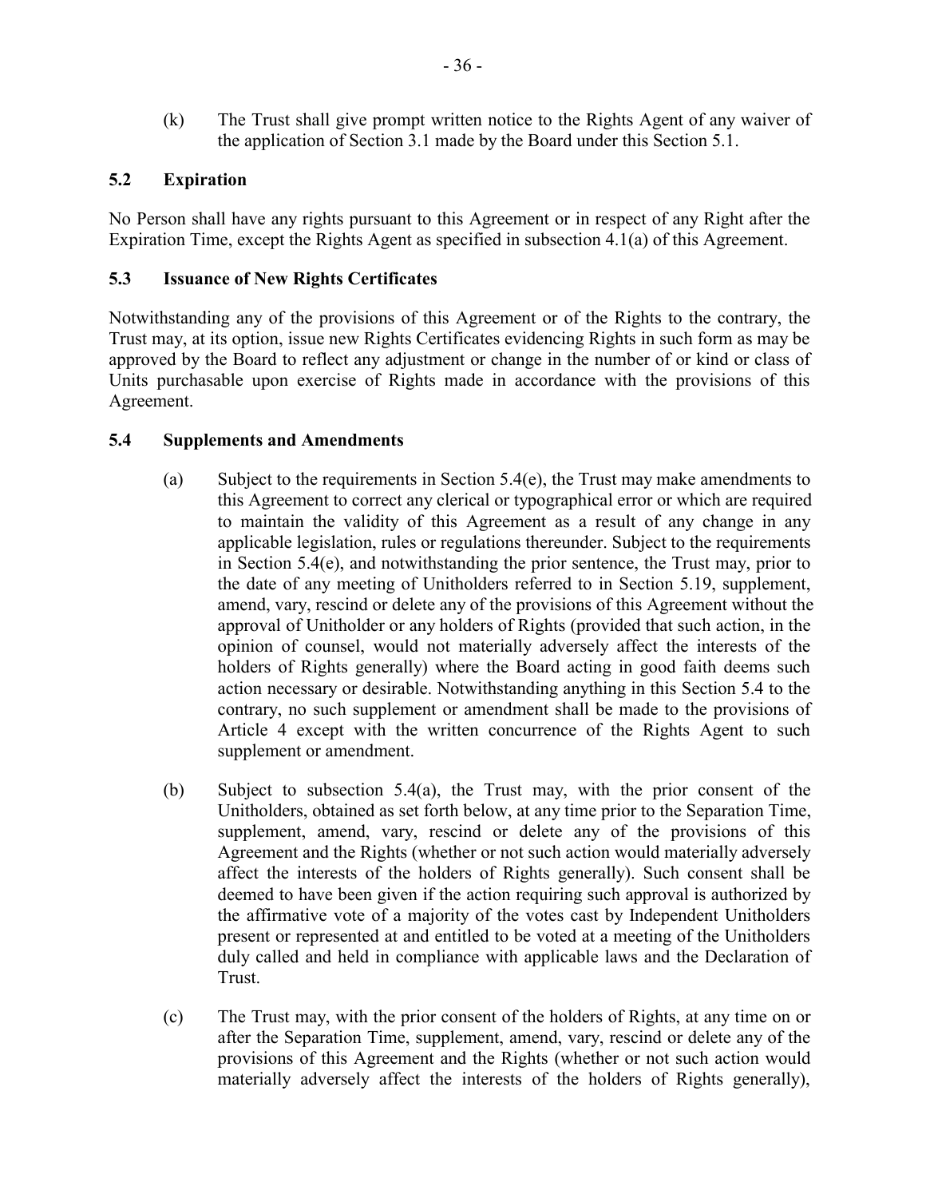(k) The Trust shall give prompt written notice to the Rights Agent of any waiver of the application of Section 3.1 made by the Board under this Section 5.1.

### 5.2 Expiration

No Person shall have any rights pursuant to this Agreement or in respect of any Right after the Expiration Time, except the Rights Agent as specified in subsection 4.1(a) of this Agreement.

### 5.3 Issuance of New Rights Certificates

Notwithstanding any of the provisions of this Agreement or of the Rights to the contrary, the Trust may, at its option, issue new Rights Certificates evidencing Rights in such form as may be approved by the Board to reflect any adjustment or change in the number of or kind or class of Units purchasable upon exercise of Rights made in accordance with the provisions of this Agreement.

### 5.4 Supplements and Amendments

(a) Subject to the requirements in Section 5.4(e), the Trust may make amendments to this Agreement to correct any clerical or typographical error or which are required to maintain the validity of this Agreement as a result of any change in any applicable legislation, rules or regulations thereunder. Subject to the requirements in Section 5.4(e), and notwithstanding the prior sentence, the Trust may, prior to the date of any meeting of Unitholders referred to in Section 5.19, supplement, amend, vary, rescind or delete any of the provisions of this Agreement without the approval of Unitholder or any holders of Rights (provided that such action, in the opinion of counsel, would not materially adversely affect the interests of the holders of Rights generally) where the Board acting in good faith deems such action necessary or desirable. Notwithstanding anything in this Section 5.4 to the contrary, no such supplement or amendment shall be made to the provisions of Article 4 except with the written concurrence of the Rights Agent to such supplement or amendment.

(b) Subject to subsection 5.4(a), the Trust may, with the prior consent of the Unitholders, obtained as set forth below, at any time prior to the Separation Time, supplement, amend, vary, rescind or delete any of the provisions of this Agreement and the Rights (whether or not such action would materially adversely affect the interests of the holders of Rights generally). Such consent shall be deemed to have been given if the action requiring such approval is authorized by the affirmative vote of a majority of the votes cast by Independent Unitholders present or represented at and entitled to be voted at a meeting of the Unitholders duly called and held in compliance with applicable laws and the Declaration of Trust.

(c) The Trust may, with the prior consent of the holders of Rights, at any time on or after the Separation Time, supplement, amend, vary, rescind or delete any of the provisions of this Agreement and the Rights (whether or not such action would materially adversely affect the interests of the holders of Rights generally),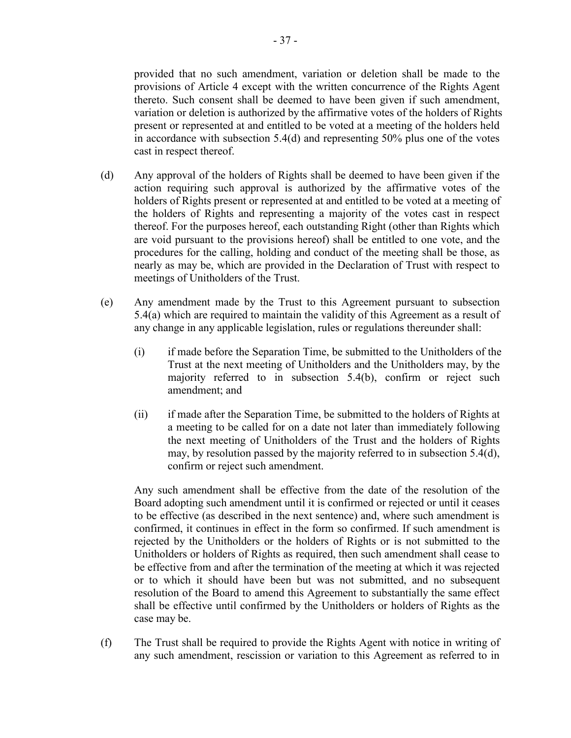provided that no such amendment, variation or deletion shall be made to the provisions of Article 4 except with the written concurrence of the Rights Agent thereto. Such consent shall be deemed to have been given if such amendment, variation or deletion is authorized by the affirmative votes of the holders of Rights present or represented at and entitled to be voted at a meeting of the holders held in accordance with subsection 5.4(d) and representing 50% plus one of the votes cast in respect thereof.

(d) Any approval of the holders of Rights shall be deemed to have been given if the action requiring such approval is authorized by the affirmative votes of the holders of Rights present or represented at and entitled to be voted at a meeting of the holders of Rights and representing a majority of the votes cast in respect thereof. For the purposes hereof, each outstanding Right (other than Rights which are void pursuant to the provisions hereof) shall be entitled to one vote, and the procedures for the calling, holding and conduct of the meeting shall be those, as nearly as may be, which are provided in the Declaration of Trust with respect to meetings of Unitholders of the Trust.

(e) Any amendment made by the Trust to this Agreement pursuant to subsection 5.4(a) which are required to maintain the validity of this Agreement as a result of any change in any applicable legislation, rules or regulations thereunder shall:

(i) if made before the Separation Time, be submitted to the Unitholders of the Trust at the next meeting of Unitholders and the Unitholders may, by the majority referred to in subsection 5.4(b), confirm or reject such amendment; and

(ii) if made after the Separation Time, be submitted to the holders of Rights at a meeting to be called for on a date not later than immediately following the next meeting of Unitholders of the Trust and the holders of Rights may, by resolution passed by the majority referred to in subsection 5.4(d), confirm or reject such amendment.

Any such amendment shall be effective from the date of the resolution of the Board adopting such amendment until it is confirmed or rejected or until it ceases to be effective (as described in the next sentence) and, where such amendment is confirmed, it continues in effect in the form so confirmed. If such amendment is rejected by the Unitholders or the holders of Rights or is not submitted to the Unitholders or holders of Rights as required, then such amendment shall cease to be effective from and after the termination of the meeting at which it was rejected or to which it should have been but was not submitted, and no subsequent resolution of the Board to amend this Agreement to substantially the same effect shall be effective until confirmed by the Unitholders or holders of Rights as the case may be.

(f) The Trust shall be required to provide the Rights Agent with notice in writing of any such amendment, rescission or variation to this Agreement as referred to in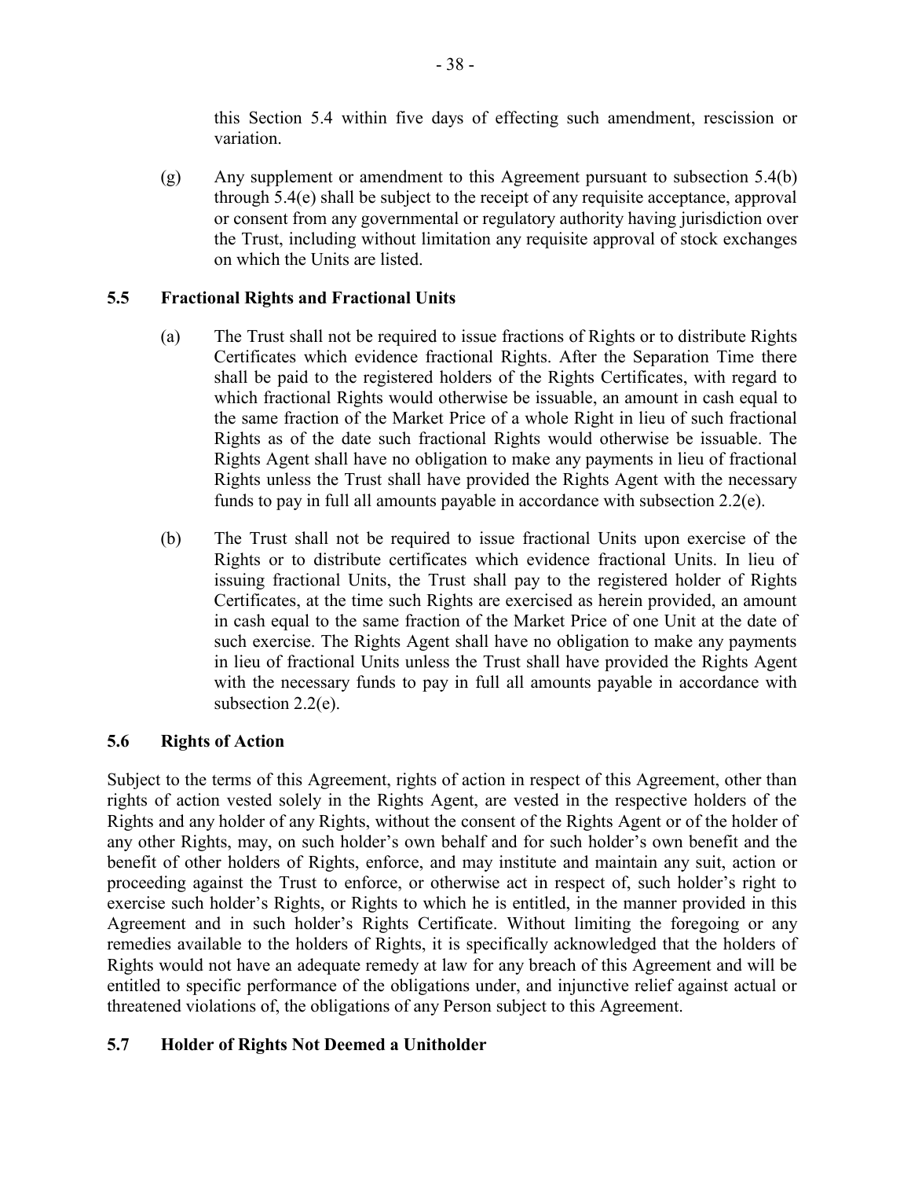this Section 5.4 within five days of effecting such amendment, rescission or variation.

(g) Any supplement or amendment to this Agreement pursuant to subsection 5.4(b) through 5.4(e) shall be subject to the receipt of any requisite acceptance, approval or consent from any governmental or regulatory authority having jurisdiction over the Trust, including without limitation any requisite approval of stock exchanges on which the Units are listed.

### 5.5 Fractional Rights and Fractional Units

(a) The Trust shall not be required to issue fractions of Rights or to distribute Rights Certificates which evidence fractional Rights. After the Separation Time there shall be paid to the registered holders of the Rights Certificates, with regard to which fractional Rights would otherwise be issuable, an amount in cash equal to the same fraction of the Market Price of a whole Right in lieu of such fractional Rights as of the date such fractional Rights would otherwise be issuable. The Rights Agent shall have no obligation to make any payments in lieu of fractional Rights unless the Trust shall have provided the Rights Agent with the necessary funds to pay in full all amounts payable in accordance with subsection 2.2(e).

(b) The Trust shall not be required to issue fractional Units upon exercise of the Rights or to distribute certificates which evidence fractional Units. In lieu of issuing fractional Units, the Trust shall pay to the registered holder of Rights Certificates, at the time such Rights are exercised as herein provided, an amount in cash equal to the same fraction of the Market Price of one Unit at the date of such exercise. The Rights Agent shall have no obligation to make any payments in lieu of fractional Units unless the Trust shall have provided the Rights Agent with the necessary funds to pay in full all amounts payable in accordance with subsection 2.2(e).

### 5.6 Rights of Action

Subject to the terms of this Agreement, rights of action in respect of this Agreement, other than rights of action vested solely in the Rights Agent, are vested in the respective holders of the Rights and any holder of any Rights, without the consent of the Rights Agent or of the holder of any other Rights, may, on such holder's own behalf and for such holder's own benefit and the benefit of other holders of Rights, enforce, and may institute and maintain any suit, action or proceeding against the Trust to enforce, or otherwise act in respect of, such holder's right to exercise such holder's Rights, or Rights to which he is entitled, in the manner provided in this Agreement and in such holder's Rights Certificate. Without limiting the foregoing or any remedies available to the holders of Rights, it is specifically acknowledged that the holders of Rights would not have an adequate remedy at law for any breach of this Agreement and will be entitled to specific performance of the obligations under, and injunctive relief against actual or threatened violations of, the obligations of any Person subject to this Agreement.

### 5.7 Holder of Rights Not Deemed a Unitholder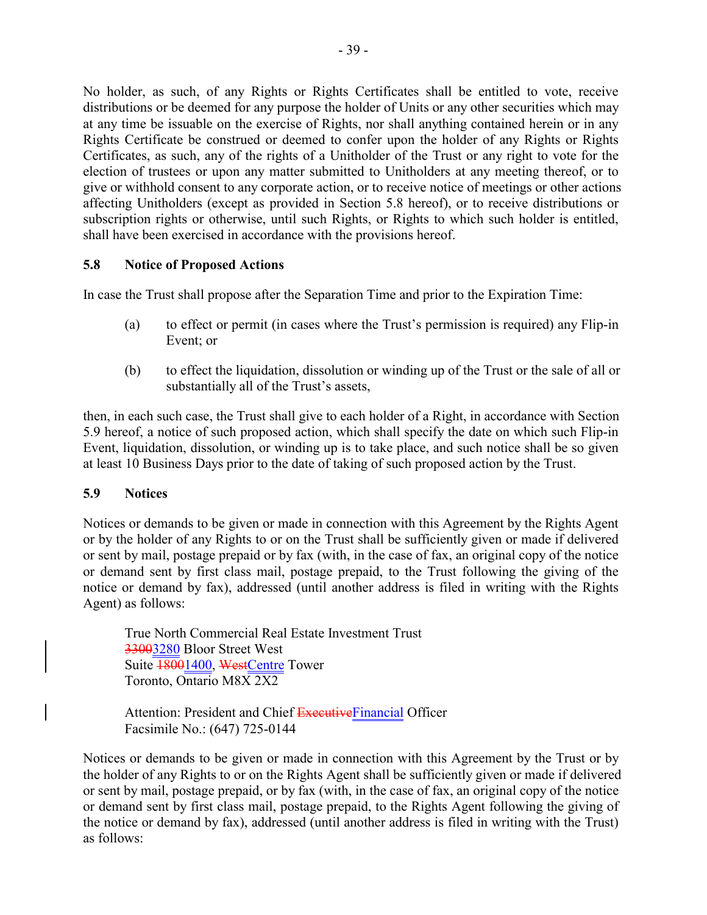No holder, as such, of any Rights or Rights Certificates shall be entitled to vote, receive distributions or be deemed for any purpose the holder of Units or any other securities which may at any time be issuable on the exercise of Rights, nor shall anything contained herein or in any Rights Certificate be construed or deemed to confer upon the holder of any Rights or Rights Certificates, as such, any of the rights of a Unitholder of the Trust or any right to vote for the election of trustees or upon any matter submitted to Unitholders at any meeting thereof, or to give or withhold consent to any corporate action, or to receive notice of meetings or other actions affecting Unitholders (except as provided in Section 5.8 hereof), or to receive distributions or subscription rights or otherwise, until such Rights, or Rights to which such holder is entitled, shall have been exercised in accordance with the provisions hereof.

### 5.8 Notice of Proposed Actions

In case the Trust shall propose after the Separation Time and prior to the Expiration Time:

(a) to effect or permit (in cases where the Trust's permission is required) any Flip-in Event; or

(b) to effect the liquidation, dissolution or winding up of the Trust or the sale of all or substantially all of the Trust's assets,

then, in each such case, the Trust shall give to each holder of a Right, in accordance with Section 5.9 hereof, a notice of such proposed action, which shall specify the date on which such Flip-in Event, liquidation, dissolution, or winding up is to take place, and such notice shall be so given at least 10 Business Days prior to the date of taking of such proposed action by the Trust.

### 5.9 Notices

Notices or demands to be given or made in connection with this Agreement by the Rights Agent or by the holder of any Rights to or on the Trust shall be sufficiently given or made if delivered or sent by mail, postage prepaid or by fax (with, in the case of fax, an original copy of the notice or demand sent by first class mail, postage prepaid, to the Trust following the giving of the notice or demand by fax), addressed (until another address is filed in writing with the Rights Agent) as follows:

True North Commercial Real Estate Investment Trust
~~3300~~3280 Bloor Street West
Suite ~~1800~~1400, ~~West~~Centre Tower
Toronto, Ontario M8X 2X2

Attention: President and Chief ~~Executive~~Financial Officer
Facsimile No.: (647) 725-0144

Notices or demands to be given or made in connection with this Agreement by the Trust or by the holder of any Rights to or on the Rights Agent shall be sufficiently given or made if delivered or sent by mail, postage prepaid, or by fax (with, in the case of fax, an original copy of the notice or demand sent by first class mail, postage prepaid, to the Rights Agent following the giving of the notice or demand by fax), addressed (until another address is filed in writing with the Trust) as follows: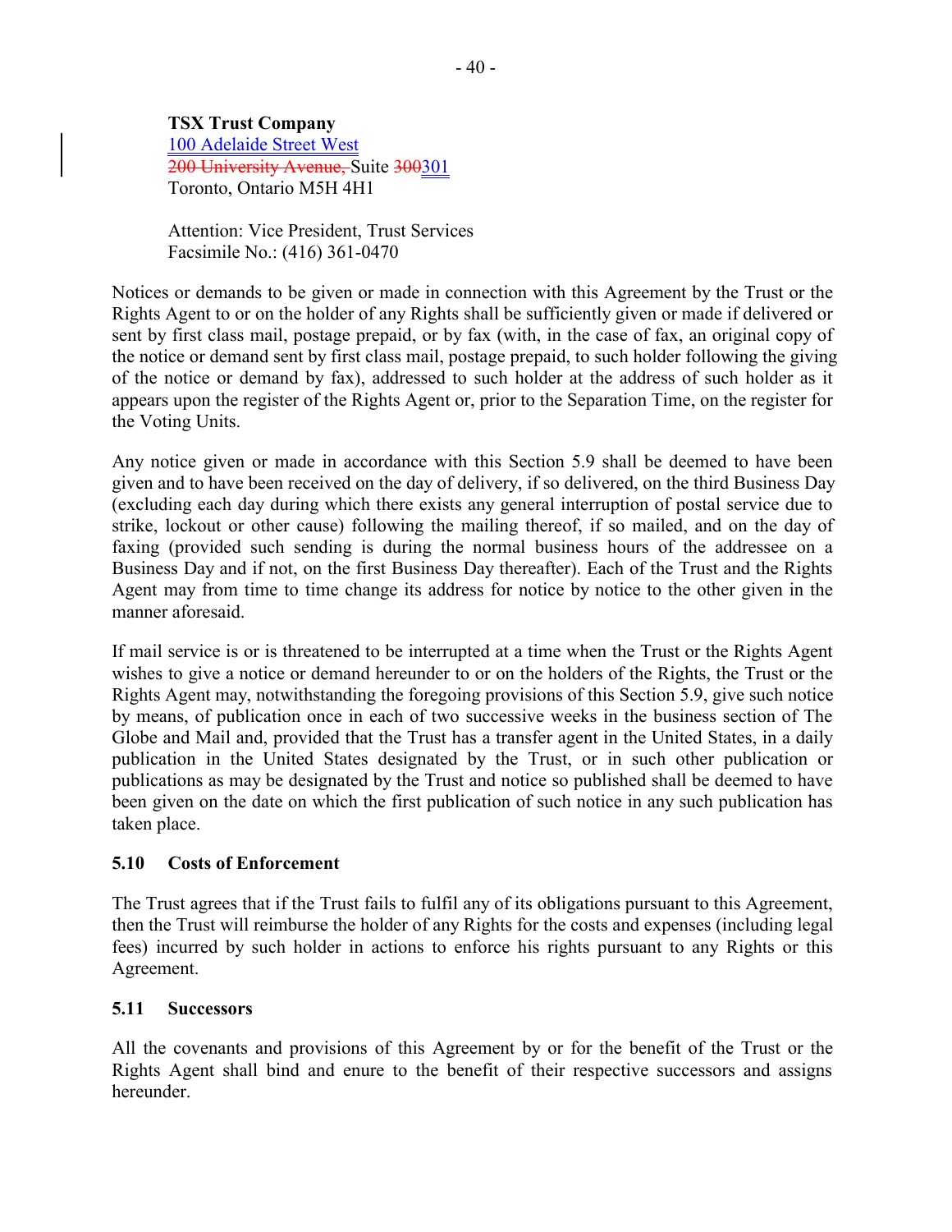**TSX Trust Company**
100 Adelaide Street West
~~200 University Avenue,~~ Suite ~~300~~301
Toronto, Ontario M5H 4H1

Attention: Vice President, Trust Services
Facsimile No.: (416) 361-0470

Notices or demands to be given or made in connection with this Agreement by the Trust or the Rights Agent to or on the holder of any Rights shall be sufficiently given or made if delivered or sent by first class mail, postage prepaid, or by fax (with, in the case of fax, an original copy of the notice or demand sent by first class mail, postage prepaid, to such holder following the giving of the notice or demand by fax), addressed to such holder at the address of such holder as it appears upon the register of the Rights Agent or, prior to the Separation Time, on the register for the Voting Units.

Any notice given or made in accordance with this Section 5.9 shall be deemed to have been given and to have been received on the day of delivery, if so delivered, on the third Business Day (excluding each day during which there exists any general interruption of postal service due to strike, lockout or other cause) following the mailing thereof, if so mailed, and on the day of faxing (provided such sending is during the normal business hours of the addressee on a Business Day and if not, on the first Business Day thereafter). Each of the Trust and the Rights Agent may from time to time change its address for notice by notice to the other given in the manner aforesaid.

If mail service is or is threatened to be interrupted at a time when the Trust or the Rights Agent wishes to give a notice or demand hereunder to or on the holders of the Rights, the Trust or the Rights Agent may, notwithstanding the foregoing provisions of this Section 5.9, give such notice by means, of publication once in each of two successive weeks in the business section of The Globe and Mail and, provided that the Trust has a transfer agent in the United States, in a daily publication in the United States designated by the Trust, or in such other publication or publications as may be designated by the Trust and notice so published shall be deemed to have been given on the date on which the first publication of such notice in any such publication has taken place.

### 5.10 Costs of Enforcement

The Trust agrees that if the Trust fails to fulfil any of its obligations pursuant to this Agreement, then the Trust will reimburse the holder of any Rights for the costs and expenses (including legal fees) incurred by such holder in actions to enforce his rights pursuant to any Rights or this Agreement.

### 5.11 Successors

All the covenants and provisions of this Agreement by or for the benefit of the Trust or the Rights Agent shall bind and enure to the benefit of their respective successors and assigns hereunder.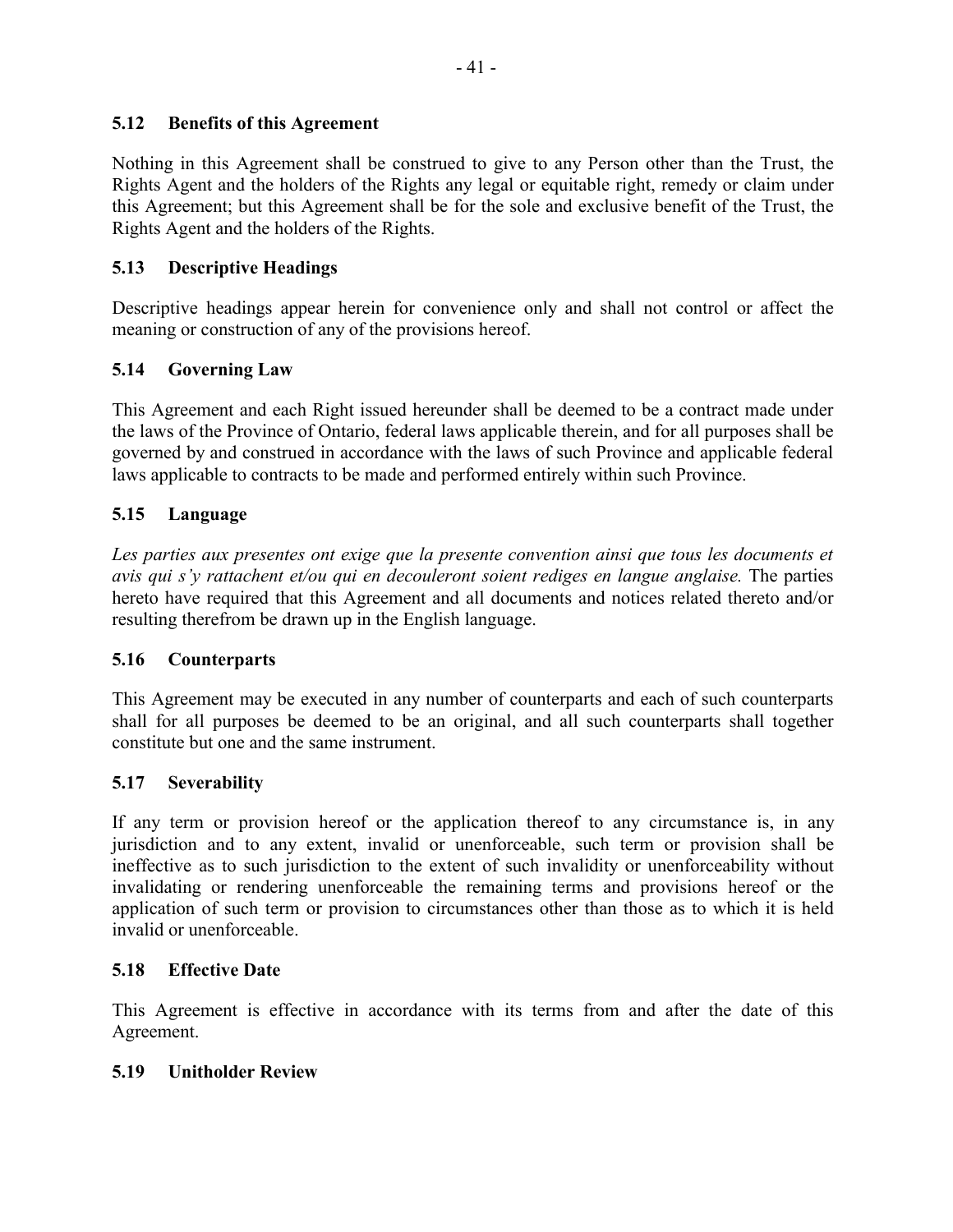### 5.12 Benefits of this Agreement

Nothing in this Agreement shall be construed to give to any Person other than the Trust, the Rights Agent and the holders of the Rights any legal or equitable right, remedy or claim under this Agreement; but this Agreement shall be for the sole and exclusive benefit of the Trust, the Rights Agent and the holders of the Rights.

### 5.13 Descriptive Headings

Descriptive headings appear herein for convenience only and shall not control or affect the meaning or construction of any of the provisions hereof.

### 5.14 Governing Law

This Agreement and each Right issued hereunder shall be deemed to be a contract made under the laws of the Province of Ontario, federal laws applicable therein, and for all purposes shall be governed by and construed in accordance with the laws of such Province and applicable federal laws applicable to contracts to be made and performed entirely within such Province.

### 5.15 Language

*Les parties aux presentes ont exige que la presente convention ainsi que tous les documents et avis qui s'y rattachent et/ou qui en decouleront soient rediges en langue anglaise.* The parties hereto have required that this Agreement and all documents and notices related thereto and/or resulting therefrom be drawn up in the English language.

### 5.16 Counterparts

This Agreement may be executed in any number of counterparts and each of such counterparts shall for all purposes be deemed to be an original, and all such counterparts shall together constitute but one and the same instrument.

### 5.17 Severability

If any term or provision hereof or the application thereof to any circumstance is, in any jurisdiction and to any extent, invalid or unenforceable, such term or provision shall be ineffective as to such jurisdiction to the extent of such invalidity or unenforceability without invalidating or rendering unenforceable the remaining terms and provisions hereof or the application of such term or provision to circumstances other than those as to which it is held invalid or unenforceable.

### 5.18 Effective Date

This Agreement is effective in accordance with its terms from and after the date of this Agreement.

### 5.19 Unitholder Review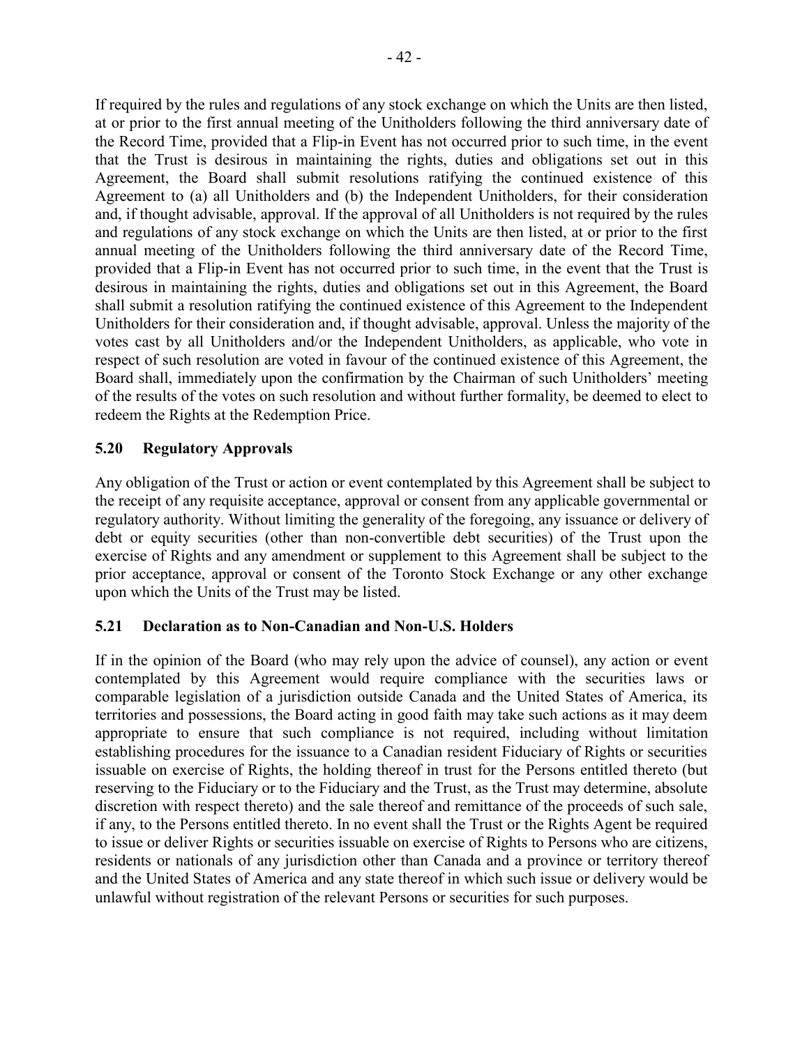If required by the rules and regulations of any stock exchange on which the Units are then listed, at or prior to the first annual meeting of the Unitholders following the third anniversary date of the Record Time, provided that a Flip-in Event has not occurred prior to such time, in the event that the Trust is desirous in maintaining the rights, duties and obligations set out in this Agreement, the Board shall submit resolutions ratifying the continued existence of this Agreement to (a) all Unitholders and (b) the Independent Unitholders, for their consideration and, if thought advisable, approval. If the approval of all Unitholders is not required by the rules and regulations of any stock exchange on which the Units are then listed, at or prior to the first annual meeting of the Unitholders following the third anniversary date of the Record Time, provided that a Flip-in Event has not occurred prior to such time, in the event that the Trust is desirous in maintaining the rights, duties and obligations set out in this Agreement, the Board shall submit a resolution ratifying the continued existence of this Agreement to the Independent Unitholders for their consideration and, if thought advisable, approval. Unless the majority of the votes cast by all Unitholders and/or the Independent Unitholders, as applicable, who vote in respect of such resolution are voted in favour of the continued existence of this Agreement, the Board shall, immediately upon the confirmation by the Chairman of such Unitholders' meeting of the results of the votes on such resolution and without further formality, be deemed to elect to redeem the Rights at the Redemption Price.

### 5.20 Regulatory Approvals

Any obligation of the Trust or action or event contemplated by this Agreement shall be subject to the receipt of any requisite acceptance, approval or consent from any applicable governmental or regulatory authority. Without limiting the generality of the foregoing, any issuance or delivery of debt or equity securities (other than non-convertible debt securities) of the Trust upon the exercise of Rights and any amendment or supplement to this Agreement shall be subject to the prior acceptance, approval or consent of the Toronto Stock Exchange or any other exchange upon which the Units of the Trust may be listed.

### 5.21 Declaration as to Non-Canadian and Non-U.S. Holders

If in the opinion of the Board (who may rely upon the advice of counsel), any action or event contemplated by this Agreement would require compliance with the securities laws or comparable legislation of a jurisdiction outside Canada and the United States of America, its territories and possessions, the Board acting in good faith may take such actions as it may deem appropriate to ensure that such compliance is not required, including without limitation establishing procedures for the issuance to a Canadian resident Fiduciary of Rights or securities issuable on exercise of Rights, the holding thereof in trust for the Persons entitled thereto (but reserving to the Fiduciary or to the Fiduciary and the Trust, as the Trust may determine, absolute discretion with respect thereto) and the sale thereof and remittance of the proceeds of such sale, if any, to the Persons entitled thereto. In no event shall the Trust or the Rights Agent be required to issue or deliver Rights or securities issuable on exercise of Rights to Persons who are citizens, residents or nationals of any jurisdiction other than Canada and a province or territory thereof and the United States of America and any state thereof in which such issue or delivery would be unlawful without registration of the relevant Persons or securities for such purposes.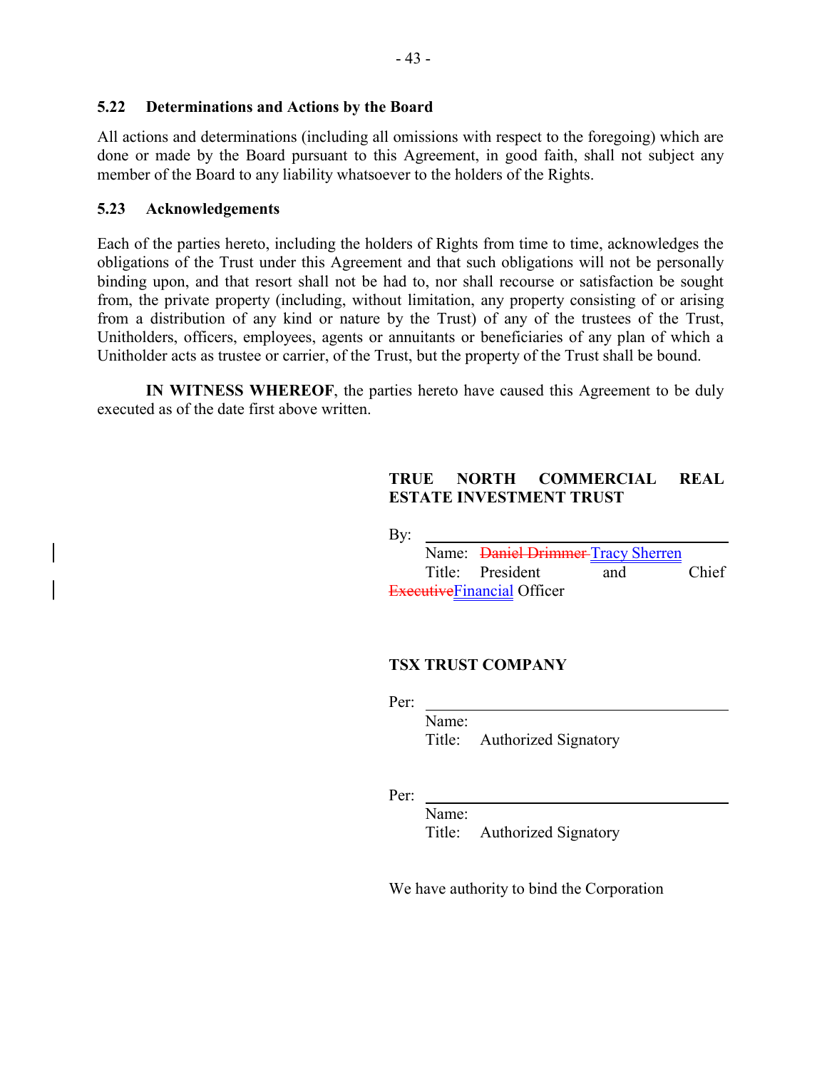### 5.22 Determinations and Actions by the Board

All actions and determinations (including all omissions with respect to the foregoing) which are done or made by the Board pursuant to this Agreement, in good faith, shall not subject any member of the Board to any liability whatsoever to the holders of the Rights.

### 5.23 Acknowledgements

Each of the parties hereto, including the holders of Rights from time to time, acknowledges the obligations of the Trust under this Agreement and that such obligations will not be personally binding upon, and that resort shall not be had to, nor shall recourse or satisfaction be sought from, the private property (including, without limitation, any property consisting of or arising from a distribution of any kind or nature by the Trust) of any of the trustees of the Trust, Unitholders, officers, employees, agents or annuitants or beneficiaries of any plan of which a Unitholder acts as trustee or carrier, of the Trust, but the property of the Trust shall be bound.

**IN WITNESS WHEREOF**, the parties hereto have caused this Agreement to be duly executed as of the date first above written.

**TRUE NORTH COMMERCIAL REAL ESTATE INVESTMENT TRUST**

By: ______________________________

Name: ~~Daniel Drimmer~~ Tracy Sherren
Title: President and Chief ~~Executive~~Financial Officer

**TSX TRUST COMPANY**

Per: ______________________________

Name:
Title: Authorized Signatory

Per: ______________________________

Name:
Title: Authorized Signatory

We have authority to bind the Corporation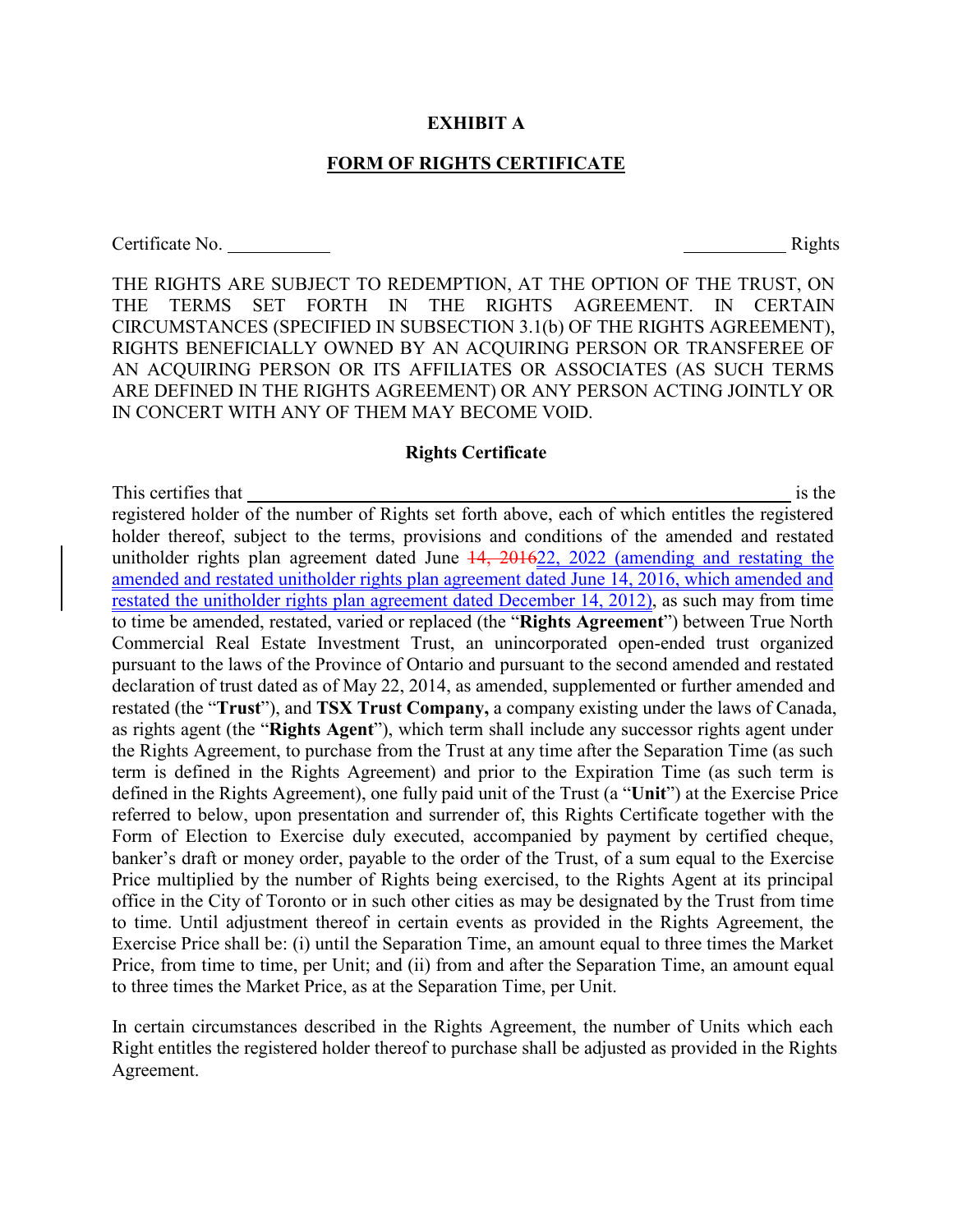**EXHIBIT A**

**FORM OF RIGHTS CERTIFICATE**

Certificate No. \_\_\_\_\_\_\_\_\_\_\_ \_\_\_\_\_\_\_\_\_\_\_ Rights

THE RIGHTS ARE SUBJECT TO REDEMPTION, AT THE OPTION OF THE TRUST, ON THE TERMS SET FORTH IN THE RIGHTS AGREEMENT. IN CERTAIN CIRCUMSTANCES (SPECIFIED IN SUBSECTION 3.1(b) OF THE RIGHTS AGREEMENT), RIGHTS BENEFICIALLY OWNED BY AN ACQUIRING PERSON OR TRANSFEREE OF AN ACQUIRING PERSON OR ITS AFFILIATES OR ASSOCIATES (AS SUCH TERMS ARE DEFINED IN THE RIGHTS AGREEMENT) OR ANY PERSON ACTING JOINTLY OR IN CONCERT WITH ANY OF THEM MAY BECOME VOID.

**Rights Certificate**

This certifies that \_\_\_\_\_\_\_\_\_\_\_\_\_\_\_\_\_\_\_\_\_\_\_\_\_\_\_\_\_\_\_\_\_\_\_\_\_\_\_\_\_\_\_\_ is the registered holder of the number of Rights set forth above, each of which entitles the registered holder thereof, subject to the terms, provisions and conditions of the amended and restated unitholder rights plan agreement dated June ~~14, 2016~~22, 2022 (amending and restating the amended and restated unitholder rights plan agreement dated June 14, 2016, which amended and restated the unitholder rights plan agreement dated December 14, 2012), as such may from time to time be amended, restated, varied or replaced (the "**Rights Agreement**") between True North Commercial Real Estate Investment Trust, an unincorporated open-ended trust organized pursuant to the laws of the Province of Ontario and pursuant to the second amended and restated declaration of trust dated as of May 22, 2014, as amended, supplemented or further amended and restated (the "**Trust**"), and **TSX Trust Company,** a company existing under the laws of Canada, as rights agent (the "**Rights Agent**"), which term shall include any successor rights agent under the Rights Agreement, to purchase from the Trust at any time after the Separation Time (as such term is defined in the Rights Agreement) and prior to the Expiration Time (as such term is defined in the Rights Agreement), one fully paid unit of the Trust (a "**Unit**") at the Exercise Price referred to below, upon presentation and surrender of, this Rights Certificate together with the Form of Election to Exercise duly executed, accompanied by payment by certified cheque, banker's draft or money order, payable to the order of the Trust, of a sum equal to the Exercise Price multiplied by the number of Rights being exercised, to the Rights Agent at its principal office in the City of Toronto or in such other cities as may be designated by the Trust from time to time. Until adjustment thereof in certain events as provided in the Rights Agreement, the Exercise Price shall be: (i) until the Separation Time, an amount equal to three times the Market Price, from time to time, per Unit; and (ii) from and after the Separation Time, an amount equal to three times the Market Price, as at the Separation Time, per Unit.

In certain circumstances described in the Rights Agreement, the number of Units which each Right entitles the registered holder thereof to purchase shall be adjusted as provided in the Rights Agreement.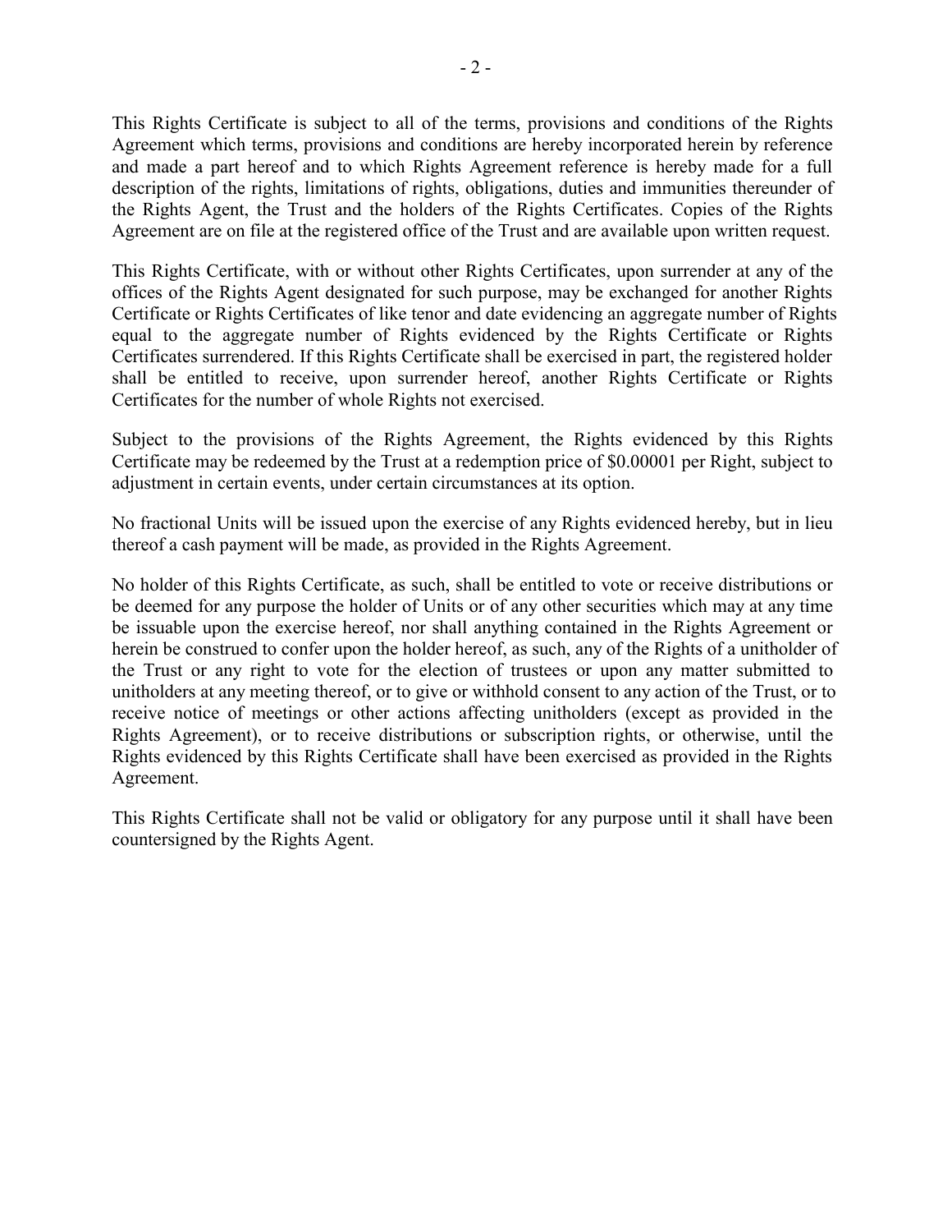This Rights Certificate is subject to all of the terms, provisions and conditions of the Rights Agreement which terms, provisions and conditions are hereby incorporated herein by reference and made a part hereof and to which Rights Agreement reference is hereby made for a full description of the rights, limitations of rights, obligations, duties and immunities thereunder of the Rights Agent, the Trust and the holders of the Rights Certificates. Copies of the Rights Agreement are on file at the registered office of the Trust and are available upon written request.

This Rights Certificate, with or without other Rights Certificates, upon surrender at any of the offices of the Rights Agent designated for such purpose, may be exchanged for another Rights Certificate or Rights Certificates of like tenor and date evidencing an aggregate number of Rights equal to the aggregate number of Rights evidenced by the Rights Certificate or Rights Certificates surrendered. If this Rights Certificate shall be exercised in part, the registered holder shall be entitled to receive, upon surrender hereof, another Rights Certificate or Rights Certificates for the number of whole Rights not exercised.

Subject to the provisions of the Rights Agreement, the Rights evidenced by this Rights Certificate may be redeemed by the Trust at a redemption price of $0.00001 per Right, subject to adjustment in certain events, under certain circumstances at its option.

No fractional Units will be issued upon the exercise of any Rights evidenced hereby, but in lieu thereof a cash payment will be made, as provided in the Rights Agreement.

No holder of this Rights Certificate, as such, shall be entitled to vote or receive distributions or be deemed for any purpose the holder of Units or of any other securities which may at any time be issuable upon the exercise hereof, nor shall anything contained in the Rights Agreement or herein be construed to confer upon the holder hereof, as such, any of the Rights of a unitholder of the Trust or any right to vote for the election of trustees or upon any matter submitted to unitholders at any meeting thereof, or to give or withhold consent to any action of the Trust, or to receive notice of meetings or other actions affecting unitholders (except as provided in the Rights Agreement), or to receive distributions or subscription rights, or otherwise, until the Rights evidenced by this Rights Certificate shall have been exercised as provided in the Rights Agreement.

This Rights Certificate shall not be valid or obligatory for any purpose until it shall have been countersigned by the Rights Agent.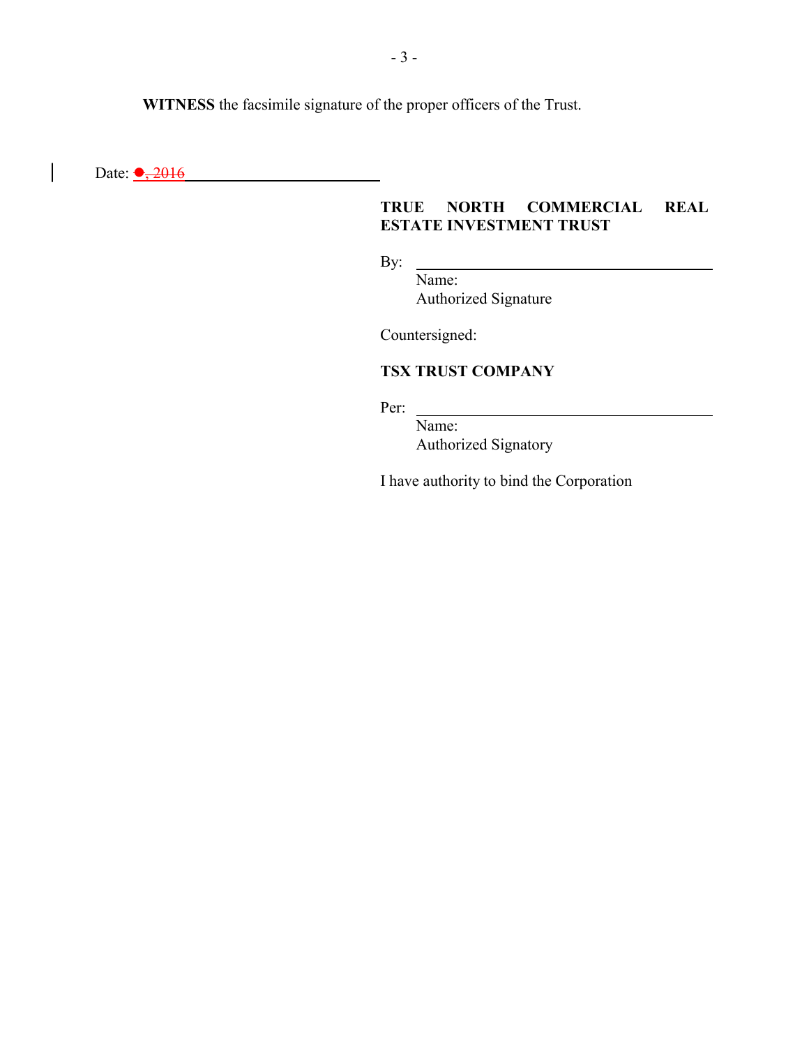**WITNESS** the facsimile signature of the proper officers of the Trust.

Date: ●, 2016 ______________________

**TRUE NORTH COMMERCIAL REAL ESTATE INVESTMENT TRUST**

By: ______________________________
Name:
Authorized Signature

Countersigned:

**TSX TRUST COMPANY**

Per: ______________________________
Name:
Authorized Signatory

I have authority to bind the Corporation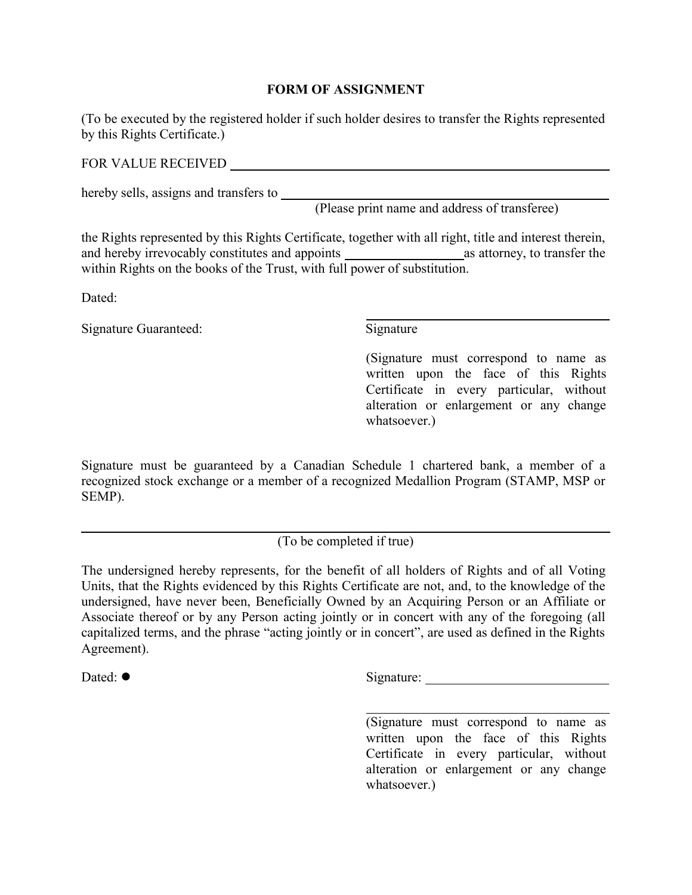# FORM OF ASSIGNMENT

(To be executed by the registered holder if such holder desires to transfer the Rights represented by this Rights Certificate.)

FOR VALUE RECEIVED ______________________________________________

hereby sells, assigns and transfers to ______________________________________
(Please print name and address of transferee)

the Rights represented by this Rights Certificate, together with all right, title and interest therein, and hereby irrevocably constitutes and appoints ____________________ as attorney, to transfer the within Rights on the books of the Trust, with full power of substitution.

Dated:

Signature Guaranteed:

______________________________
Signature

(Signature must correspond to name as written upon the face of this Rights Certificate in every particular, without alteration or enlargement or any change whatsoever.)

Signature must be guaranteed by a Canadian Schedule 1 chartered bank, a member of a recognized stock exchange or a member of a recognized Medallion Program (STAMP, MSP or SEMP).

---

(To be completed if true)

The undersigned hereby represents, for the benefit of all holders of Rights and of all Voting Units, that the Rights evidenced by this Rights Certificate are not, and, to the knowledge of the undersigned, have never been, Beneficially Owned by an Acquiring Person or an Affiliate or Associate thereof or by any Person acting jointly or in concert with any of the foregoing (all capitalized terms, and the phrase "acting jointly or in concert", are used as defined in the Rights Agreement).

Dated: ●

Signature: ______________________________

(Signature must correspond to name as written upon the face of this Rights Certificate in every particular, without alteration or enlargement or any change whatsoever.)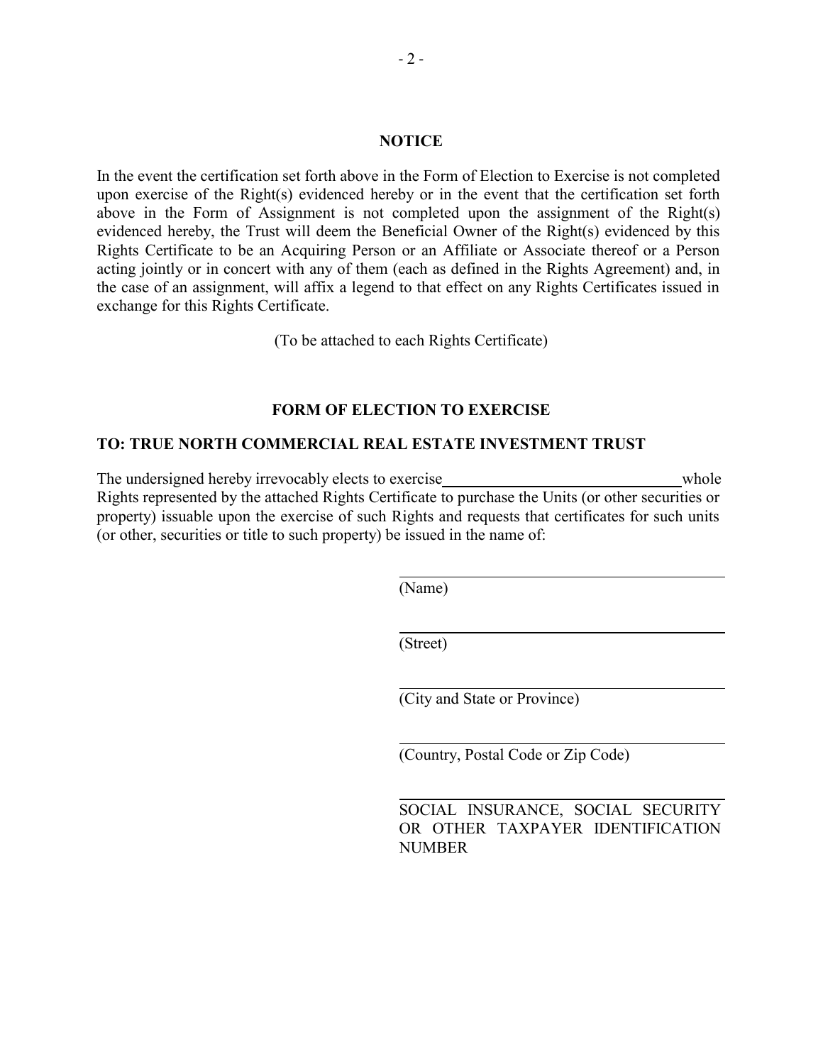## NOTICE

In the event the certification set forth above in the Form of Election to Exercise is not completed upon exercise of the Right(s) evidenced hereby or in the event that the certification set forth above in the Form of Assignment is not completed upon the assignment of the Right(s) evidenced hereby, the Trust will deem the Beneficial Owner of the Right(s) evidenced by this Rights Certificate to be an Acquiring Person or an Affiliate or Associate thereof or a Person acting jointly or in concert with any of them (each as defined in the Rights Agreement) and, in the case of an assignment, will affix a legend to that effect on any Rights Certificates issued in exchange for this Rights Certificate.

(To be attached to each Rights Certificate)

## FORM OF ELECTION TO EXERCISE

**TO: TRUE NORTH COMMERCIAL REAL ESTATE INVESTMENT TRUST**

The undersigned hereby irrevocably elects to exercise ______________________________ whole Rights represented by the attached Rights Certificate to purchase the Units (or other securities or property) issuable upon the exercise of such Rights and requests that certificates for such units (or other, securities or title to such property) be issued in the name of:

______________________________
(Name)

______________________________
(Street)

______________________________
(City and State or Province)

______________________________
(Country, Postal Code or Zip Code)

______________________________
SOCIAL INSURANCE, SOCIAL SECURITY OR OTHER TAXPAYER IDENTIFICATION NUMBER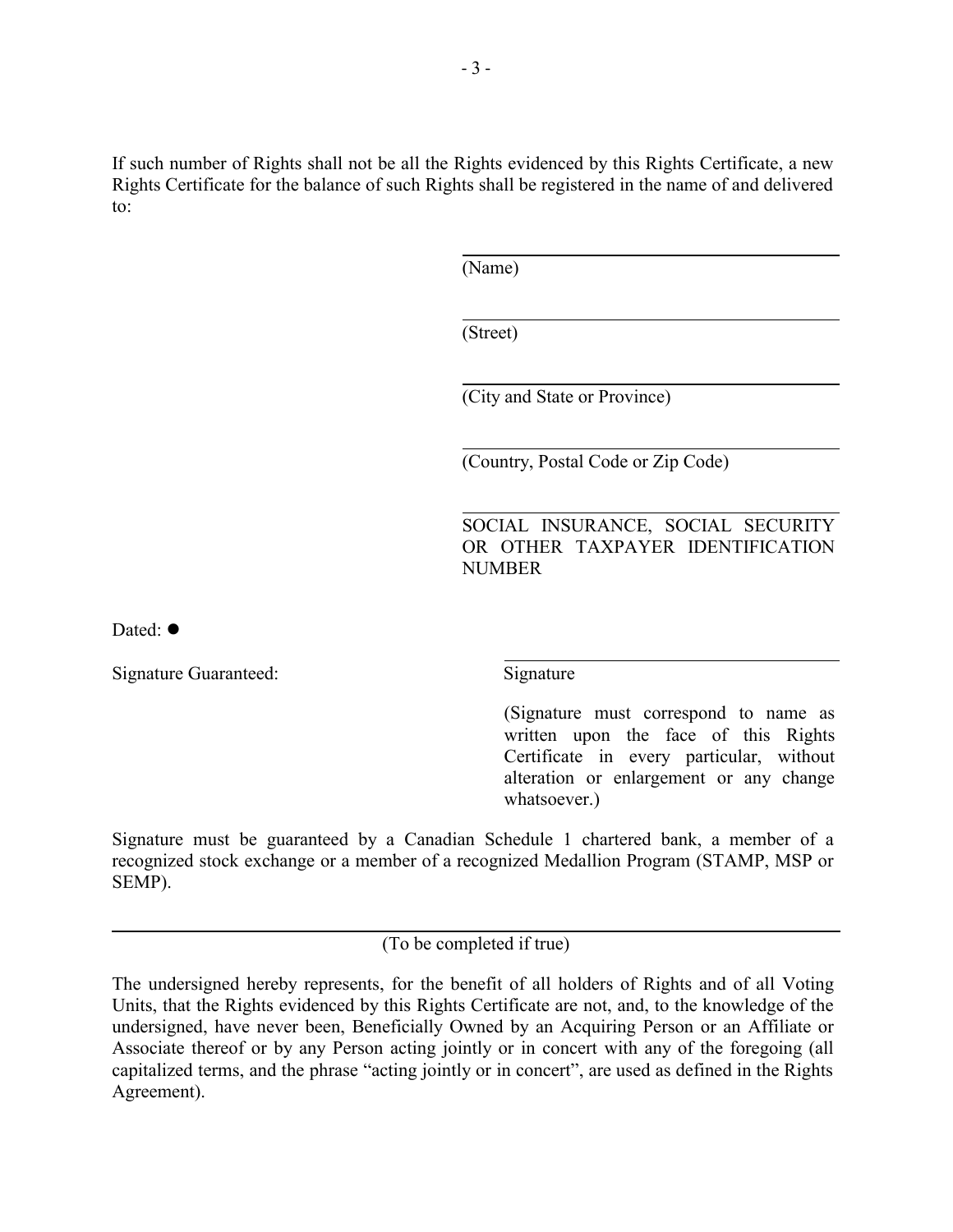If such number of Rights shall not be all the Rights evidenced by this Rights Certificate, a new Rights Certificate for the balance of such Rights shall be registered in the name of and delivered to:

\_\_\_\_\_\_\_\_\_\_\_\_\_\_\_\_\_\_\_\_\_\_\_\_\_\_\_\_\_\_\_\_\_\_\_\_\_\_\_\_
(Name)

\_\_\_\_\_\_\_\_\_\_\_\_\_\_\_\_\_\_\_\_\_\_\_\_\_\_\_\_\_\_\_\_\_\_\_\_\_\_\_\_
(Street)

\_\_\_\_\_\_\_\_\_\_\_\_\_\_\_\_\_\_\_\_\_\_\_\_\_\_\_\_\_\_\_\_\_\_\_\_\_\_\_\_
(City and State or Province)

\_\_\_\_\_\_\_\_\_\_\_\_\_\_\_\_\_\_\_\_\_\_\_\_\_\_\_\_\_\_\_\_\_\_\_\_\_\_\_\_
(Country, Postal Code or Zip Code)

\_\_\_\_\_\_\_\_\_\_\_\_\_\_\_\_\_\_\_\_\_\_\_\_\_\_\_\_\_\_\_\_\_\_\_\_\_\_\_\_
SOCIAL INSURANCE, SOCIAL SECURITY OR OTHER TAXPAYER IDENTIFICATION NUMBER

Dated: ●

Signature Guaranteed:

\_\_\_\_\_\_\_\_\_\_\_\_\_\_\_\_\_\_\_\_\_\_\_\_\_\_\_\_\_\_\_\_\_\_\_\_\_\_\_\_
Signature

(Signature must correspond to name as written upon the face of this Rights Certificate in every particular, without alteration or enlargement or any change whatsoever.)

Signature must be guaranteed by a Canadian Schedule 1 chartered bank, a member of a recognized stock exchange or a member of a recognized Medallion Program (STAMP, MSP or SEMP).

---

(To be completed if true)

The undersigned hereby represents, for the benefit of all holders of Rights and of all Voting Units, that the Rights evidenced by this Rights Certificate are not, and, to the knowledge of the undersigned, have never been, Beneficially Owned by an Acquiring Person or an Affiliate or Associate thereof or by any Person acting jointly or in concert with any of the foregoing (all capitalized terms, and the phrase "acting jointly or in concert", are used as defined in the Rights Agreement).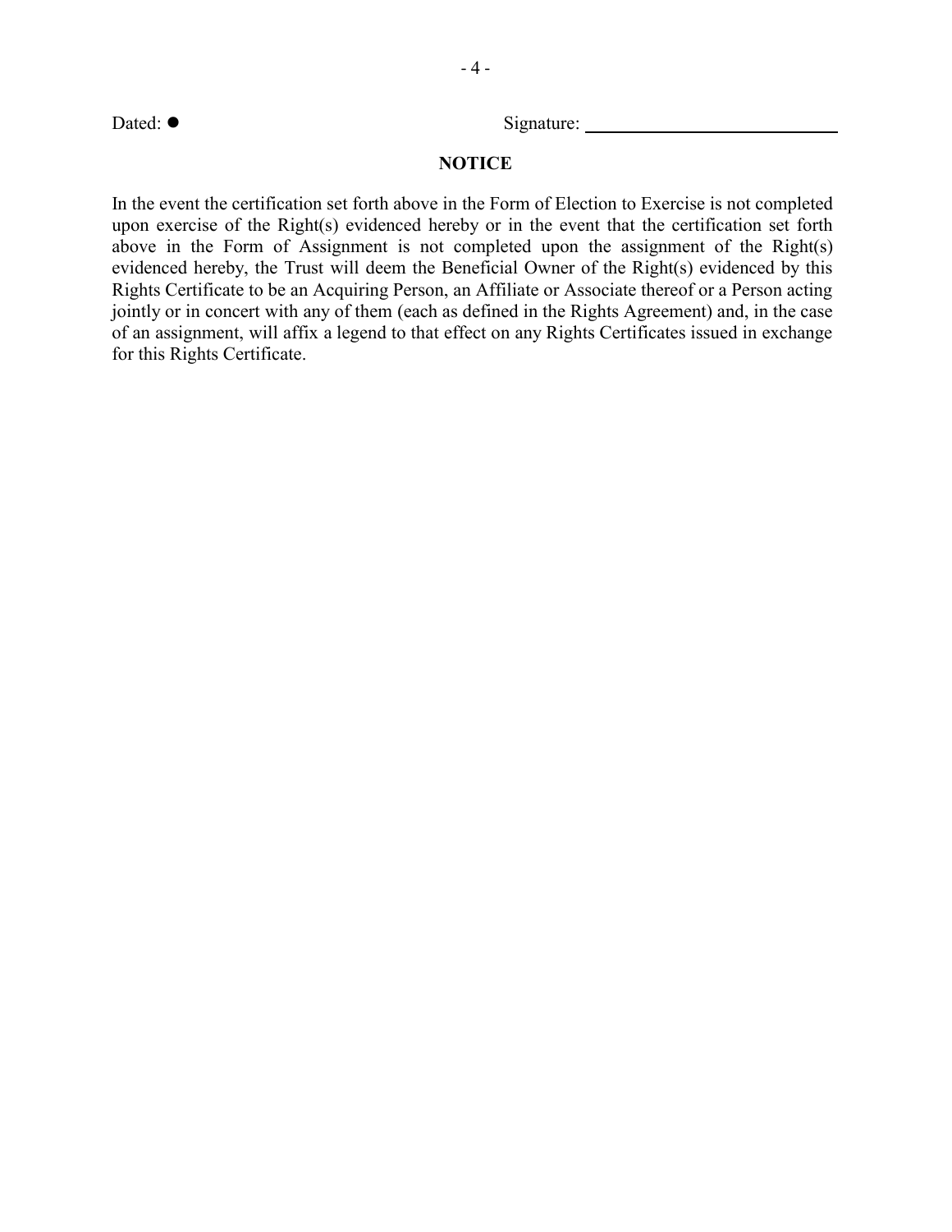Dated: ● Signature: ____________________________

**NOTICE**

In the event the certification set forth above in the Form of Election to Exercise is not completed upon exercise of the Right(s) evidenced hereby or in the event that the certification set forth above in the Form of Assignment is not completed upon the assignment of the Right(s) evidenced hereby, the Trust will deem the Beneficial Owner of the Right(s) evidenced by this Rights Certificate to be an Acquiring Person, an Affiliate or Associate thereof or a Person acting jointly or in concert with any of them (each as defined in the Rights Agreement) and, in the case of an assignment, will affix a legend to that effect on any Rights Certificates issued in exchange for this Rights Certificate.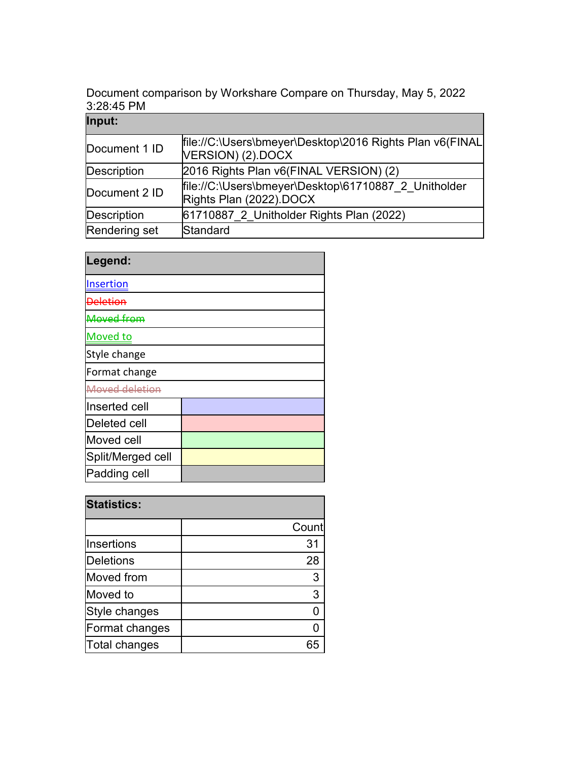Document comparison by Workshare Compare on Thursday, May 5, 2022 3:28:45 PM

| **Input:** | |
|---|---|
| Document 1 ID | file://C:\Users\bmeyer\Desktop\2016 Rights Plan v6(FINAL VERSION) (2).DOCX |
| Description | 2016 Rights Plan v6(FINAL VERSION) (2) |
| Document 2 ID | file://C:\Users\bmeyer\Desktop\61710887_2_Unitholder Rights Plan (2022).DOCX |
| Description | 61710887_2_Unitholder Rights Plan (2022) |
| Rendering set | Standard |

| **Legend:** | |
|---|---|
| Insertion | |
| ~~Deletion~~ | |
| ~~Moved from~~ | |
| Moved to | |
| Style change | |
| Format change | |
| ~~Moved deletion~~ | |
| Inserted cell | |
| Deleted cell | |
| Moved cell | |
| Split/Merged cell | |
| Padding cell | |

| **Statistics:** | |
|---|---|
| | Count |
| Insertions | 31 |
| Deletions | 28 |
| Moved from | 3 |
| Moved to | 3 |
| Style changes | 0 |
| Format changes | 0 |
| Total changes | 65 |